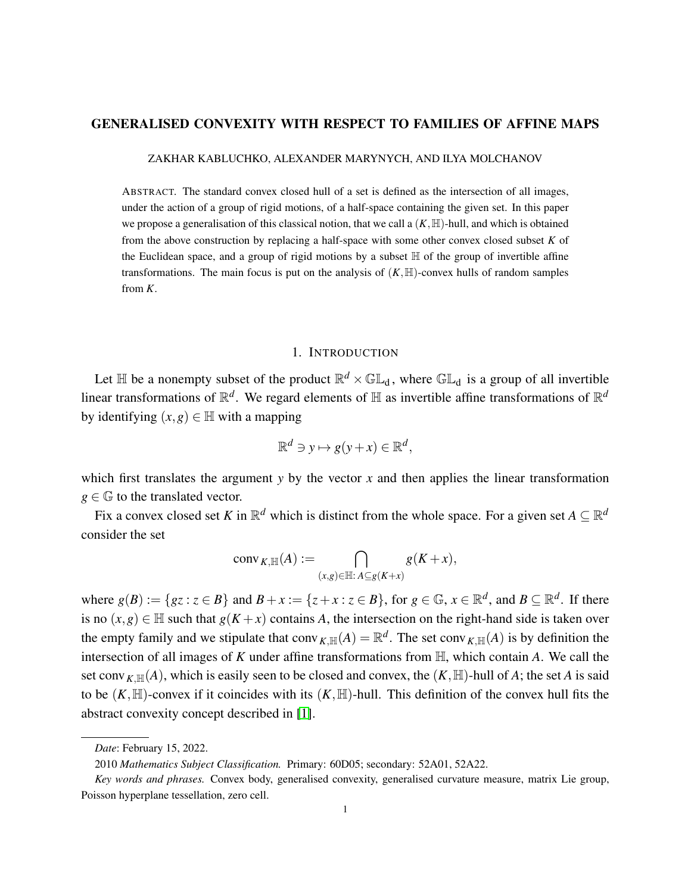# GENERALISED CONVEXITY WITH RESPECT TO FAMILIES OF AFFINE MAPS

ZAKHAR KABLUCHKO, ALEXANDER MARYNYCH, AND ILYA MOLCHANOV

ABSTRACT. The standard convex closed hull of a set is defined as the intersection of all images, under the action of a group of rigid motions, of a half-space containing the given set. In this paper we propose a generalisation of this classical notion, that we call a $(K,\mathbb{H})$-hull, and which is obtained from the above construction by replacing a half-space with some other convex closed subset $K$ of the Euclidean space, and a group of rigid motions by a subset $\mathbb{H}$ of the group of invertible affine transformations. The main focus is put on the analysis of $(K,\mathbb{H})$-convex hulls of random samples from $K$.

## 1. INTRODUCTION

Let $\mathbb{H}$ be a nonempty subset of the product $\mathbb{R}^d \times \mathbb{GL}_d$, where $\mathbb{GL}_d$ is a group of all invertible linear transformations of $\mathbb{R}^d$. We regard elements of $\mathbb{H}$ as invertible affine transformations of $\mathbb{R}^d$ by identifying $(x,g) \in \mathbb{H}$ with a mapping

$$\mathbb{R}^d \ni y \mapsto g(y+x) \in \mathbb{R}^d,$$

which first translates the argument $y$ by the vector $x$ and then applies the linear transformation $g \in \mathbb{G}$ to the translated vector.

Fix a convex closed set $K$ in $\mathbb{R}^d$ which is distinct from the whole space. For a given set $A \subseteq \mathbb{R}^d$ consider the set

$$\operatorname{conv}_{K,\mathbb{H}}(A) := \bigcap_{(x,g)\in\mathbb{H}:\, A\subseteq g(K+x)} g(K+x),$$

where $g(B) := \{gz : z \in B\}$ and $B + x := \{z + x : z \in B\}$, for $g \in \mathbb{G}$, $x \in \mathbb{R}^d$, and $B \subseteq \mathbb{R}^d$. If there is no $(x,g) \in \mathbb{H}$ such that $g(K+x)$ contains $A$, the intersection on the right-hand side is taken over the empty family and we stipulate that $\operatorname{conv}_{K,\mathbb{H}}(A) = \mathbb{R}^d$. The set $\operatorname{conv}_{K,\mathbb{H}}(A)$ is by definition the intersection of all images of $K$ under affine transformations from $\mathbb{H}$, which contain $A$. We call the set $\operatorname{conv}_{K,\mathbb{H}}(A)$, which is easily seen to be closed and convex, the $(K,\mathbb{H})$-hull of $A$; the set $A$ is said to be $(K,\mathbb{H})$-convex if it coincides with its $(K,\mathbb{H})$-hull. This definition of the convex hull fits the abstract convexity concept described in [1].

---

*Date*: February 15, 2022.

2010 *Mathematics Subject Classification.* Primary: 60D05; secondary: 52A01, 52A22.

*Key words and phrases.* Convex body, generalised convexity, generalised curvature measure, matrix Lie group, Poisson hyperplane tessellation, zero cell.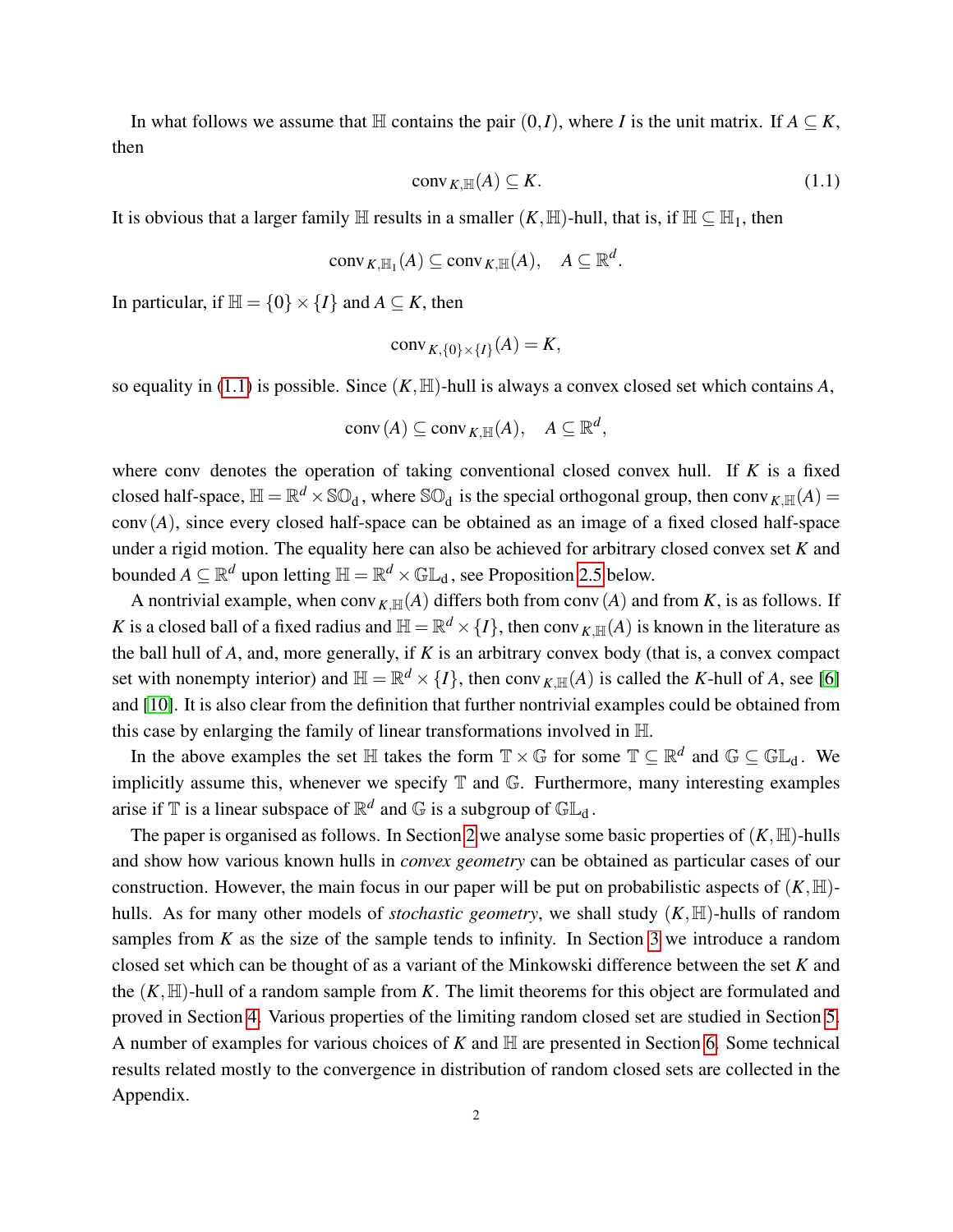In what follows we assume that $\mathbb{H}$ contains the pair $(0, I)$, where $I$ is the unit matrix. If $A \subseteq K$, then

$$\operatorname{conv}_{K,\mathbb{H}}(A) \subseteq K. \tag{1.1}$$

It is obvious that a larger family $\mathbb{H}$ results in a smaller $(K,\mathbb{H})$-hull, that is, if $\mathbb{H} \subseteq \mathbb{H}_1$, then

$$\operatorname{conv}_{K,\mathbb{H}_1}(A) \subseteq \operatorname{conv}_{K,\mathbb{H}}(A), \quad A \subseteq \mathbb{R}^d.$$

In particular, if $\mathbb{H} = \{0\} \times \{I\}$ and $A \subseteq K$, then

$$\operatorname{conv}_{K,\{0\}\times\{I\}}(A) = K,$$

so equality in (1.1) is possible. Since $(K,\mathbb{H})$-hull is always a convex closed set which contains $A$,

$$\operatorname{conv}(A) \subseteq \operatorname{conv}_{K,\mathbb{H}}(A), \quad A \subseteq \mathbb{R}^d,$$

where conv denotes the operation of taking conventional closed convex hull. If $K$ is a fixed closed half-space, $\mathbb{H} = \mathbb{R}^d \times \mathbb{SO}_d$, where $\mathbb{SO}_d$ is the special orthogonal group, then $\operatorname{conv}_{K,\mathbb{H}}(A) = \operatorname{conv}(A)$, since every closed half-space can be obtained as an image of a fixed closed half-space under a rigid motion. The equality here can also be achieved for arbitrary closed convex set $K$ and bounded $A \subseteq \mathbb{R}^d$ upon letting $\mathbb{H} = \mathbb{R}^d \times \mathbb{GL}_d$, see Proposition 2.5 below.

A nontrivial example, when $\operatorname{conv}_{K,\mathbb{H}}(A)$ differs both from $\operatorname{conv}(A)$ and from $K$, is as follows. If $K$ is a closed ball of a fixed radius and $\mathbb{H} = \mathbb{R}^d \times \{I\}$, then $\operatorname{conv}_{K,\mathbb{H}}(A)$ is known in the literature as the ball hull of $A$, and, more generally, if $K$ is an arbitrary convex body (that is, a convex compact set with nonempty interior) and $\mathbb{H} = \mathbb{R}^d \times \{I\}$, then $\operatorname{conv}_{K,\mathbb{H}}(A)$ is called the $K$-hull of $A$, see [6] and [10]. It is also clear from the definition that further nontrivial examples could be obtained from this case by enlarging the family of linear transformations involved in $\mathbb{H}$.

In the above examples the set $\mathbb{H}$ takes the form $\mathbb{T} \times \mathbb{G}$ for some $\mathbb{T} \subseteq \mathbb{R}^d$ and $\mathbb{G} \subseteq \mathbb{GL}_d$. We implicitly assume this, whenever we specify $\mathbb{T}$ and $\mathbb{G}$. Furthermore, many interesting examples arise if $\mathbb{T}$ is a linear subspace of $\mathbb{R}^d$ and $\mathbb{G}$ is a subgroup of $\mathbb{GL}_d$.

The paper is organised as follows. In Section 2 we analyse some basic properties of $(K,\mathbb{H})$-hulls and show how various known hulls in *convex geometry* can be obtained as particular cases of our construction. However, the main focus in our paper will be put on probabilistic aspects of $(K,\mathbb{H})$-hulls. As for many other models of *stochastic geometry*, we shall study $(K,\mathbb{H})$-hulls of random samples from $K$ as the size of the sample tends to infinity. In Section 3 we introduce a random closed set which can be thought of as a variant of the Minkowski difference between the set $K$ and the $(K,\mathbb{H})$-hull of a random sample from $K$. The limit theorems for this object are formulated and proved in Section 4. Various properties of the limiting random closed set are studied in Section 5. A number of examples for various choices of $K$ and $\mathbb{H}$ are presented in Section 6. Some technical results related mostly to the convergence in distribution of random closed sets are collected in the Appendix.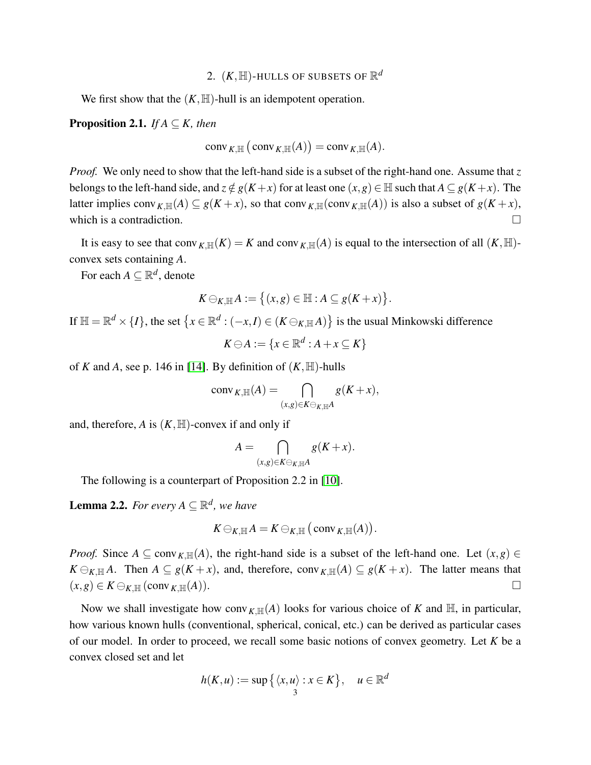## 2. $(K,\mathbb{H})$-HULLS OF SUBSETS OF $\mathbb{R}^d$

We first show that the $(K,\mathbb{H})$-hull is an idempotent operation.

**Proposition 2.1.** *If $A \subseteq K$, then*

$$\operatorname{conv}_{K,\mathbb{H}}\big(\operatorname{conv}_{K,\mathbb{H}}(A)\big) = \operatorname{conv}_{K,\mathbb{H}}(A).$$

*Proof.* We only need to show that the left-hand side is a subset of the right-hand one. Assume that $z$ belongs to the left-hand side, and $z \notin g(K+x)$ for at least one $(x,g) \in \mathbb{H}$ such that $A \subseteq g(K+x)$. The latter implies $\operatorname{conv}_{K,\mathbb{H}}(A) \subseteq g(K+x)$, so that $\operatorname{conv}_{K,\mathbb{H}}(\operatorname{conv}_{K,\mathbb{H}}(A))$ is also a subset of $g(K+x)$, which is a contradiction. □

It is easy to see that $\operatorname{conv}_{K,\mathbb{H}}(K) = K$ and $\operatorname{conv}_{K,\mathbb{H}}(A)$ is equal to the intersection of all $(K,\mathbb{H})$-convex sets containing $A$.

For each $A \subseteq \mathbb{R}^d$, denote

$$K \ominus_{K,\mathbb{H}} A := \big\{(x,g) \in \mathbb{H} : A \subseteq g(K+x)\big\}.$$

If $\mathbb{H} = \mathbb{R}^d \times \{I\}$, the set $\big\{x \in \mathbb{R}^d : (-x,I) \in (K \ominus_{K,\mathbb{H}} A)\big\}$ is the usual Minkowski difference

$$K \ominus A := \{x \in \mathbb{R}^d : A + x \subseteq K\}$$

of $K$ and $A$, see p. 146 in [14]. By definition of $(K,\mathbb{H})$-hulls

$$\operatorname{conv}_{K,\mathbb{H}}(A) = \bigcap_{(x,g)\in K\ominus_{K,\mathbb{H}}A} g(K+x),$$

and, therefore, $A$ is $(K,\mathbb{H})$-convex if and only if

$$A = \bigcap_{(x,g)\in K\ominus_{K,\mathbb{H}}A} g(K+x).$$

The following is a counterpart of Proposition 2.2 in [10].

**Lemma 2.2.** *For every $A \subseteq \mathbb{R}^d$, we have*

$$K \ominus_{K,\mathbb{H}} A = K \ominus_{K,\mathbb{H}} \big(\operatorname{conv}_{K,\mathbb{H}}(A)\big).$$

*Proof.* Since $A \subseteq \operatorname{conv}_{K,\mathbb{H}}(A)$, the right-hand side is a subset of the left-hand one. Let $(x,g) \in K \ominus_{K,\mathbb{H}} A$. Then $A \subseteq g(K+x)$, and, therefore, $\operatorname{conv}_{K,\mathbb{H}}(A) \subseteq g(K+x)$. The latter means that $(x,g) \in K \ominus_{K,\mathbb{H}} (\operatorname{conv}_{K,\mathbb{H}}(A))$. □

Now we shall investigate how $\operatorname{conv}_{K,\mathbb{H}}(A)$ looks for various choice of $K$ and $\mathbb{H}$, in particular, how various known hulls (conventional, spherical, conical, etc.) can be derived as particular cases of our model. In order to proceed, we recall some basic notions of convex geometry. Let $K$ be a convex closed set and let

$$h(K,u) := \sup\big\{\langle x,u\rangle : x \in K\big\}, \quad u \in \mathbb{R}^d$$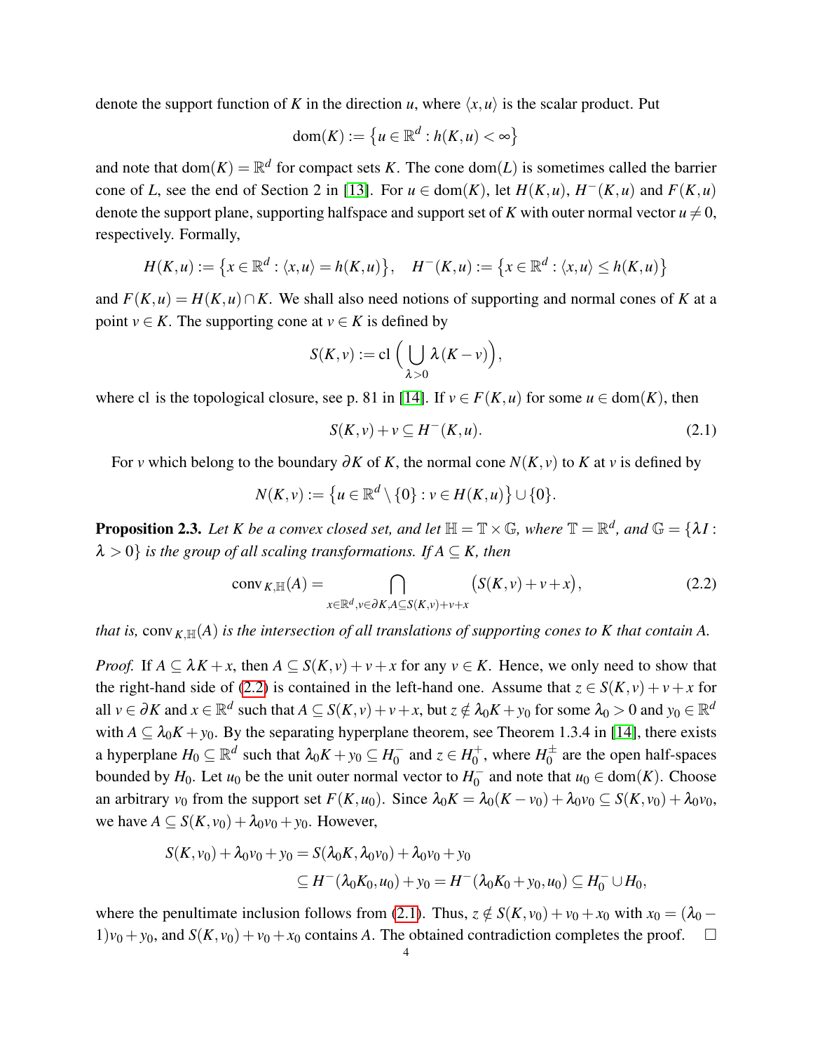denote the support function of $K$ in the direction $u$, where $\langle x,u\rangle$ is the scalar product. Put

$$\operatorname{dom}(K) := \left\{u \in \mathbb{R}^d : h(K,u) < \infty\right\}$$

and note that $\operatorname{dom}(K) = \mathbb{R}^d$ for compact sets $K$. The cone $\operatorname{dom}(L)$ is sometimes called the barrier cone of $L$, see the end of Section 2 in [13]. For $u \in \operatorname{dom}(K)$, let $H(K,u)$, $H^-(K,u)$ and $F(K,u)$ denote the support plane, supporting halfspace and support set of $K$ with outer normal vector $u \neq 0$, respectively. Formally,

$$H(K,u) := \left\{x \in \mathbb{R}^d : \langle x,u\rangle = h(K,u)\right\}, \quad H^-(K,u) := \left\{x \in \mathbb{R}^d : \langle x,u\rangle \leq h(K,u)\right\}$$

and $F(K,u) = H(K,u) \cap K$. We shall also need notions of supporting and normal cones of $K$ at a point $v \in K$. The supporting cone at $v \in K$ is defined by

$$S(K,v) := \operatorname{cl}\Big(\bigcup_{\lambda>0} \lambda(K-v)\Big),$$

where cl is the topological closure, see p. 81 in [14]. If $v \in F(K,u)$ for some $u \in \operatorname{dom}(K)$, then

$$S(K,v) + v \subseteq H^-(K,u). \tag{2.1}$$

For $v$ which belong to the boundary $\partial K$ of $K$, the normal cone $N(K,v)$ to $K$ at $v$ is defined by

$$N(K,v) := \left\{u \in \mathbb{R}^d \setminus \{0\} : v \in H(K,u)\right\} \cup \{0\}.$$

**Proposition 2.3.** *Let $K$ be a convex closed set, and let $\mathbb{H} = \mathbb{T} \times \mathbb{G}$, where $\mathbb{T} = \mathbb{R}^d$, and $\mathbb{G} = \{\lambda I : \lambda > 0\}$ is the group of all scaling transformations. If $A \subseteq K$, then*

$$\operatorname{conv}_{K,\mathbb{H}}(A) = \bigcap_{x\in\mathbb{R}^d, v\in\partial K, A\subseteq S(K,v)+v+x} \big(S(K,v)+v+x\big), \tag{2.2}$$

*that is, $\operatorname{conv}_{K,\mathbb{H}}(A)$ is the intersection of all translations of supporting cones to $K$ that contain $A$.*

*Proof.* If $A \subseteq \lambda K + x$, then $A \subseteq S(K,v)+v+x$ for any $v \in K$. Hence, we only need to show that the right-hand side of (2.2) is contained in the left-hand one. Assume that $z \in S(K,v)+v+x$ for all $v \in \partial K$ and $x \in \mathbb{R}^d$ such that $A \subseteq S(K,v)+v+x$, but $z \notin \lambda_0 K + y_0$ for some $\lambda_0 > 0$ and $y_0 \in \mathbb{R}^d$ with $A \subseteq \lambda_0 K + y_0$. By the separating hyperplane theorem, see Theorem 1.3.4 in [14], there exists a hyperplane $H_0 \subseteq \mathbb{R}^d$ such that $\lambda_0 K + y_0 \subseteq H_0^-$ and $z \in H_0^+$, where $H_0^{\pm}$ are the open half-spaces bounded by $H_0$. Let $u_0$ be the unit outer normal vector to $H_0^-$ and note that $u_0 \in \operatorname{dom}(K)$. Choose an arbitrary $v_0$ from the support set $F(K,u_0)$. Since $\lambda_0 K = \lambda_0(K-v_0)+\lambda_0 v_0 \subseteq S(K,v_0)+\lambda_0 v_0$, we have $A \subseteq S(K,v_0)+\lambda_0 v_0 + y_0$. However,

$$\begin{aligned}
S(K,v_0)+\lambda_0 v_0+y_0 &= S(\lambda_0 K,\lambda_0 v_0)+\lambda_0 v_0+y_0 \\
&\subseteq H^-(\lambda_0 K_0,u_0)+y_0 = H^-(\lambda_0 K_0+y_0,u_0) \subseteq H_0^- \cup H_0,
\end{aligned}$$

where the penultimate inclusion follows from (2.1). Thus, $z \notin S(K,v_0)+v_0+x_0$ with $x_0 = (\lambda_0 - 1)v_0 + y_0$, and $S(K,v_0)+v_0+x_0$ contains $A$. The obtained contradiction completes the proof. $\square$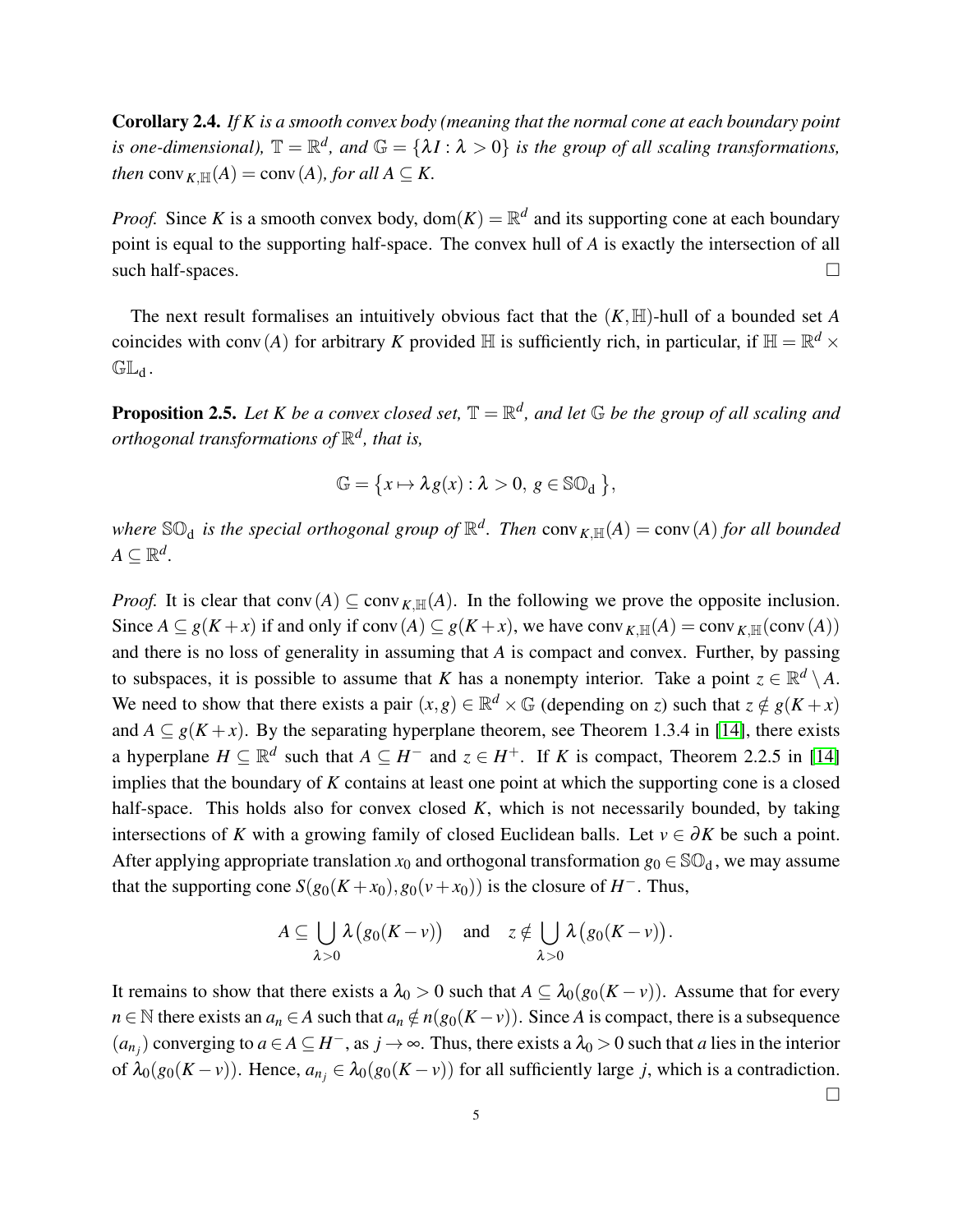**Corollary 2.4.** *If $K$ is a smooth convex body (meaning that the normal cone at each boundary point is one-dimensional), $\mathbb{T} = \mathbb{R}^d$, and $\mathbb{G} = \{\lambda I : \lambda > 0\}$ is the group of all scaling transformations, then $\operatorname{conv}_{K,\mathbb{H}}(A) = \operatorname{conv}(A)$, for all $A \subseteq K$.*

*Proof.* Since $K$ is a smooth convex body, $\operatorname{dom}(K) = \mathbb{R}^d$ and its supporting cone at each boundary point is equal to the supporting half-space. The convex hull of $A$ is exactly the intersection of all such half-spaces. $\square$

The next result formalises an intuitively obvious fact that the $(K,\mathbb{H})$-hull of a bounded set $A$ coincides with $\operatorname{conv}(A)$ for arbitrary $K$ provided $\mathbb{H}$ is sufficiently rich, in particular, if $\mathbb{H} = \mathbb{R}^d \times \mathbb{GL}_d$.

**Proposition 2.5.** *Let $K$ be a convex closed set, $\mathbb{T} = \mathbb{R}^d$, and let $\mathbb{G}$ be the group of all scaling and orthogonal transformations of $\mathbb{R}^d$, that is,*

$$\mathbb{G} = \{x \mapsto \lambda g(x) : \lambda > 0,\ g \in \mathbb{SO}_d\},$$

*where $\mathbb{SO}_d$ is the special orthogonal group of $\mathbb{R}^d$. Then $\operatorname{conv}_{K,\mathbb{H}}(A) = \operatorname{conv}(A)$ for all bounded $A \subseteq \mathbb{R}^d$.*

*Proof.* It is clear that $\operatorname{conv}(A) \subseteq \operatorname{conv}_{K,\mathbb{H}}(A)$. In the following we prove the opposite inclusion. Since $A \subseteq g(K+x)$ if and only if $\operatorname{conv}(A) \subseteq g(K+x)$, we have $\operatorname{conv}_{K,\mathbb{H}}(A) = \operatorname{conv}_{K,\mathbb{H}}(\operatorname{conv}(A))$ and there is no loss of generality in assuming that $A$ is compact and convex. Further, by passing to subspaces, it is possible to assume that $K$ has a nonempty interior. Take a point $z \in \mathbb{R}^d \setminus A$. We need to show that there exists a pair $(x,g) \in \mathbb{R}^d \times \mathbb{G}$ (depending on $z$) such that $z \notin g(K+x)$ and $A \subseteq g(K+x)$. By the separating hyperplane theorem, see Theorem 1.3.4 in [14], there exists a hyperplane $H \subseteq \mathbb{R}^d$ such that $A \subseteq H^-$ and $z \in H^+$. If $K$ is compact, Theorem 2.2.5 in [14] implies that the boundary of $K$ contains at least one point at which the supporting cone is a closed half-space. This holds also for convex closed $K$, which is not necessarily bounded, by taking intersections of $K$ with a growing family of closed Euclidean balls. Let $v \in \partial K$ be such a point. After applying appropriate translation $x_0$ and orthogonal transformation $g_0 \in \mathbb{SO}_d$, we may assume that the supporting cone $S(g_0(K+x_0), g_0(v+x_0))$ is the closure of $H^-$. Thus,

$$A \subseteq \bigcup_{\lambda>0} \lambda\big(g_0(K-v)\big) \quad \text{and} \quad z \notin \bigcup_{\lambda>0} \lambda\big(g_0(K-v)\big).$$

It remains to show that there exists a $\lambda_0 > 0$ such that $A \subseteq \lambda_0(g_0(K-v))$. Assume that for every $n \in \mathbb{N}$ there exists an $a_n \in A$ such that $a_n \notin n(g_0(K-v))$. Since $A$ is compact, there is a subsequence $(a_{n_j})$ converging to $a \in A \subseteq H^-$, as $j \to \infty$. Thus, there exists a $\lambda_0 > 0$ such that $a$ lies in the interior of $\lambda_0(g_0(K-v))$. Hence, $a_{n_j} \in \lambda_0(g_0(K-v))$ for all sufficiently large $j$, which is a contradiction. $\square$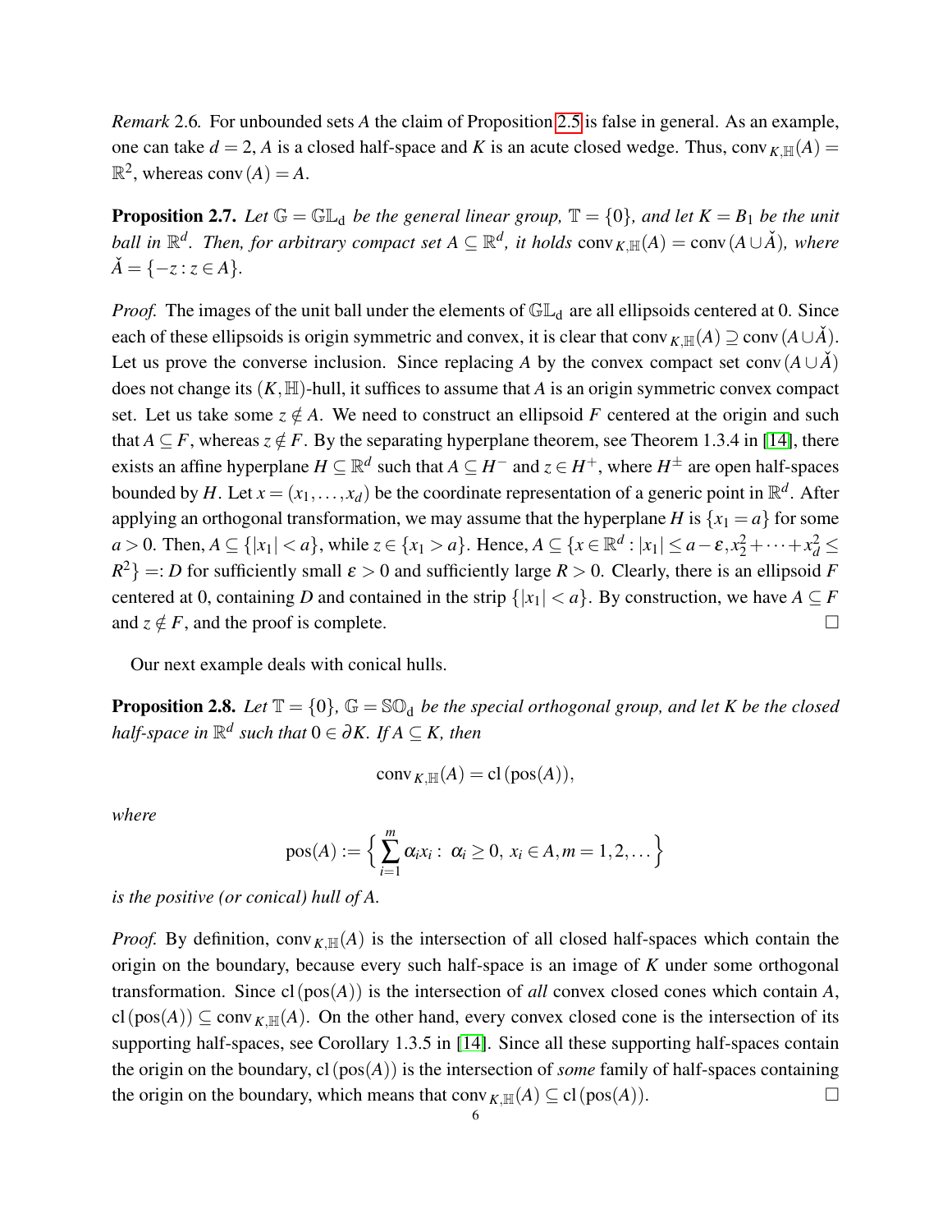*Remark* 2.6. For unbounded sets $A$ the claim of Proposition 2.5 is false in general. As an example, one can take $d = 2$, $A$ is a closed half-space and $K$ is an acute closed wedge. Thus, $\operatorname{conv}_{K,\mathbb{H}}(A) = \mathbb{R}^2$, whereas $\operatorname{conv}(A) = A$.

**Proposition 2.7.** *Let $\mathbb{G} = \mathbb{GL}_d$ be the general linear group, $\mathbb{T} = \{0\}$, and let $K = B_1$ be the unit ball in $\mathbb{R}^d$. Then, for arbitrary compact set $A \subseteq \mathbb{R}^d$, it holds $\operatorname{conv}_{K,\mathbb{H}}(A) = \operatorname{conv}(A \cup \check{A})$, where $\check{A} = \{-z : z \in A\}$.*

*Proof.* The images of the unit ball under the elements of $\mathbb{GL}_d$ are all ellipsoids centered at 0. Since each of these ellipsoids is origin symmetric and convex, it is clear that $\operatorname{conv}_{K,\mathbb{H}}(A) \supseteq \operatorname{conv}(A \cup \check{A})$. Let us prove the converse inclusion. Since replacing $A$ by the convex compact set $\operatorname{conv}(A \cup \check{A})$ does not change its $(K,\mathbb{H})$-hull, it suffices to assume that $A$ is an origin symmetric convex compact set. Let us take some $z \notin A$. We need to construct an ellipsoid $F$ centered at the origin and such that $A \subseteq F$, whereas $z \notin F$. By the separating hyperplane theorem, see Theorem 1.3.4 in [14], there exists an affine hyperplane $H \subseteq \mathbb{R}^d$ such that $A \subseteq H^-$ and $z \in H^+$, where $H^\pm$ are open half-spaces bounded by $H$. Let $x = (x_1, \dots, x_d)$ be the coordinate representation of a generic point in $\mathbb{R}^d$. After applying an orthogonal transformation, we may assume that the hyperplane $H$ is $\{x_1 = a\}$ for some $a > 0$. Then, $A \subseteq \{|x_1| < a\}$, while $z \in \{x_1 > a\}$. Hence, $A \subseteq \{x \in \mathbb{R}^d : |x_1| \leq a - \varepsilon, x_2^2 + \dots + x_d^2 \leq R^2\} =: D$ for sufficiently small $\varepsilon > 0$ and sufficiently large $R > 0$. Clearly, there is an ellipsoid $F$ centered at 0, containing $D$ and contained in the strip $\{|x_1| < a\}$. By construction, we have $A \subseteq F$ and $z \notin F$, and the proof is complete. $\square$

Our next example deals with conical hulls.

**Proposition 2.8.** *Let $\mathbb{T} = \{0\}$, $\mathbb{G} = \mathbb{SO}_d$ be the special orthogonal group, and let $K$ be the closed half-space in $\mathbb{R}^d$ such that $0 \in \partial K$. If $A \subseteq K$, then*

$$\operatorname{conv}_{K,\mathbb{H}}(A) = \operatorname{cl}(\operatorname{pos}(A)),$$

*where*

$$\operatorname{pos}(A) := \Big\{ \sum_{i=1}^{m} \alpha_i x_i : \ \alpha_i \geq 0, \ x_i \in A, m = 1, 2, \dots \Big\}$$

*is the positive (or conical) hull of $A$.*

*Proof.* By definition, $\operatorname{conv}_{K,\mathbb{H}}(A)$ is the intersection of all closed half-spaces which contain the origin on the boundary, because every such half-space is an image of $K$ under some orthogonal transformation. Since $\operatorname{cl}(\operatorname{pos}(A))$ is the intersection of *all* convex closed cones which contain $A$, $\operatorname{cl}(\operatorname{pos}(A)) \subseteq \operatorname{conv}_{K,\mathbb{H}}(A)$. On the other hand, every convex closed cone is the intersection of its supporting half-spaces, see Corollary 1.3.5 in [14]. Since all these supporting half-spaces contain the origin on the boundary, $\operatorname{cl}(\operatorname{pos}(A))$ is the intersection of *some* family of half-spaces containing the origin on the boundary, which means that $\operatorname{conv}_{K,\mathbb{H}}(A) \subseteq \operatorname{cl}(\operatorname{pos}(A))$. $\square$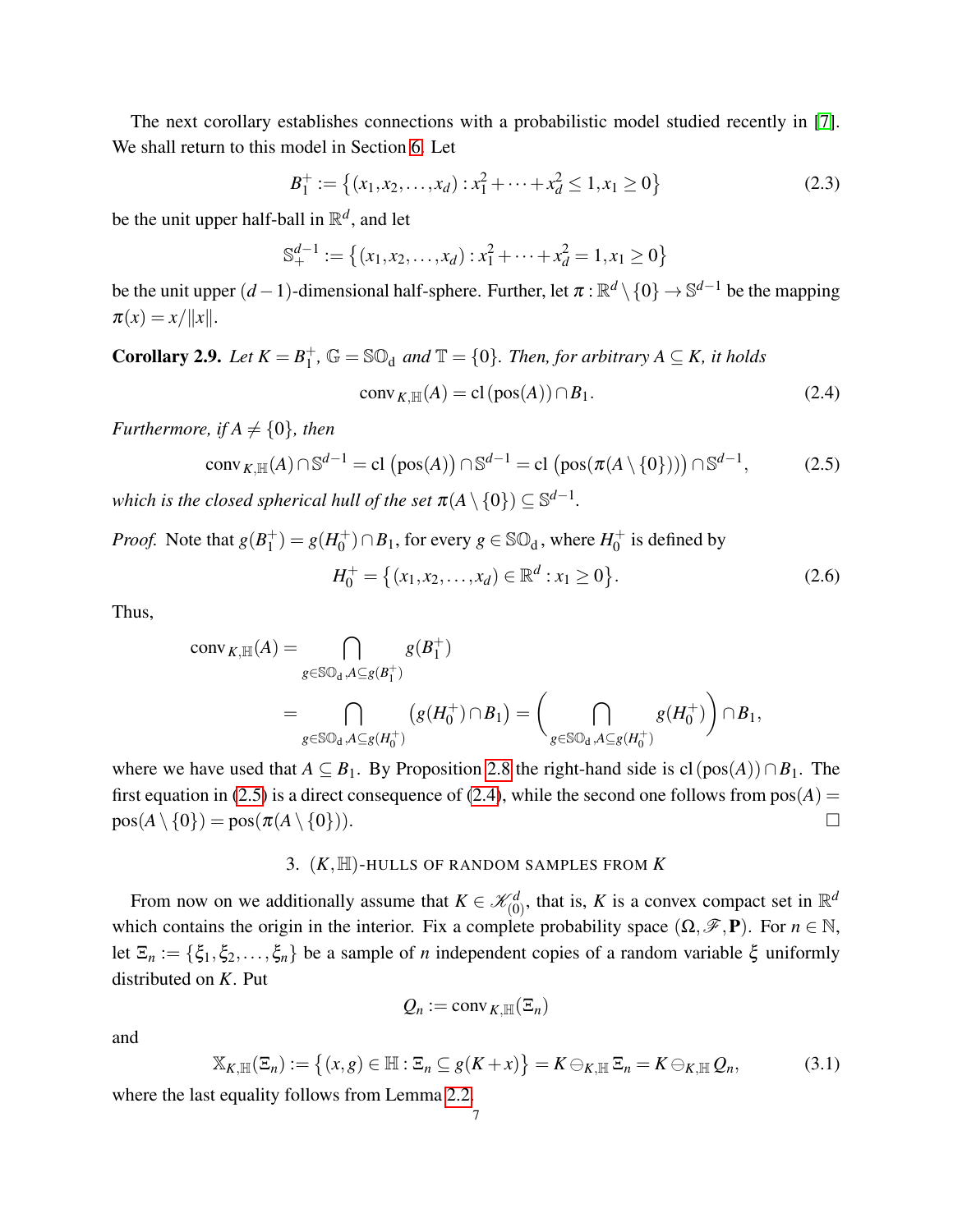The next corollary establishes connections with a probabilistic model studied recently in [7]. We shall return to this model in Section 6. Let

$$B_1^+ := \{(x_1, x_2, \dots, x_d) : x_1^2 + \dots + x_d^2 \le 1, x_1 \ge 0\} \tag{2.3}$$

be the unit upper half-ball in $\mathbb{R}^d$, and let

$$\mathbb{S}_+^{d-1} := \{(x_1, x_2, \dots, x_d) : x_1^2 + \dots + x_d^2 = 1, x_1 \ge 0\}$$

be the unit upper $(d-1)$-dimensional half-sphere. Further, let $\pi : \mathbb{R}^d \setminus \{0\} \to \mathbb{S}^{d-1}$ be the mapping $\pi(x) = x/\|x\|$.

**Corollary 2.9.** *Let $K = B_1^+$, $\mathbb{G} = \mathbb{SO}_{\rm d}$ and $\mathbb{T} = \{0\}$. Then, for arbitrary $A \subseteq K$, it holds*

$$\operatorname{conv}_{K,\mathbb{H}}(A) = \operatorname{cl}(\operatorname{pos}(A)) \cap B_1. \tag{2.4}$$

*Furthermore, if $A \ne \{0\}$, then*

$$\operatorname{conv}_{K,\mathbb{H}}(A) \cap \mathbb{S}^{d-1} = \operatorname{cl}\big(\operatorname{pos}(A)\big) \cap \mathbb{S}^{d-1} = \operatorname{cl}\big(\operatorname{pos}(\pi(A \setminus \{0\}))\big) \cap \mathbb{S}^{d-1}, \tag{2.5}$$

*which is the closed spherical hull of the set $\pi(A \setminus \{0\}) \subseteq \mathbb{S}^{d-1}$.*

*Proof.* Note that $g(B_1^+) = g(H_0^+) \cap B_1$, for every $g \in \mathbb{SO}_{\rm d}$, where $H_0^+$ is defined by

$$H_0^+ = \{(x_1, x_2, \dots, x_d) \in \mathbb{R}^d : x_1 \ge 0\}. \tag{2.6}$$

Thus,

$$\begin{aligned}
\operatorname{conv}_{K,\mathbb{H}}(A) &= \bigcap_{g \in \mathbb{SO}_{\rm d}, A \subseteq g(B_1^+)} g(B_1^+) \\
&= \bigcap_{g \in \mathbb{SO}_{\rm d}, A \subseteq g(H_0^+)} \big(g(H_0^+) \cap B_1\big) = \Bigg( \bigcap_{g \in \mathbb{SO}_{\rm d}, A \subseteq g(H_0^+)} g(H_0^+) \Bigg) \cap B_1,
\end{aligned}$$

where we have used that $A \subseteq B_1$. By Proposition 2.8 the right-hand side is $\operatorname{cl}(\operatorname{pos}(A)) \cap B_1$. The first equation in (2.5) is a direct consequence of (2.4), while the second one follows from $\operatorname{pos}(A) = \operatorname{pos}(A \setminus \{0\}) = \operatorname{pos}(\pi(A \setminus \{0\}))$. $\square$

## 3. $(K,\mathbb{H})$-HULLS OF RANDOM SAMPLES FROM $K$

From now on we additionally assume that $K \in \mathscr{K}^d_{(0)}$, that is, $K$ is a convex compact set in $\mathbb{R}^d$ which contains the origin in the interior. Fix a complete probability space $(\Omega, \mathscr{F}, \mathbf{P})$. For $n \in \mathbb{N}$, let $\Xi_n := \{\xi_1, \xi_2, \dots, \xi_n\}$ be a sample of $n$ independent copies of a random variable $\xi$ uniformly distributed on $K$. Put

$$Q_n := \operatorname{conv}_{K,\mathbb{H}}(\Xi_n)$$

and

$$\mathbb{X}_{K,\mathbb{H}}(\Xi_n) := \{(x,g) \in \mathbb{H} : \Xi_n \subseteq g(K+x)\} = K \ominus_{K,\mathbb{H}} \Xi_n = K \ominus_{K,\mathbb{H}} Q_n, \tag{3.1}$$

where the last equality follows from Lemma 2.2.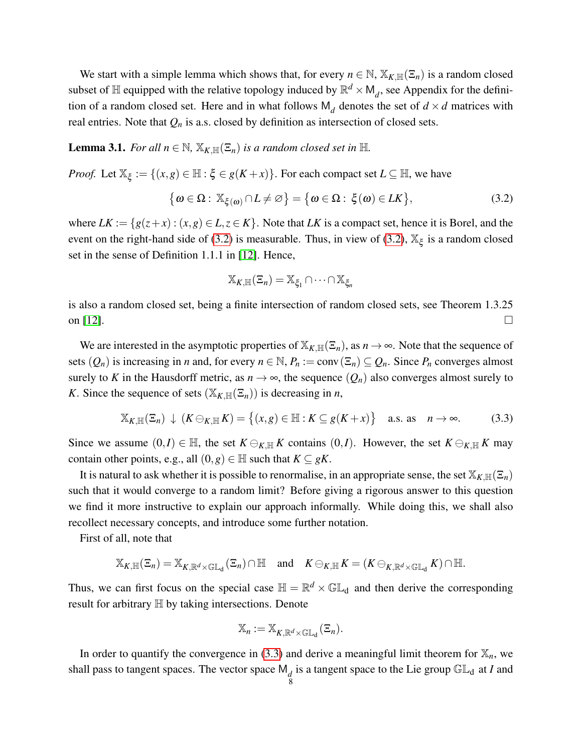We start with a simple lemma which shows that, for every $n \in \mathbb{N}$, $\mathbb{X}_{K,\mathbb{H}}(\Xi_n)$ is a random closed subset of $\mathbb{H}$ equipped with the relative topology induced by $\mathbb{R}^d \times \mathsf{M}_d$, see Appendix for the definition of a random closed set. Here and in what follows $\mathsf{M}_d$ denotes the set of $d \times d$ matrices with real entries. Note that $Q_n$ is a.s. closed by definition as intersection of closed sets.

**Lemma 3.1.** *For all $n \in \mathbb{N}$, $\mathbb{X}_{K,\mathbb{H}}(\Xi_n)$ is a random closed set in $\mathbb{H}$.*

*Proof.* Let $\mathbb{X}_\xi := \{(x,g) \in \mathbb{H} : \xi \in g(K+x)\}$. For each compact set $L \subseteq \mathbb{H}$, we have

$$\big\{\omega \in \Omega : \ \mathbb{X}_{\xi(\omega)} \cap L \neq \varnothing\big\} = \big\{\omega \in \Omega : \ \xi(\omega) \in LK\big\}, \tag{3.2}$$

where $LK := \{g(z+x) : (x,g) \in L, z \in K\}$. Note that $LK$ is a compact set, hence it is Borel, and the event on the right-hand side of (3.2) is measurable. Thus, in view of (3.2), $\mathbb{X}_\xi$ is a random closed set in the sense of Definition 1.1.1 in [12]. Hence,

$$\mathbb{X}_{K,\mathbb{H}}(\Xi_n) = \mathbb{X}_{\xi_1} \cap \cdots \cap \mathbb{X}_{\xi_n}$$

is also a random closed set, being a finite intersection of random closed sets, see Theorem 1.3.25 on [12]. $\square$

We are interested in the asymptotic properties of $\mathbb{X}_{K,\mathbb{H}}(\Xi_n)$, as $n \to \infty$. Note that the sequence of sets $(Q_n)$ is increasing in $n$ and, for every $n \in \mathbb{N}$, $P_n := \operatorname{conv}(\Xi_n) \subseteq Q_n$. Since $P_n$ converges almost surely to $K$ in the Hausdorff metric, as $n \to \infty$, the sequence $(Q_n)$ also converges almost surely to $K$. Since the sequence of sets $(\mathbb{X}_{K,\mathbb{H}}(\Xi_n))$ is decreasing in $n$,

$$\mathbb{X}_{K,\mathbb{H}}(\Xi_n) \downarrow (K \ominus_{K,\mathbb{H}} K) = \big\{(x,g) \in \mathbb{H} : K \subseteq g(K+x)\big\} \quad \text{a.s. as} \quad n \to \infty. \tag{3.3}$$

Since we assume $(0,I) \in \mathbb{H}$, the set $K \ominus_{K,\mathbb{H}} K$ contains $(0,I)$. However, the set $K \ominus_{K,\mathbb{H}} K$ may contain other points, e.g., all $(0,g) \in \mathbb{H}$ such that $K \subseteq gK$.

It is natural to ask whether it is possible to renormalise, in an appropriate sense, the set $\mathbb{X}_{K,\mathbb{H}}(\Xi_n)$ such that it would converge to a random limit? Before giving a rigorous answer to this question we find it more instructive to explain our approach informally. While doing this, we shall also recollect necessary concepts, and introduce some further notation.

First of all, note that

$$\mathbb{X}_{K,\mathbb{H}}(\Xi_n) = \mathbb{X}_{K,\mathbb{R}^d \times \mathbb{GL}_d}(\Xi_n) \cap \mathbb{H} \quad \text{and} \quad K \ominus_{K,\mathbb{H}} K = (K \ominus_{K,\mathbb{R}^d \times \mathbb{GL}_d} K) \cap \mathbb{H}.$$

Thus, we can first focus on the special case $\mathbb{H} = \mathbb{R}^d \times \mathbb{GL}_d$ and then derive the corresponding result for arbitrary $\mathbb{H}$ by taking intersections. Denote

$$\mathbb{X}_n := \mathbb{X}_{K,\mathbb{R}^d \times \mathbb{GL}_d}(\Xi_n).$$

In order to quantify the convergence in (3.3) and derive a meaningful limit theorem for $\mathbb{X}_n$, we shall pass to tangent spaces. The vector space $\mathsf{M}_d$ is a tangent space to the Lie group $\mathbb{GL}_d$ at $I$ and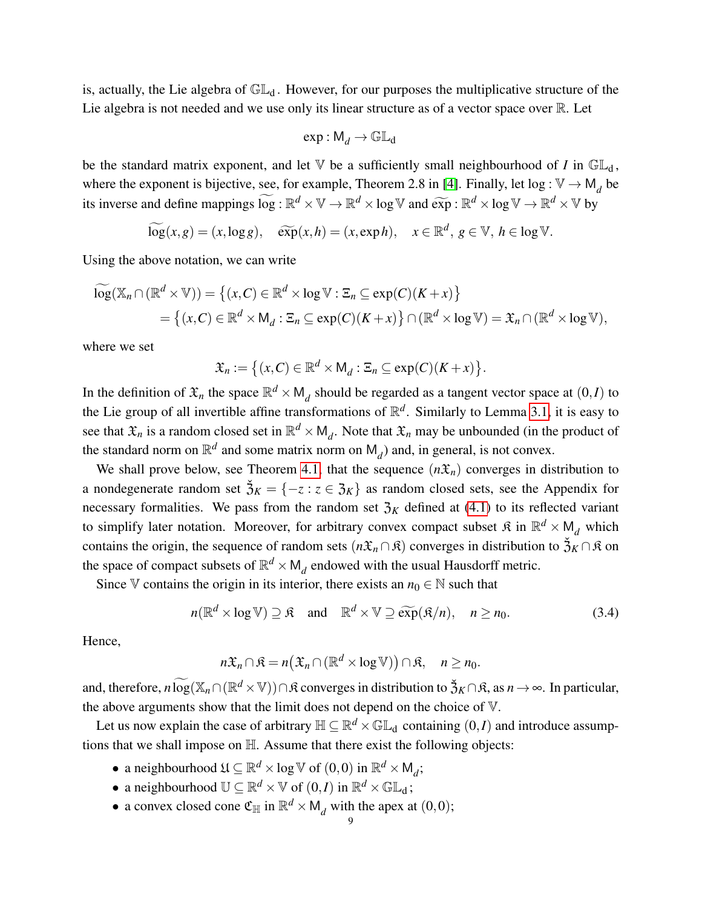is, actually, the Lie algebra of $\mathbb{GL}_d$. However, for our purposes the multiplicative structure of the Lie algebra is not needed and we use only its linear structure as of a vector space over $\mathbb{R}$. Let

$$\exp : \mathsf{M}_d \to \mathbb{GL}_d$$

be the standard matrix exponent, and let $\mathbb{V}$ be a sufficiently small neighbourhood of $I$ in $\mathbb{GL}_d$, where the exponent is bijective, see, for example, Theorem 2.8 in [4]. Finally, let $\log : \mathbb{V} \to \mathsf{M}_d$ be its inverse and define mappings $\widetilde{\log} : \mathbb{R}^d \times \mathbb{V} \to \mathbb{R}^d \times \log \mathbb{V}$ and $\widetilde{\exp} : \mathbb{R}^d \times \log \mathbb{V} \to \mathbb{R}^d \times \mathbb{V}$ by

$$\widetilde{\log}(x, g) = (x, \log g), \quad \widetilde{\exp}(x, h) = (x, \exp h), \quad x \in \mathbb{R}^d,\ g \in \mathbb{V},\ h \in \log \mathbb{V}.$$

Using the above notation, we can write

$$\begin{aligned}
\widetilde{\log}(\mathbb{X}_n \cap (\mathbb{R}^d \times \mathbb{V})) &= \big\{(x, C) \in \mathbb{R}^d \times \log \mathbb{V} : \Xi_n \subseteq \exp(C)(K + x)\big\} \\
&= \big\{(x, C) \in \mathbb{R}^d \times \mathsf{M}_d : \Xi_n \subseteq \exp(C)(K + x)\big\} \cap (\mathbb{R}^d \times \log \mathbb{V}) = \mathfrak{X}_n \cap (\mathbb{R}^d \times \log \mathbb{V}),
\end{aligned}$$

where we set

$$\mathfrak{X}_n := \big\{(x, C) \in \mathbb{R}^d \times \mathsf{M}_d : \Xi_n \subseteq \exp(C)(K + x)\big\}.$$

In the definition of $\mathfrak{X}_n$ the space $\mathbb{R}^d \times \mathsf{M}_d$ should be regarded as a tangent vector space at $(0, I)$ to the Lie group of all invertible affine transformations of $\mathbb{R}^d$. Similarly to Lemma 3.1, it is easy to see that $\mathfrak{X}_n$ is a random closed set in $\mathbb{R}^d \times \mathsf{M}_d$. Note that $\mathfrak{X}_n$ may be unbounded (in the product of the standard norm on $\mathbb{R}^d$ and some matrix norm on $\mathsf{M}_d$) and, in general, is not convex.

We shall prove below, see Theorem 4.1, that the sequence $(n\mathfrak{X}_n)$ converges in distribution to a nondegenerate random set $\check{\mathfrak{Z}}_K = \{-z : z \in \mathfrak{Z}_K\}$ as random closed sets, see the Appendix for necessary formalities. We pass from the random set $\mathfrak{Z}_K$ defined at (4.1) to its reflected variant to simplify later notation. Moreover, for arbitrary convex compact subset $\mathfrak{K}$ in $\mathbb{R}^d \times \mathsf{M}_d$ which contains the origin, the sequence of random sets $(n\mathfrak{X}_n \cap \mathfrak{K})$ converges in distribution to $\check{\mathfrak{Z}}_K \cap \mathfrak{K}$ on the space of compact subsets of $\mathbb{R}^d \times \mathsf{M}_d$ endowed with the usual Hausdorff metric.

Since $\mathbb{V}$ contains the origin in its interior, there exists an $n_0 \in \mathbb{N}$ such that

$$n(\mathbb{R}^d \times \log \mathbb{V}) \supseteq \mathfrak{K} \quad \text{and} \quad \mathbb{R}^d \times \mathbb{V} \supseteq \widetilde{\exp}(\mathfrak{K}/n), \quad n \geq n_0. \tag{3.4}$$

Hence,

$$n\mathfrak{X}_n \cap \mathfrak{K} = n\big(\mathfrak{X}_n \cap (\mathbb{R}^d \times \log \mathbb{V})\big) \cap \mathfrak{K}, \quad n \geq n_0.$$

and, therefore, $n\widetilde{\log}(\mathbb{X}_n \cap (\mathbb{R}^d \times \mathbb{V})) \cap \mathfrak{K}$ converges in distribution to $\check{\mathfrak{Z}}_K \cap \mathfrak{K}$, as $n \to \infty$. In particular, the above arguments show that the limit does not depend on the choice of $\mathbb{V}$.

Let us now explain the case of arbitrary $\mathbb{H} \subseteq \mathbb{R}^d \times \mathbb{GL}_d$ containing $(0, I)$ and introduce assumptions that we shall impose on $\mathbb{H}$. Assume that there exist the following objects:

- a neighbourhood $\mathfrak{U} \subseteq \mathbb{R}^d \times \log \mathbb{V}$ of $(0, 0)$ in $\mathbb{R}^d \times \mathsf{M}_d$;
- a neighbourhood $\mathbb{U} \subseteq \mathbb{R}^d \times \mathbb{V}$ of $(0, I)$ in $\mathbb{R}^d \times \mathbb{GL}_d$;
- a convex closed cone $\mathfrak{C}_{\mathbb{H}}$ in $\mathbb{R}^d \times \mathsf{M}_d$ with the apex at $(0, 0)$;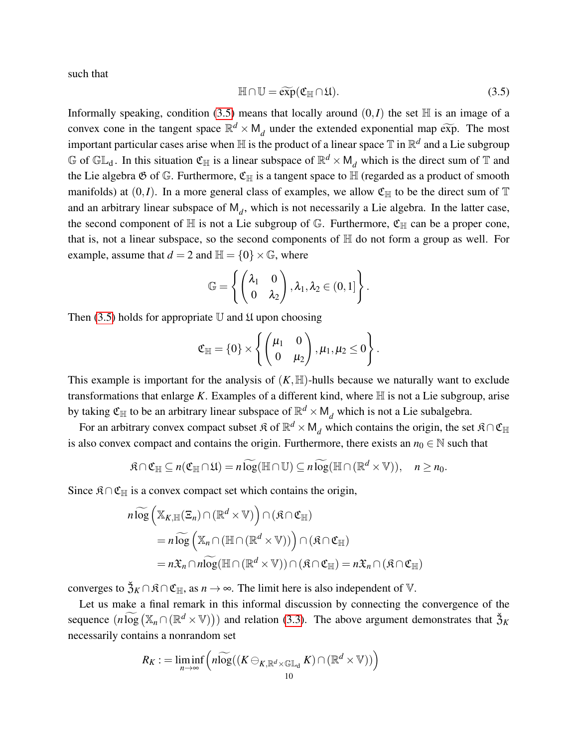such that

$$\mathbb{H} \cap \mathbb{U} = \widetilde{\exp}(\mathfrak{C}_{\mathbb{H}} \cap \mathfrak{U}). \tag{3.5}$$

Informally speaking, condition (3.5) means that locally around $(0, I)$ the set $\mathbb{H}$ is an image of a convex cone in the tangent space $\mathbb{R}^d \times \mathsf{M}_d$ under the extended exponential map $\widetilde{\exp}$. The most important particular cases arise when $\mathbb{H}$ is the product of a linear space $\mathbb{T}$ in $\mathbb{R}^d$ and a Lie subgroup $\mathbb{G}$ of $\mathbb{GL}_d$. In this situation $\mathfrak{C}_{\mathbb{H}}$ is a linear subspace of $\mathbb{R}^d \times \mathsf{M}_d$ which is the direct sum of $\mathbb{T}$ and the Lie algebra $\mathfrak{G}$ of $\mathbb{G}$. Furthermore, $\mathfrak{C}_{\mathbb{H}}$ is a tangent space to $\mathbb{H}$ (regarded as a product of smooth manifolds) at $(0, I)$. In a more general class of examples, we allow $\mathfrak{C}_{\mathbb{H}}$ to be the direct sum of $\mathbb{T}$ and an arbitrary linear subspace of $\mathsf{M}_d$, which is not necessarily a Lie algebra. In the latter case, the second component of $\mathbb{H}$ is not a Lie subgroup of $\mathbb{G}$. Furthermore, $\mathfrak{C}_{\mathbb{H}}$ can be a proper cone, that is, not a linear subspace, so the second components of $\mathbb{H}$ do not form a group as well. For example, assume that $d = 2$ and $\mathbb{H} = \{0\} \times \mathbb{G}$, where

$$\mathbb{G} = \left\{ \begin{pmatrix} \lambda_1 & 0 \\ 0 & \lambda_2 \end{pmatrix}, \lambda_1, \lambda_2 \in (0, 1] \right\}.$$

Then (3.5) holds for appropriate $\mathbb{U}$ and $\mathfrak{U}$ upon choosing

$$\mathfrak{C}_{\mathbb{H}} = \{0\} \times \left\{ \begin{pmatrix} \mu_1 & 0 \\ 0 & \mu_2 \end{pmatrix}, \mu_1, \mu_2 \le 0 \right\}.$$

This example is important for the analysis of $(K, \mathbb{H})$-hulls because we naturally want to exclude transformations that enlarge $K$. Examples of a different kind, where $\mathbb{H}$ is not a Lie subgroup, arise by taking $\mathfrak{C}_{\mathbb{H}}$ to be an arbitrary linear subspace of $\mathbb{R}^d \times \mathsf{M}_d$ which is not a Lie subalgebra.

For an arbitrary convex compact subset $\mathfrak{K}$ of $\mathbb{R}^d \times \mathsf{M}_d$ which contains the origin, the set $\mathfrak{K} \cap \mathfrak{C}_{\mathbb{H}}$ is also convex compact and contains the origin. Furthermore, there exists an $n_0 \in \mathbb{N}$ such that

$$\mathfrak{K} \cap \mathfrak{C}_{\mathbb{H}} \subseteq n(\mathfrak{C}_{\mathbb{H}} \cap \mathfrak{U}) = n\widetilde{\log}(\mathbb{H} \cap \mathbb{U}) \subseteq n\widetilde{\log}(\mathbb{H} \cap (\mathbb{R}^d \times \mathbb{V})), \quad n \ge n_0.$$

Since $\mathfrak{K} \cap \mathfrak{C}_{\mathbb{H}}$ is a convex compact set which contains the origin,

$$\begin{aligned}
&n\widetilde{\log}\left(\mathbb{X}_{K,\mathbb{H}}(\Xi_n) \cap (\mathbb{R}^d \times \mathbb{V})\right) \cap (\mathfrak{K} \cap \mathfrak{C}_{\mathbb{H}}) \\
&\quad = n\widetilde{\log}\left(\mathbb{X}_n \cap (\mathbb{H} \cap (\mathbb{R}^d \times \mathbb{V}))\right) \cap (\mathfrak{K} \cap \mathfrak{C}_{\mathbb{H}}) \\
&\quad = n\mathfrak{X}_n \cap n\widetilde{\log}(\mathbb{H} \cap (\mathbb{R}^d \times \mathbb{V})) \cap (\mathfrak{K} \cap \mathfrak{C}_{\mathbb{H}}) = n\mathfrak{X}_n \cap (\mathfrak{K} \cap \mathfrak{C}_{\mathbb{H}})
\end{aligned}$$

converges to $\check{\mathfrak{Z}}_K \cap \mathfrak{K} \cap \mathfrak{C}_{\mathbb{H}}$, as $n \to \infty$. The limit here is also independent of $\mathbb{V}$.

Let us make a final remark in this informal discussion by connecting the convergence of the sequence $(n\widetilde{\log}(\mathbb{X}_n \cap (\mathbb{R}^d \times \mathbb{V})))$ and relation (3.3). The above argument demonstrates that $\check{\mathfrak{Z}}_K$ necessarily contains a nonrandom set

$$R_K := \liminf_{n \to \infty} \left( n\widetilde{\log}((K \ominus_{K, \mathbb{R}^d \times \mathbb{GL}_d} K) \cap (\mathbb{R}^d \times \mathbb{V})) \right)$$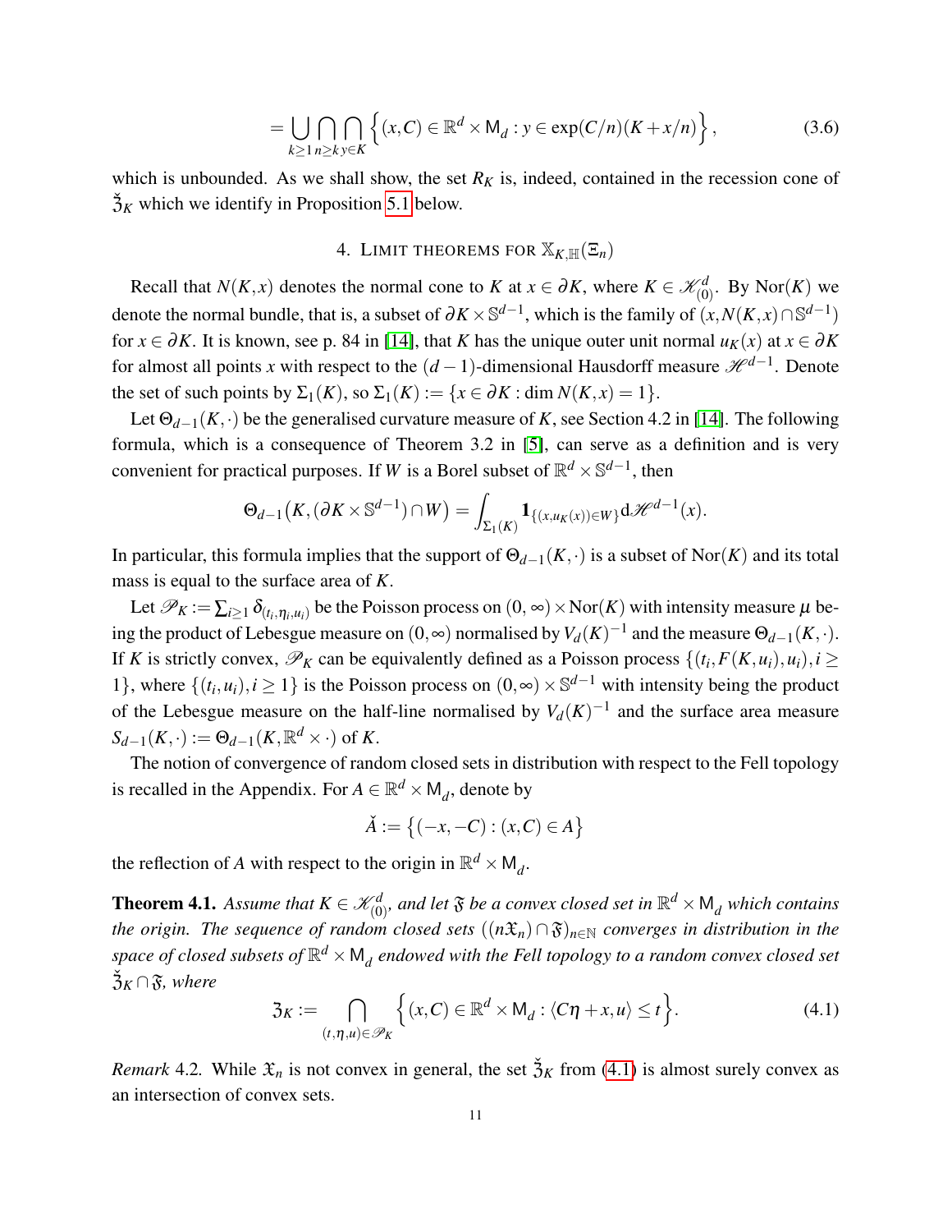$$= \bigcup_{k\geq 1} \bigcap_{n\geq k} \bigcap_{y\in K} \Big\{(x,C) \in \mathbb{R}^d \times \mathsf{M}_d : y \in \exp(C/n)(K + x/n)\Big\}, \tag{3.6}$$

which is unbounded. As we shall show, the set $R_K$ is, indeed, contained in the recession cone of $\check{\mathfrak{Z}}_K$ which we identify in Proposition 5.1 below.

## 4. Limit theorems for $\mathbb{X}_{K,\mathbb{H}}(\Xi_n)$

Recall that $N(K,x)$ denotes the normal cone to $K$ at $x \in \partial K$, where $K \in \mathscr{K}^d_{(0)}$. By $\mathrm{Nor}(K)$ we denote the normal bundle, that is, a subset of $\partial K \times \mathbb{S}^{d-1}$, which is the family of $(x, N(K,x) \cap \mathbb{S}^{d-1})$ for $x \in \partial K$. It is known, see p. 84 in [14], that $K$ has the unique outer unit normal $u_K(x)$ at $x \in \partial K$ for almost all points $x$ with respect to the $(d-1)$-dimensional Hausdorff measure $\mathscr{H}^{d-1}$. Denote the set of such points by $\Sigma_1(K)$, so $\Sigma_1(K) := \{x \in \partial K : \dim N(K,x) = 1\}$.

Let $\Theta_{d-1}(K,\cdot)$ be the generalised curvature measure of $K$, see Section 4.2 in [14]. The following formula, which is a consequence of Theorem 3.2 in [5], can serve as a definition and is very convenient for practical purposes. If $W$ is a Borel subset of $\mathbb{R}^d \times \mathbb{S}^{d-1}$, then

$$\Theta_{d-1}\big(K, (\partial K \times \mathbb{S}^{d-1}) \cap W\big) = \int_{\Sigma_1(K)} \mathbf{1}_{\{(x,u_K(x))\in W\}} \mathrm{d}\mathscr{H}^{d-1}(x).$$

In particular, this formula implies that the support of $\Theta_{d-1}(K,\cdot)$ is a subset of $\mathrm{Nor}(K)$ and its total mass is equal to the surface area of $K$.

Let $\mathscr{P}_K := \sum_{i\geq 1} \delta_{(t_i,\eta_i,u_i)}$ be the Poisson process on $(0,\infty) \times \mathrm{Nor}(K)$ with intensity measure $\mu$ being the product of Lebesgue measure on $(0,\infty)$ normalised by $V_d(K)^{-1}$ and the measure $\Theta_{d-1}(K,\cdot)$. If $K$ is strictly convex, $\mathscr{P}_K$ can be equivalently defined as a Poisson process $\{(t_i, F(K,u_i), u_i), i \geq 1\}$, where $\{(t_i,u_i), i \geq 1\}$ is the Poisson process on $(0,\infty) \times \mathbb{S}^{d-1}$ with intensity being the product of the Lebesgue measure on the half-line normalised by $V_d(K)^{-1}$ and the surface area measure $S_{d-1}(K,\cdot) := \Theta_{d-1}(K, \mathbb{R}^d \times \cdot)$ of $K$.

The notion of convergence of random closed sets in distribution with respect to the Fell topology is recalled in the Appendix. For $A \in \mathbb{R}^d \times \mathsf{M}_d$, denote by

$$\check{A} := \big\{(-x,-C) : (x,C) \in A\big\}$$

the reflection of $A$ with respect to the origin in $\mathbb{R}^d \times \mathsf{M}_d$.

**Theorem 4.1.** *Assume that $K \in \mathscr{K}^d_{(0)}$, and let $\mathfrak{F}$ be a convex closed set in $\mathbb{R}^d \times \mathsf{M}_d$ which contains the origin. The sequence of random closed sets $((n\mathfrak{X}_n) \cap \mathfrak{F})_{n\in\mathbb{N}}$ converges in distribution in the space of closed subsets of $\mathbb{R}^d \times \mathsf{M}_d$ endowed with the Fell topology to a random convex closed set $\check{\mathfrak{Z}}_K \cap \mathfrak{F}$, where*

$$\mathfrak{Z}_K := \bigcap_{(t,\eta,u)\in\mathscr{P}_K} \Big\{(x,C) \in \mathbb{R}^d \times \mathsf{M}_d : \langle C\eta + x, u\rangle \leq t\Big\}. \tag{4.1}$$

*Remark* 4.2. While $\mathfrak{X}_n$ is not convex in general, the set $\check{\mathfrak{Z}}_K$ from (4.1) is almost surely convex as an intersection of convex sets.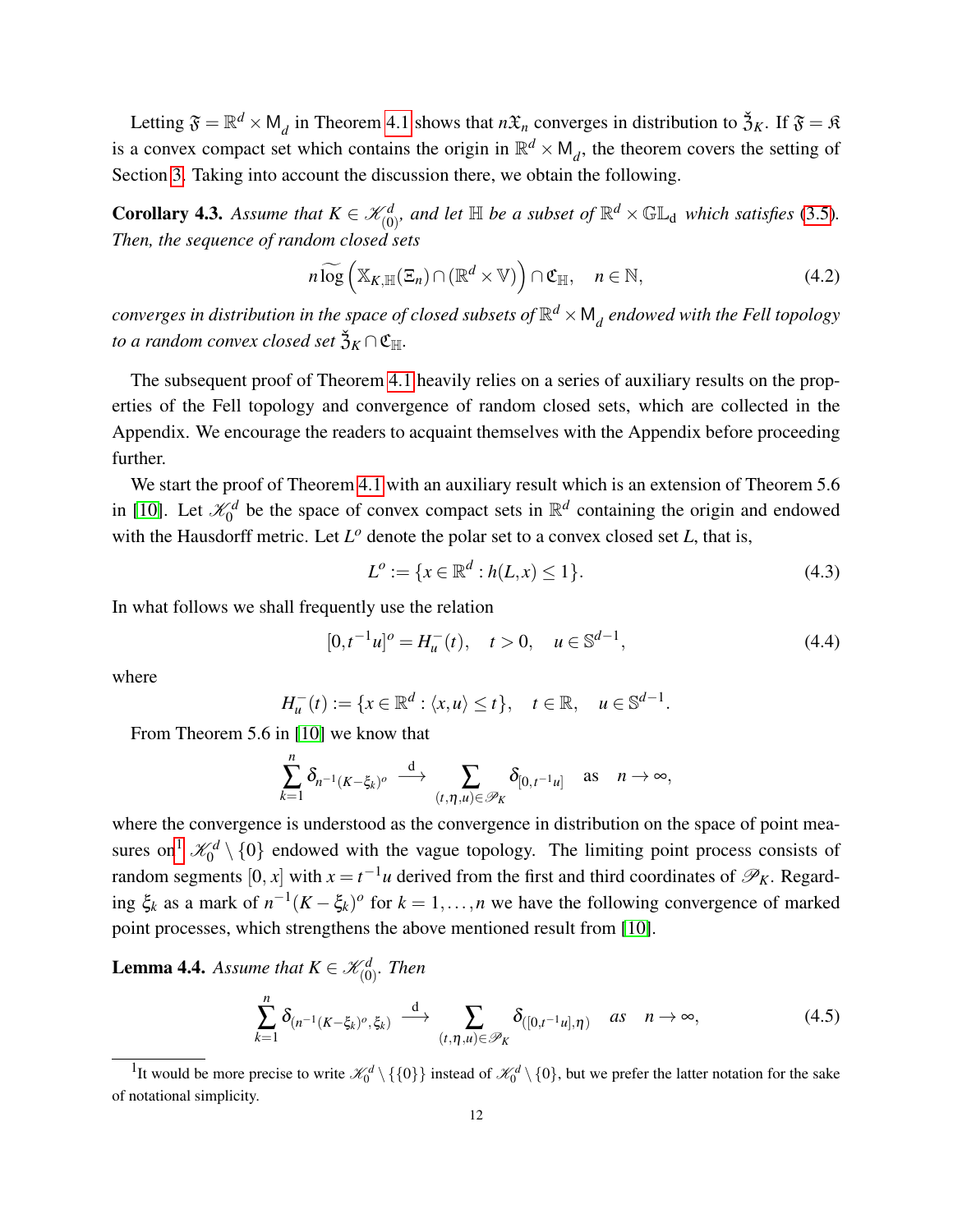Letting $\mathfrak{F} = \mathbb{R}^d \times \mathsf{M}_d$ in Theorem 4.1 shows that $n\mathfrak{X}_n$ converges in distribution to $\check{\mathfrak{Z}}_K$. If $\mathfrak{F} = \mathfrak{K}$ is a convex compact set which contains the origin in $\mathbb{R}^d \times \mathsf{M}_d$, the theorem covers the setting of Section 3. Taking into account the discussion there, we obtain the following.

**Corollary 4.3.** *Assume that $K \in \mathscr{K}^d_{(0)}$, and let $\mathbb{H}$ be a subset of $\mathbb{R}^d \times \mathbb{GL}_\mathrm{d}$ which satisfies (3.5). Then, the sequence of random closed sets*

$$n\widetilde{\log}\left(\mathbb{X}_{K,\mathbb{H}}(\Xi_n) \cap (\mathbb{R}^d \times \mathbb{V})\right) \cap \mathfrak{C}_{\mathbb{H}}, \quad n \in \mathbb{N}, \tag{4.2}$$

*converges in distribution in the space of closed subsets of $\mathbb{R}^d \times \mathsf{M}_d$ endowed with the Fell topology to a random convex closed set $\check{\mathfrak{Z}}_K \cap \mathfrak{C}_{\mathbb{H}}$.*

The subsequent proof of Theorem 4.1 heavily relies on a series of auxiliary results on the properties of the Fell topology and convergence of random closed sets, which are collected in the Appendix. We encourage the readers to acquaint themselves with the Appendix before proceeding further.

We start the proof of Theorem 4.1 with an auxiliary result which is an extension of Theorem 5.6 in [10]. Let $\mathscr{K}^d_0$ be the space of convex compact sets in $\mathbb{R}^d$ containing the origin and endowed with the Hausdorff metric. Let $L^o$ denote the polar set to a convex closed set $L$, that is,

$$L^o := \{x \in \mathbb{R}^d : h(L,x) \leq 1\}. \tag{4.3}$$

In what follows we shall frequently use the relation

$$[0,t^{-1}u]^o = H^-_u(t), \quad t > 0, \quad u \in \mathbb{S}^{d-1}, \tag{4.4}$$

where

$$H^-_u(t) := \{x \in \mathbb{R}^d : \langle x,u \rangle \leq t\}, \quad t \in \mathbb{R}, \quad u \in \mathbb{S}^{d-1}.$$

From Theorem 5.6 in [10] we know that

$$\sum_{k=1}^{n} \delta_{n^{-1}(K-\xi_k)^o} \overset{\mathrm{d}}{\longrightarrow} \sum_{(t,\eta,u)\in\mathscr{P}_K} \delta_{[0,t^{-1}u]} \quad \text{as} \quad n \to \infty,$$

where the convergence is understood as the convergence in distribution on the space of point measures on[1] $\mathscr{K}^d_0 \setminus \{0\}$ endowed with the vague topology. The limiting point process consists of random segments $[0,x]$ with $x = t^{-1}u$ derived from the first and third coordinates of $\mathscr{P}_K$. Regarding $\xi_k$ as a mark of $n^{-1}(K-\xi_k)^o$ for $k = 1,\dots,n$ we have the following convergence of marked point processes, which strengthens the above mentioned result from [10].

**Lemma 4.4.** *Assume that $K \in \mathscr{K}^d_{(0)}$. Then*

$$\sum_{k=1}^{n} \delta_{(n^{-1}(K-\xi_k)^o,\xi_k)} \overset{\mathrm{d}}{\longrightarrow} \sum_{(t,\eta,u)\in\mathscr{P}_K} \delta_{([0,t^{-1}u],\eta)} \quad as \quad n \to \infty, \tag{4.5}$$

[1] It would be more precise to write $\mathscr{K}^d_0 \setminus \{\{0\}\}$ instead of $\mathscr{K}^d_0 \setminus \{0\}$, but we prefer the latter notation for the sake of notational simplicity.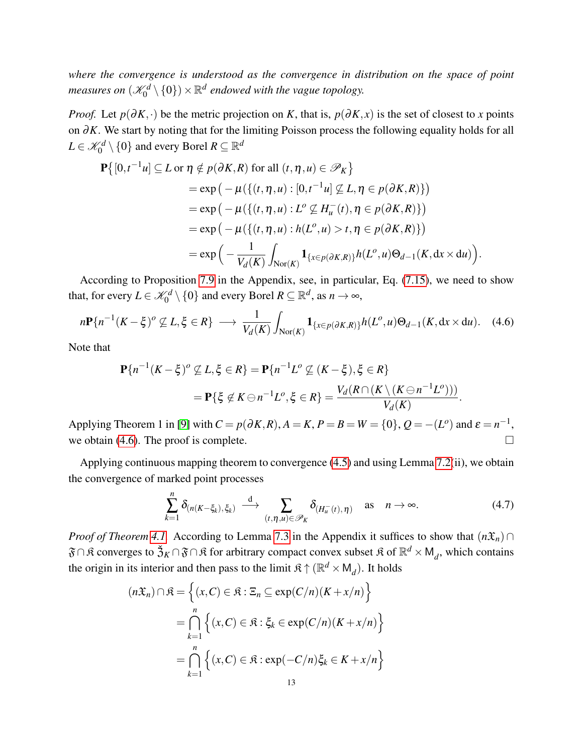*where the convergence is understood as the convergence in distribution on the space of point measures on $(\mathscr{K}_0^d \setminus \{0\}) \times \mathbb{R}^d$ endowed with the vague topology.*

*Proof.* Let $p(\partial K, \cdot)$ be the metric projection on $K$, that is, $p(\partial K, x)$ is the set of closest to $x$ points on $\partial K$. We start by noting that for the limiting Poisson process the following equality holds for all $L \in \mathscr{K}_0^d \setminus \{0\}$ and every Borel $R \subseteq \mathbb{R}^d$

$$
\begin{aligned}
\mathbf{P}\big\{[0,t^{-1}u] \subseteq L \text{ or } \eta \notin p(\partial K, R) \text{ for all } (t,\eta,u) \in \mathscr{P}_K\big\} \\
&= \exp\big(-\mu(\{(t,\eta,u) : [0,t^{-1}u] \not\subseteq L, \eta \in p(\partial K,R)\})\big) \\
&= \exp\big(-\mu(\{(t,\eta,u) : L^o \not\subseteq H_u^-(t), \eta \in p(\partial K,R)\})\big) \\
&= \exp\big(-\mu(\{(t,\eta,u) : h(L^o,u) > t, \eta \in p(\partial K,R)\})\big) \\
&= \exp\Big(-\frac{1}{V_d(K)} \int_{\operatorname{Nor}(K)} \mathbf{1}_{\{x \in p(\partial K,R)\}} h(L^o,u) \Theta_{d-1}(K, \mathrm{d}x \times \mathrm{d}u)\Big).
\end{aligned}
$$

According to Proposition 7.9 in the Appendix, see, in particular, Eq. (7.15), we need to show that, for every $L \in \mathscr{K}_0^d \setminus \{0\}$ and every Borel $R \subseteq \mathbb{R}^d$, as $n \to \infty$,

$$
n\mathbf{P}\{n^{-1}(K-\xi)^o \not\subseteq L, \xi \in R\} \longrightarrow \frac{1}{V_d(K)} \int_{\operatorname{Nor}(K)} \mathbf{1}_{\{x \in p(\partial K,R)\}} h(L^o,u) \Theta_{d-1}(K, \mathrm{d}x \times \mathrm{d}u). \tag{4.6}
$$

Note that

$$
\begin{aligned}
\mathbf{P}\{n^{-1}(K-\xi)^o \not\subseteq L, \xi \in R\} &= \mathbf{P}\{n^{-1}L^o \not\subseteq (K-\xi), \xi \in R\} \\
&= \mathbf{P}\{\xi \notin K \ominus n^{-1}L^o, \xi \in R\} = \frac{V_d(R \cap (K \setminus (K \ominus n^{-1}L^o)))}{V_d(K)}.
\end{aligned}
$$

Applying Theorem 1 in [9] with $C = p(\partial K, R)$, $A = K$, $P = B = W = \{0\}$, $Q = -(L^o)$ and $\varepsilon = n^{-1}$, we obtain (4.6). The proof is complete. □

Applying continuous mapping theorem to convergence (4.5) and using Lemma 7.2(ii), we obtain the convergence of marked point processes

$$
\sum_{k=1}^{n} \delta_{(n(K-\xi_k),\xi_k)} \xrightarrow{\ \mathrm{d}\ } \sum_{(t,\eta,u) \in \mathscr{P}_K} \delta_{(H_u^-(t),\eta)} \quad \text{as} \quad n \to \infty. \tag{4.7}
$$

*Proof of Theorem 4.1.* According to Lemma 7.3 in the Appendix it suffices to show that $(n\mathfrak{X}_n) \cap \mathfrak{F} \cap \mathfrak{K}$ converges to $\check{\mathfrak{Z}}_K \cap \mathfrak{F} \cap \mathfrak{K}$ for arbitrary compact convex subset $\mathfrak{K}$ of $\mathbb{R}^d \times \mathsf{M}_d$, which contains the origin in its interior and then pass to the limit $\mathfrak{K} \uparrow (\mathbb{R}^d \times \mathsf{M}_d)$. It holds

$$
\begin{aligned}
(n\mathfrak{X}_n) \cap \mathfrak{K} &= \Big\{(x,C) \in \mathfrak{K} : \Xi_n \subseteq \exp(C/n)(K + x/n)\Big\} \\
&= \bigcap_{k=1}^{n} \Big\{(x,C) \in \mathfrak{K} : \xi_k \in \exp(C/n)(K + x/n)\Big\} \\
&= \bigcap_{k=1}^{n} \Big\{(x,C) \in \mathfrak{K} : \exp(-C/n)\xi_k \in K + x/n\Big\}
\end{aligned}
$$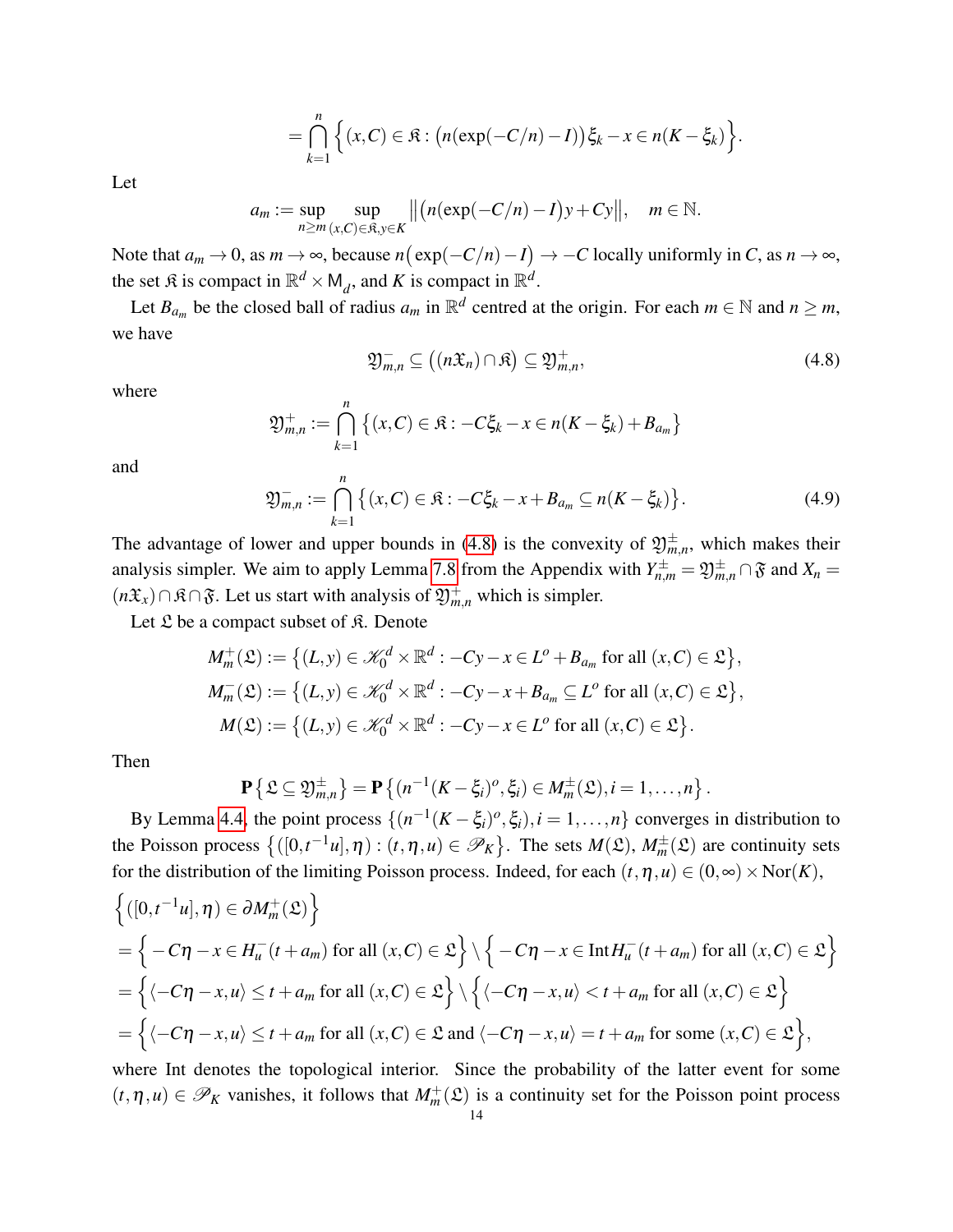$$= \bigcap_{k=1}^{n} \Big\{ (x,C) \in \mathfrak{K} : \big(n(\exp(-C/n) - I)\big)\xi_k - x \in n(K - \xi_k) \Big\}.$$

Let

$$a_m := \sup_{n \geq m} \sup_{(x,C)\in\mathfrak{K}, y\in K} \big\| \big(n(\exp(-C/n) - I)y + Cy \big\|, \quad m \in \mathbb{N}.$$

Note that $a_m \to 0$, as $m \to \infty$, because $n\big(\exp(-C/n) - I\big) \to -C$ locally uniformly in $C$, as $n \to \infty$, the set $\mathfrak{K}$ is compact in $\mathbb{R}^d \times \mathsf{M}_d$, and $K$ is compact in $\mathbb{R}^d$.

Let $B_{a_m}$ be the closed ball of radius $a_m$ in $\mathbb{R}^d$ centred at the origin. For each $m \in \mathbb{N}$ and $n \geq m$, we have

$$\mathfrak{Y}^-_{m,n} \subseteq \big((n\mathfrak{X}_n) \cap \mathfrak{K}\big) \subseteq \mathfrak{Y}^+_{m,n}, \tag{4.8}$$

where

$$\mathfrak{Y}^+_{m,n} := \bigcap_{k=1}^{n} \big\{ (x,C) \in \mathfrak{K} : -C\xi_k - x \in n(K - \xi_k) + B_{a_m} \big\}$$

and

$$\mathfrak{Y}^-_{m,n} := \bigcap_{k=1}^{n} \big\{ (x,C) \in \mathfrak{K} : -C\xi_k - x + B_{a_m} \subseteq n(K - \xi_k) \big\}. \tag{4.9}$$

The advantage of lower and upper bounds in (4.8) is the convexity of $\mathfrak{Y}^{\pm}_{m,n}$, which makes their analysis simpler. We aim to apply Lemma 7.8 from the Appendix with $Y^{\pm}_{n,m} = \mathfrak{Y}^{\pm}_{m,n} \cap \mathfrak{F}$ and $X_n = (n\mathfrak{X}_x) \cap \mathfrak{K} \cap \mathfrak{F}$. Let us start with analysis of $\mathfrak{Y}^+_{m,n}$ which is simpler.

Let $\mathfrak{L}$ be a compact subset of $\mathfrak{K}$. Denote

$$M^+_m(\mathfrak{L}) := \big\{ (L,y) \in \mathscr{K}^d_0 \times \mathbb{R}^d : -Cy - x \in L^o + B_{a_m} \text{ for all } (x,C) \in \mathfrak{L} \big\},$$
$$M^-_m(\mathfrak{L}) := \big\{ (L,y) \in \mathscr{K}^d_0 \times \mathbb{R}^d : -Cy - x + B_{a_m} \subseteq L^o \text{ for all } (x,C) \in \mathfrak{L} \big\},$$
$$M(\mathfrak{L}) := \big\{ (L,y) \in \mathscr{K}^d_0 \times \mathbb{R}^d : -Cy - x \in L^o \text{ for all } (x,C) \in \mathfrak{L} \big\}.$$

Then

$$\mathbf{P}\big\{ \mathfrak{L} \subseteq \mathfrak{Y}^{\pm}_{m,n} \big\} = \mathbf{P}\big\{ (n^{-1}(K - \xi_i)^o, \xi_i) \in M^{\pm}_m(\mathfrak{L}), i = 1, \dots, n \big\}.$$

By Lemma 4.4, the point process $\{(n^{-1}(K - \xi_i)^o, \xi_i), i = 1, \dots, n\}$ converges in distribution to the Poisson process $\big\{([0, t^{-1}u], \eta) : (t, \eta, u) \in \mathscr{P}_K\big\}$. The sets $M(\mathfrak{L})$, $M^{\pm}_m(\mathfrak{L})$ are continuity sets for the distribution of the limiting Poisson process. Indeed, for each $(t, \eta, u) \in (0, \infty) \times \mathrm{Nor}(K)$,

$$\begin{aligned}
&\Big\{ ([0, t^{-1}u], \eta) \in \partial M^+_m(\mathfrak{L}) \Big\} \\
&= \Big\{ -C\eta - x \in H^-_u(t + a_m) \text{ for all } (x,C) \in \mathfrak{L} \Big\} \setminus \Big\{ -C\eta - x \in \mathrm{Int}\, H^-_u(t + a_m) \text{ for all } (x,C) \in \mathfrak{L} \Big\} \\
&= \Big\{ \langle -C\eta - x, u \rangle \leq t + a_m \text{ for all } (x,C) \in \mathfrak{L} \Big\} \setminus \Big\{ \langle -C\eta - x, u \rangle < t + a_m \text{ for all } (x,C) \in \mathfrak{L} \Big\} \\
&= \Big\{ \langle -C\eta - x, u \rangle \leq t + a_m \text{ for all } (x,C) \in \mathfrak{L} \text{ and } \langle -C\eta - x, u \rangle = t + a_m \text{ for some } (x,C) \in \mathfrak{L} \Big\},
\end{aligned}$$

where Int denotes the topological interior. Since the probability of the latter event for some $(t, \eta, u) \in \mathscr{P}_K$ vanishes, it follows that $M^+_m(\mathfrak{L})$ is a continuity set for the Poisson point process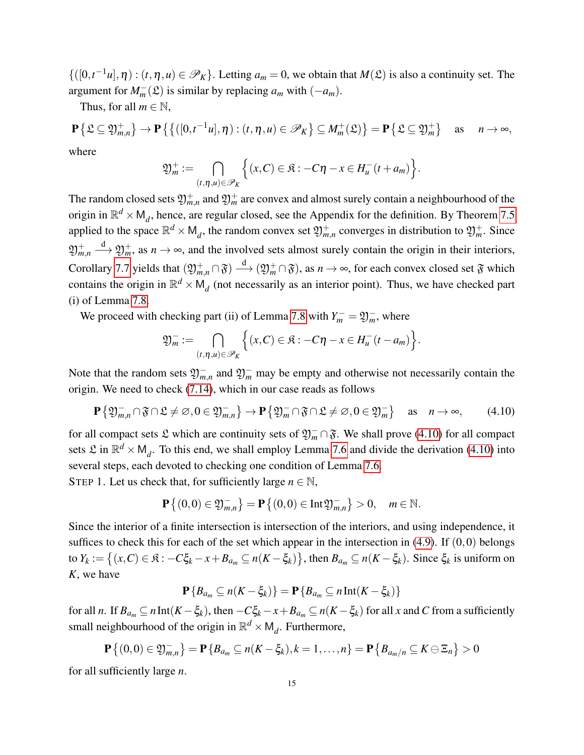$\{([0,t^{-1}u],\eta):(t,\eta,u)\in\mathscr{P}_K\}$. Letting $a_m=0$, we obtain that $M(\mathfrak{L})$ is also a continuity set. The argument for $M_m^-(\mathfrak{L})$ is similar by replacing $a_m$ with $(-a_m)$.

Thus, for all $m\in\mathbb{N}$,

$$\mathbf{P}\big\{\mathfrak{L}\subseteq\mathfrak{Y}_{m,n}^+\big\}\to\mathbf{P}\big\{\{([0,t^{-1}u],\eta):(t,\eta,u)\in\mathscr{P}_K\}\subseteq M_m^+(\mathfrak{L})\big\}=\mathbf{P}\big\{\mathfrak{L}\subseteq\mathfrak{Y}_m^+\big\}\quad\text{as}\quad n\to\infty,$$

where

$$\mathfrak{Y}_m^+:=\bigcap_{(t,\eta,u)\in\mathscr{P}_K}\Big\{(x,C)\in\mathfrak{K}:-C\eta-x\in H_u^-(t+a_m)\Big\}.$$

The random closed sets $\mathfrak{Y}_{m,n}^+$ and $\mathfrak{Y}_m^+$ are convex and almost surely contain a neighbourhood of the origin in $\mathbb{R}^d\times\mathsf{M}_d$, hence, are regular closed, see the Appendix for the definition. By Theorem 7.5 applied to the space $\mathbb{R}^d\times\mathsf{M}_d$, the random convex set $\mathfrak{Y}_{m,n}^+$ converges in distribution to $\mathfrak{Y}_m^+$. Since $\mathfrak{Y}_{m,n}^+\xrightarrow{\text{d}}\mathfrak{Y}_m^+$, as $n\to\infty$, and the involved sets almost surely contain the origin in their interiors, Corollary 7.7 yields that $(\mathfrak{Y}_{m,n}^+\cap\mathfrak{F})\xrightarrow{\text{d}}(\mathfrak{Y}_m^+\cap\mathfrak{F})$, as $n\to\infty$, for each convex closed set $\mathfrak{F}$ which contains the origin in $\mathbb{R}^d\times\mathsf{M}_d$ (not necessarily as an interior point). Thus, we have checked part (i) of Lemma 7.8.

We proceed with checking part (ii) of Lemma 7.8 with $Y_m^-=\mathfrak{Y}_m^-$, where

$$\mathfrak{Y}_m^-:=\bigcap_{(t,\eta,u)\in\mathscr{P}_K}\Big\{(x,C)\in\mathfrak{K}:-C\eta-x\in H_u^-(t-a_m)\Big\}.$$

Note that the random sets $\mathfrak{Y}_{m,n}^-$ and $\mathfrak{Y}_m^-$ may be empty and otherwise not necessarily contain the origin. We need to check (7.14), which in our case reads as follows

$$\mathbf{P}\big\{\mathfrak{Y}_{m,n}^-\cap\mathfrak{F}\cap\mathfrak{L}\neq\varnothing,0\in\mathfrak{Y}_{m,n}^-\big\}\to\mathbf{P}\big\{\mathfrak{Y}_m^-\cap\mathfrak{F}\cap\mathfrak{L}\neq\varnothing,0\in\mathfrak{Y}_m^-\big\}\quad\text{as}\quad n\to\infty,\tag{4.10}$$

for all compact sets $\mathfrak{L}$ which are continuity sets of $\mathfrak{Y}_m^-\cap\mathfrak{F}$. We shall prove (4.10) for all compact sets $\mathfrak{L}$ in $\mathbb{R}^d\times\mathsf{M}_d$. To this end, we shall employ Lemma 7.6 and divide the derivation (4.10) into several steps, each devoted to checking one condition of Lemma 7.6.

STEP 1. Let us check that, for sufficiently large $n\in\mathbb{N}$,

$$\mathbf{P}\big\{(0,0)\in\mathfrak{Y}_{m,n}^-\big\}=\mathbf{P}\big\{(0,0)\in\operatorname{Int}\mathfrak{Y}_{m,n}^-\big\}>0,\quad m\in\mathbb{N}.$$

Since the interior of a finite intersection is intersection of the interiors, and using independence, it suffices to check this for each of the set which appear in the intersection in (4.9). If $(0,0)$ belongs to $Y_k:=\big\{(x,C)\in\mathfrak{K}:-C\xi_k-x+B_{a_m}\subseteq n(K-\xi_k)\big\}$, then $B_{a_m}\subseteq n(K-\xi_k)$. Since $\xi_k$ is uniform on $K$, we have

$$\mathbf{P}\{B_{a_m}\subseteq n(K-\xi_k)\}=\mathbf{P}\{B_{a_m}\subseteq n\operatorname{Int}(K-\xi_k)\}$$

for all $n$. If $B_{a_m}\subseteq n\operatorname{Int}(K-\xi_k)$, then $-C\xi_k-x+B_{a_m}\subseteq n(K-\xi_k)$ for all $x$ and $C$ from a sufficiently small neighbourhood of the origin in $\mathbb{R}^d\times\mathsf{M}_d$. Furthermore,

$$\mathbf{P}\big\{(0,0)\in\mathfrak{Y}_{m,n}^-\big\}=\mathbf{P}\{B_{a_m}\subseteq n(K-\xi_k),k=1,\dots,n\}=\mathbf{P}\big\{B_{a_m/n}\subseteq K\ominus\Xi_n\big\}>0$$

for all sufficiently large $n$.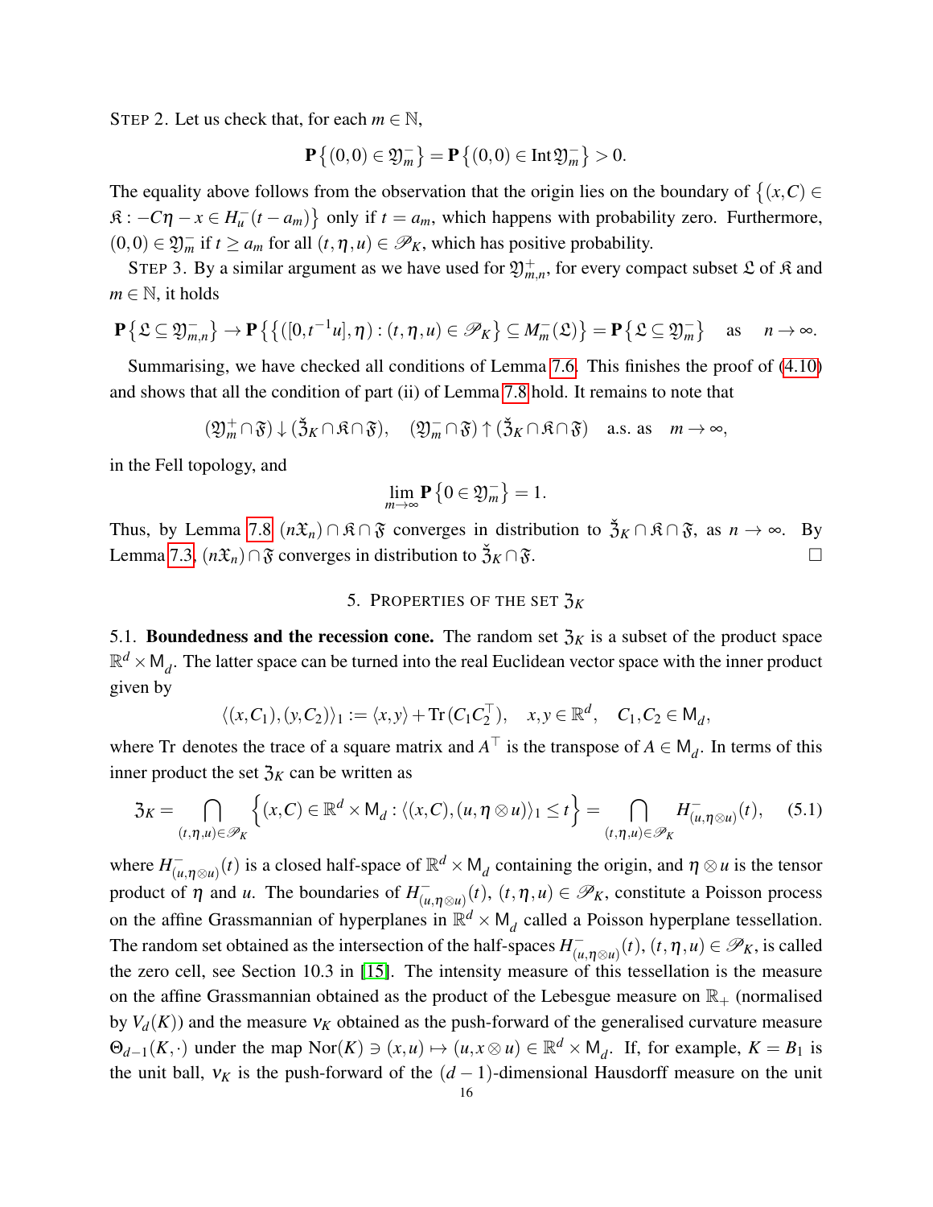STEP 2. Let us check that, for each $m \in \mathbb{N}$,

$$\mathbf{P}\{(0,0) \in \mathfrak{Y}_m^-\} = \mathbf{P}\{(0,0) \in \operatorname{Int} \mathfrak{Y}_m^-\} > 0.$$

The equality above follows from the observation that the origin lies on the boundary of $\{(x,C) \in \mathfrak{K} : -C\eta - x \in H_u^-(t-a_m)\}$ only if $t = a_m$, which happens with probability zero. Furthermore, $(0,0) \in \mathfrak{Y}_m^-$ if $t \geq a_m$ for all $(t,\eta,u) \in \mathscr{P}_K$, which has positive probability.

STEP 3. By a similar argument as we have used for $\mathfrak{Y}_{m,n}^+$, for every compact subset $\mathfrak{L}$ of $\mathfrak{K}$ and $m \in \mathbb{N}$, it holds

$$\mathbf{P}\{\mathfrak{L} \subseteq \mathfrak{Y}_{m,n}^-\} \to \mathbf{P}\{\{([0,t^{-1}u],\eta) : (t,\eta,u) \in \mathscr{P}_K\} \subseteq M_m^-(\mathfrak{L})\} = \mathbf{P}\{\mathfrak{L} \subseteq \mathfrak{Y}_m^-\} \quad \text{as} \quad n \to \infty.$$

Summarising, we have checked all conditions of Lemma 7.6. This finishes the proof of (4.10) and shows that all the condition of part (ii) of Lemma 7.8 hold. It remains to note that

$$(\mathfrak{Y}_m^+ \cap \mathfrak{F}) \downarrow (\check{\mathfrak{Z}}_K \cap \mathfrak{K} \cap \mathfrak{F}), \quad (\mathfrak{Y}_m^- \cap \mathfrak{F}) \uparrow (\check{\mathfrak{Z}}_K \cap \mathfrak{K} \cap \mathfrak{F}) \quad \text{a.s. as} \quad m \to \infty,$$

in the Fell topology, and

$$\lim_{m\to\infty} \mathbf{P}\{0 \in \mathfrak{Y}_m^-\} = 1.$$

Thus, by Lemma 7.8 $(n\mathfrak{X}_n) \cap \mathfrak{K} \cap \mathfrak{F}$ converges in distribution to $\check{\mathfrak{Z}}_K \cap \mathfrak{K} \cap \mathfrak{F}$, as $n \to \infty$. By Lemma 7.3, $(n\mathfrak{X}_n) \cap \mathfrak{F}$ converges in distribution to $\check{\mathfrak{Z}}_K \cap \mathfrak{F}$. $\square$

## 5. PROPERTIES OF THE SET $\mathfrak{Z}_K$

**5.1. Boundedness and the recession cone.** The random set $\mathfrak{Z}_K$ is a subset of the product space $\mathbb{R}^d \times \mathsf{M}_d$. The latter space can be turned into the real Euclidean vector space with the inner product given by

$$\langle (x,C_1),(y,C_2)\rangle_1 := \langle x,y\rangle + \operatorname{Tr}(C_1C_2^\top), \quad x,y \in \mathbb{R}^d, \quad C_1,C_2 \in \mathsf{M}_d,$$

where Tr denotes the trace of a square matrix and $A^\top$ is the transpose of $A \in \mathsf{M}_d$. In terms of this inner product the set $\mathfrak{Z}_K$ can be written as

$$\mathfrak{Z}_K = \bigcap_{(t,\eta,u)\in\mathscr{P}_K} \left\{(x,C) \in \mathbb{R}^d \times \mathsf{M}_d : \langle (x,C),(u,\eta\otimes u)\rangle_1 \leq t\right\} = \bigcap_{(t,\eta,u)\in\mathscr{P}_K} H_{(u,\eta\otimes u)}^-(t), \tag{5.1}$$

where $H_{(u,\eta\otimes u)}^-(t)$ is a closed half-space of $\mathbb{R}^d \times \mathsf{M}_d$ containing the origin, and $\eta \otimes u$ is the tensor product of $\eta$ and $u$. The boundaries of $H_{(u,\eta\otimes u)}^-(t)$, $(t,\eta,u) \in \mathscr{P}_K$, constitute a Poisson process on the affine Grassmannian of hyperplanes in $\mathbb{R}^d \times \mathsf{M}_d$ called a Poisson hyperplane tessellation. The random set obtained as the intersection of the half-spaces $H_{(u,\eta\otimes u)}^-(t)$, $(t,\eta,u) \in \mathscr{P}_K$, is called the zero cell, see Section 10.3 in [15]. The intensity measure of this tessellation is the measure on the affine Grassmannian obtained as the product of the Lebesgue measure on $\mathbb{R}_+$ (normalised by $V_d(K)$) and the measure $\nu_K$ obtained as the push-forward of the generalised curvature measure $\Theta_{d-1}(K,\cdot)$ under the map $\operatorname{Nor}(K) \ni (x,u) \mapsto (u, x\otimes u) \in \mathbb{R}^d \times \mathsf{M}_d$. If, for example, $K = B_1$ is the unit ball, $\nu_K$ is the push-forward of the $(d-1)$-dimensional Hausdorff measure on the unit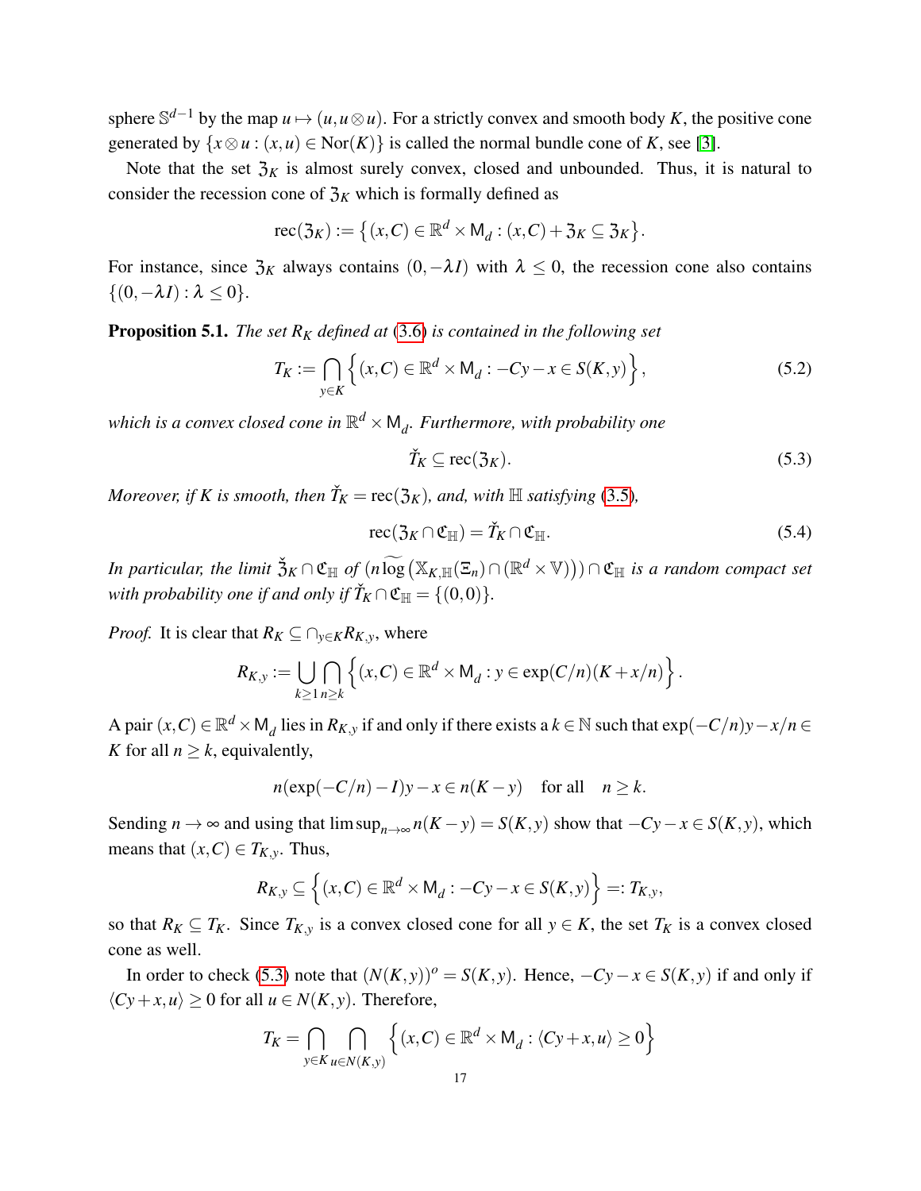sphere $\mathbb{S}^{d-1}$ by the map $u \mapsto (u, u \otimes u)$. For a strictly convex and smooth body $K$, the positive cone generated by $\{x \otimes u : (x,u) \in \operatorname{Nor}(K)\}$ is called the normal bundle cone of $K$, see [3].

Note that the set $\mathfrak{Z}_K$ is almost surely convex, closed and unbounded. Thus, it is natural to consider the recession cone of $\mathfrak{Z}_K$ which is formally defined as

$$\operatorname{rec}(\mathfrak{Z}_K) := \left\{(x,C) \in \mathbb{R}^d \times \mathsf{M}_d : (x,C) + \mathfrak{Z}_K \subseteq \mathfrak{Z}_K\right\}.$$

For instance, since $\mathfrak{Z}_K$ always contains $(0, -\lambda I)$ with $\lambda \leq 0$, the recession cone also contains $\{(0, -\lambda I) : \lambda \leq 0\}$.

**Proposition 5.1.** *The set $R_K$ defined at (3.6) is contained in the following set*

$$T_K := \bigcap_{y \in K} \left\{(x,C) \in \mathbb{R}^d \times \mathsf{M}_d : -Cy - x \in S(K,y)\right\}, \tag{5.2}$$

*which is a convex closed cone in $\mathbb{R}^d \times \mathsf{M}_d$. Furthermore, with probability one*

$$\check{T}_K \subseteq \operatorname{rec}(\mathfrak{Z}_K). \tag{5.3}$$

*Moreover, if $K$ is smooth, then $\check{T}_K = \operatorname{rec}(\mathfrak{Z}_K)$, and, with $\mathbb{H}$ satisfying (3.5),*

$$\operatorname{rec}(\mathfrak{Z}_K \cap \mathfrak{C}_{\mathbb{H}}) = \check{T}_K \cap \mathfrak{C}_{\mathbb{H}}. \tag{5.4}$$

*In particular, the limit $\check{\mathfrak{Z}}_K \cap \mathfrak{C}_{\mathbb{H}}$ of $(n \widetilde{\log}(\mathbb{X}_{K,\mathbb{H}}(\Xi_n) \cap (\mathbb{R}^d \times \mathbb{V}))) \cap \mathfrak{C}_{\mathbb{H}}$ is a random compact set with probability one if and only if $\check{T}_K \cap \mathfrak{C}_{\mathbb{H}} = \{(0,0)\}$.*

*Proof.* It is clear that $R_K \subseteq \cap_{y \in K} R_{K,y}$, where

$$R_{K,y} := \bigcup_{k \geq 1} \bigcap_{n \geq k} \left\{(x,C) \in \mathbb{R}^d \times \mathsf{M}_d : y \in \exp(C/n)(K + x/n)\right\}.$$

A pair $(x,C) \in \mathbb{R}^d \times \mathsf{M}_d$ lies in $R_{K,y}$ if and only if there exists a $k \in \mathbb{N}$ such that $\exp(-C/n)y - x/n \in K$ for all $n \geq k$, equivalently,

$$n(\exp(-C/n) - I)y - x \in n(K - y) \quad \text{for all} \quad n \geq k.$$

Sending $n \to \infty$ and using that $\limsup_{n\to\infty} n(K-y) = S(K,y)$ show that $-Cy - x \in S(K,y)$, which means that $(x,C) \in T_{K,y}$. Thus,

$$R_{K,y} \subseteq \left\{(x,C) \in \mathbb{R}^d \times \mathsf{M}_d : -Cy - x \in S(K,y)\right\} =: T_{K,y},$$

so that $R_K \subseteq T_K$. Since $T_{K,y}$ is a convex closed cone for all $y \in K$, the set $T_K$ is a convex closed cone as well.

In order to check (5.3) note that $(N(K,y))^o = S(K,y)$. Hence, $-Cy - x \in S(K,y)$ if and only if $\langle Cy + x, u\rangle \geq 0$ for all $u \in N(K,y)$. Therefore,

$$T_K = \bigcap_{y \in K} \bigcap_{u \in N(K,y)} \left\{(x,C) \in \mathbb{R}^d \times \mathsf{M}_d : \langle Cy + x, u\rangle \geq 0\right\}$$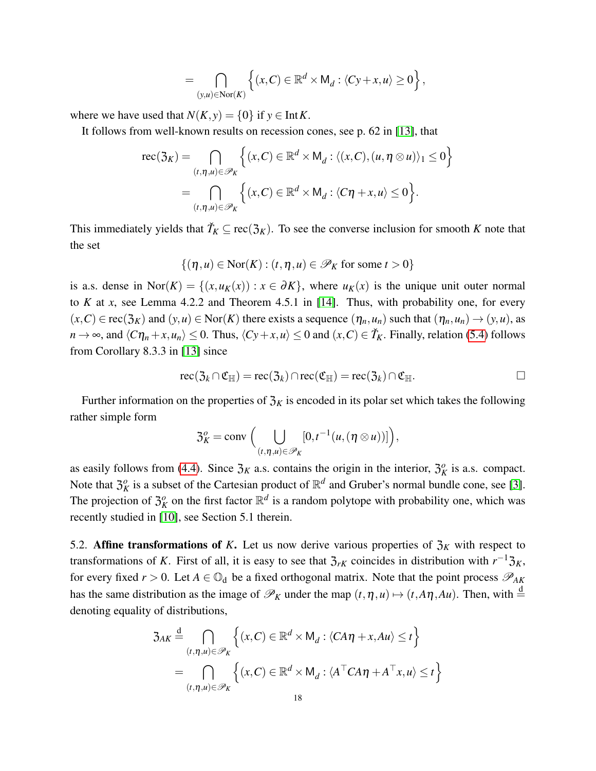$$= \bigcap_{(y,u)\in \mathrm{Nor}(K)} \Big\{(x,C)\in \mathbb{R}^d\times \mathsf{M}_d : \langle Cy+x,u\rangle \geq 0\Big\},$$

where we have used that $N(K,y)=\{0\}$ if $y\in \mathrm{Int}\,K$.

It follows from well-known results on recession cones, see p. 62 in [13], that

$$\begin{aligned}
\mathrm{rec}(\mathfrak{Z}_K) &= \bigcap_{(t,\eta,u)\in \mathscr{P}_K} \Big\{(x,C)\in \mathbb{R}^d\times \mathsf{M}_d : \langle (x,C),(u,\eta\otimes u)\rangle_1 \leq 0\Big\} \\
&= \bigcap_{(t,\eta,u)\in \mathscr{P}_K} \Big\{(x,C)\in \mathbb{R}^d\times \mathsf{M}_d : \langle C\eta+x,u\rangle \leq 0\Big\}.
\end{aligned}$$

This immediately yields that $\check{T}_K\subseteq \mathrm{rec}(\mathfrak{Z}_K)$. To see the converse inclusion for smooth $K$ note that the set

$$\{(\eta,u)\in \mathrm{Nor}(K) : (t,\eta,u)\in \mathscr{P}_K \text{ for some } t>0\}$$

is a.s. dense in $\mathrm{Nor}(K)=\{(x,u_K(x)) : x\in \partial K\}$, where $u_K(x)$ is the unique unit outer normal to $K$ at $x$, see Lemma 4.2.2 and Theorem 4.5.1 in [14]. Thus, with probability one, for every $(x,C)\in \mathrm{rec}(\mathfrak{Z}_K)$ and $(y,u)\in \mathrm{Nor}(K)$ there exists a sequence $(\eta_n,u_n)$ such that $(\eta_n,u_n)\to (y,u)$, as $n\to\infty$, and $\langle C\eta_n+x,u_n\rangle \leq 0$. Thus, $\langle Cy+x,u\rangle\leq 0$ and $(x,C)\in \check{T}_K$. Finally, relation (5.4) follows from Corollary 8.3.3 in [13] since

$$\mathrm{rec}(\mathfrak{Z}_k\cap \mathfrak{C}_{\mathbb{H}}) = \mathrm{rec}(\mathfrak{Z}_k)\cap \mathrm{rec}(\mathfrak{C}_{\mathbb{H}}) = \mathrm{rec}(\mathfrak{Z}_k)\cap \mathfrak{C}_{\mathbb{H}}. \qquad \square$$

Further information on the properties of $\mathfrak{Z}_K$ is encoded in its polar set which takes the following rather simple form

$$\mathfrak{Z}_K^o = \mathrm{conv}\Big(\bigcup_{(t,\eta,u)\in \mathscr{P}_K} [0,t^{-1}(u,(\eta\otimes u))]\Big),$$

as easily follows from (4.4). Since $\mathfrak{Z}_K$ a.s. contains the origin in the interior, $\mathfrak{Z}_K^o$ is a.s. compact. Note that $\mathfrak{Z}_K^o$ is a subset of the Cartesian product of $\mathbb{R}^d$ and Gruber's normal bundle cone, see [3]. The projection of $\mathfrak{Z}_K^o$ on the first factor $\mathbb{R}^d$ is a random polytope with probability one, which was recently studied in [10], see Section 5.1 therein.

5.2. **Affine transformations of $K$.** Let us now derive various properties of $\mathfrak{Z}_K$ with respect to transformations of $K$. First of all, it is easy to see that $\mathfrak{Z}_{rK}$ coincides in distribution with $r^{-1}\mathfrak{Z}_K$, for every fixed $r>0$. Let $A\in \mathbb{O}_\mathrm{d}$ be a fixed orthogonal matrix. Note that the point process $\mathscr{P}_{AK}$ has the same distribution as the image of $\mathscr{P}_K$ under the map $(t,\eta,u)\mapsto (t,A\eta,Au)$. Then, with $\overset{\mathrm{d}}{=}$ denoting equality of distributions,

$$\begin{aligned}
\mathfrak{Z}_{AK} &\overset{\mathrm{d}}{=} \bigcap_{(t,\eta,u)\in \mathscr{P}_K} \Big\{(x,C)\in \mathbb{R}^d\times \mathsf{M}_d : \langle CA\eta+x,Au\rangle \leq t\Big\} \\
&= \bigcap_{(t,\eta,u)\in \mathscr{P}_K} \Big\{(x,C)\in \mathbb{R}^d\times \mathsf{M}_d : \langle A^\top CA\eta+A^\top x,u\rangle \leq t\Big\}
\end{aligned}$$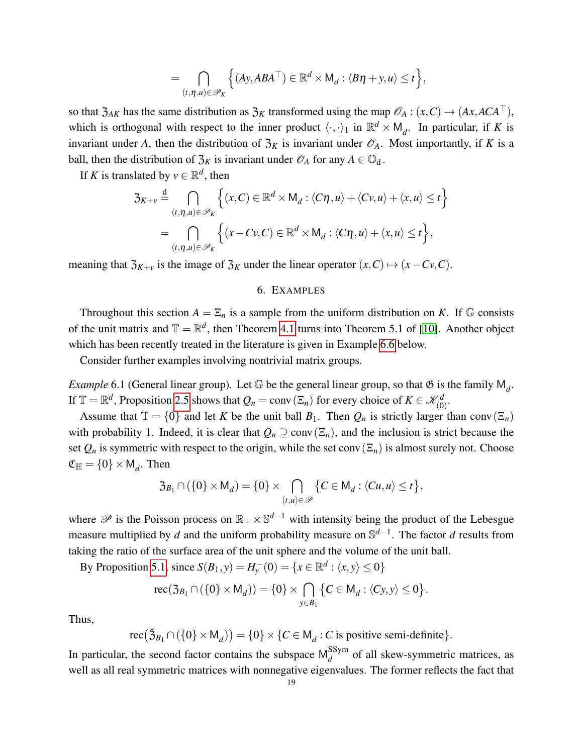$$= \bigcap_{(t,\eta,u)\in\mathscr{P}_K} \Big\{(Ay, ABA^\top) \in \mathbb{R}^d \times \mathsf{M}_d : \langle B\eta + y, u\rangle \le t\Big\},$$

so that $\mathfrak{Z}_{AK}$ has the same distribution as $\mathfrak{Z}_K$ transformed using the map $\mathscr{O}_A : (x,C) \to (Ax, ACA^\top)$, which is orthogonal with respect to the inner product $\langle \cdot,\cdot\rangle_1$ in $\mathbb{R}^d \times \mathsf{M}_d$. In particular, if $K$ is invariant under $A$, then the distribution of $\mathfrak{Z}_K$ is invariant under $\mathscr{O}_A$. Most importantly, if $K$ is a ball, then the distribution of $\mathfrak{Z}_K$ is invariant under $\mathscr{O}_A$ for any $A \in \mathbb{O}_{\mathrm{d}}$.

If $K$ is translated by $v \in \mathbb{R}^d$, then

$$\mathfrak{Z}_{K+v} \overset{\mathrm{d}}{=} \bigcap_{(t,\eta,u)\in\mathscr{P}_K} \Big\{(x,C) \in \mathbb{R}^d \times \mathsf{M}_d : \langle C\eta, u\rangle + \langle Cv, u\rangle + \langle x, u\rangle \le t\Big\}$$

$$= \bigcap_{(t,\eta,u)\in\mathscr{P}_K} \Big\{(x - Cv, C) \in \mathbb{R}^d \times \mathsf{M}_d : \langle C\eta, u\rangle + \langle x, u\rangle \le t\Big\},$$

meaning that $\mathfrak{Z}_{K+v}$ is the image of $\mathfrak{Z}_K$ under the linear operator $(x,C) \mapsto (x - Cv, C)$.

## 6. Examples

Throughout this section $A = \Xi_n$ is a sample from the uniform distribution on $K$. If $\mathbb{G}$ consists of the unit matrix and $\mathbb{T} = \mathbb{R}^d$, then Theorem 4.1 turns into Theorem 5.1 of [10]. Another object which has been recently treated in the literature is given in Example 6.6 below.

Consider further examples involving nontrivial matrix groups.

*Example* 6.1 (General linear group). Let $\mathbb{G}$ be the general linear group, so that $\mathfrak{G}$ is the family $\mathsf{M}_d$. If $\mathbb{T} = \mathbb{R}^d$, Proposition 2.5 shows that $Q_n = \operatorname{conv}(\Xi_n)$ for every choice of $K \in \mathscr{K}^d_{(0)}$.

Assume that $\mathbb{T} = \{0\}$ and let $K$ be the unit ball $B_1$. Then $Q_n$ is strictly larger than $\operatorname{conv}(\Xi_n)$ with probability 1. Indeed, it is clear that $Q_n \supseteq \operatorname{conv}(\Xi_n)$, and the inclusion is strict because the set $Q_n$ is symmetric with respect to the origin, while the set $\operatorname{conv}(\Xi_n)$ is almost surely not. Choose $\mathfrak{C}_{\mathbb{H}} = \{0\} \times \mathsf{M}_d$. Then

$$\mathfrak{Z}_{B_1} \cap (\{0\} \times \mathsf{M}_d) = \{0\} \times \bigcap_{(t,u)\in\mathscr{P}} \big\{C \in \mathsf{M}_d : \langle Cu, u\rangle \le t\big\},$$

where $\mathscr{P}$ is the Poisson process on $\mathbb{R}_+ \times \mathbb{S}^{d-1}$ with intensity being the product of the Lebesgue measure multiplied by $d$ and the uniform probability measure on $\mathbb{S}^{d-1}$. The factor $d$ results from taking the ratio of the surface area of the unit sphere and the volume of the unit ball.

By Proposition 5.1, since $S(B_1, y) = H^-_y(0) = \{x \in \mathbb{R}^d : \langle x, y\rangle \le 0\}$

$$\operatorname{rec}(\mathfrak{Z}_{B_1} \cap (\{0\} \times \mathsf{M}_d)) = \{0\} \times \bigcap_{y \in B_1} \{C \in \mathsf{M}_d : \langle Cy, y\rangle \le 0\}.$$

Thus,

$$\operatorname{rec}\big(\check{\mathfrak{Z}}_{B_1} \cap (\{0\} \times \mathsf{M}_d)\big) = \{0\} \times \{C \in \mathsf{M}_d : C \text{ is positive semi-definite}\}.$$

In particular, the second factor contains the subspace $\mathsf{M}^{\mathrm{SSym}}_d$ of all skew-symmetric matrices, as well as all real symmetric matrices with nonnegative eigenvalues. The former reflects the fact that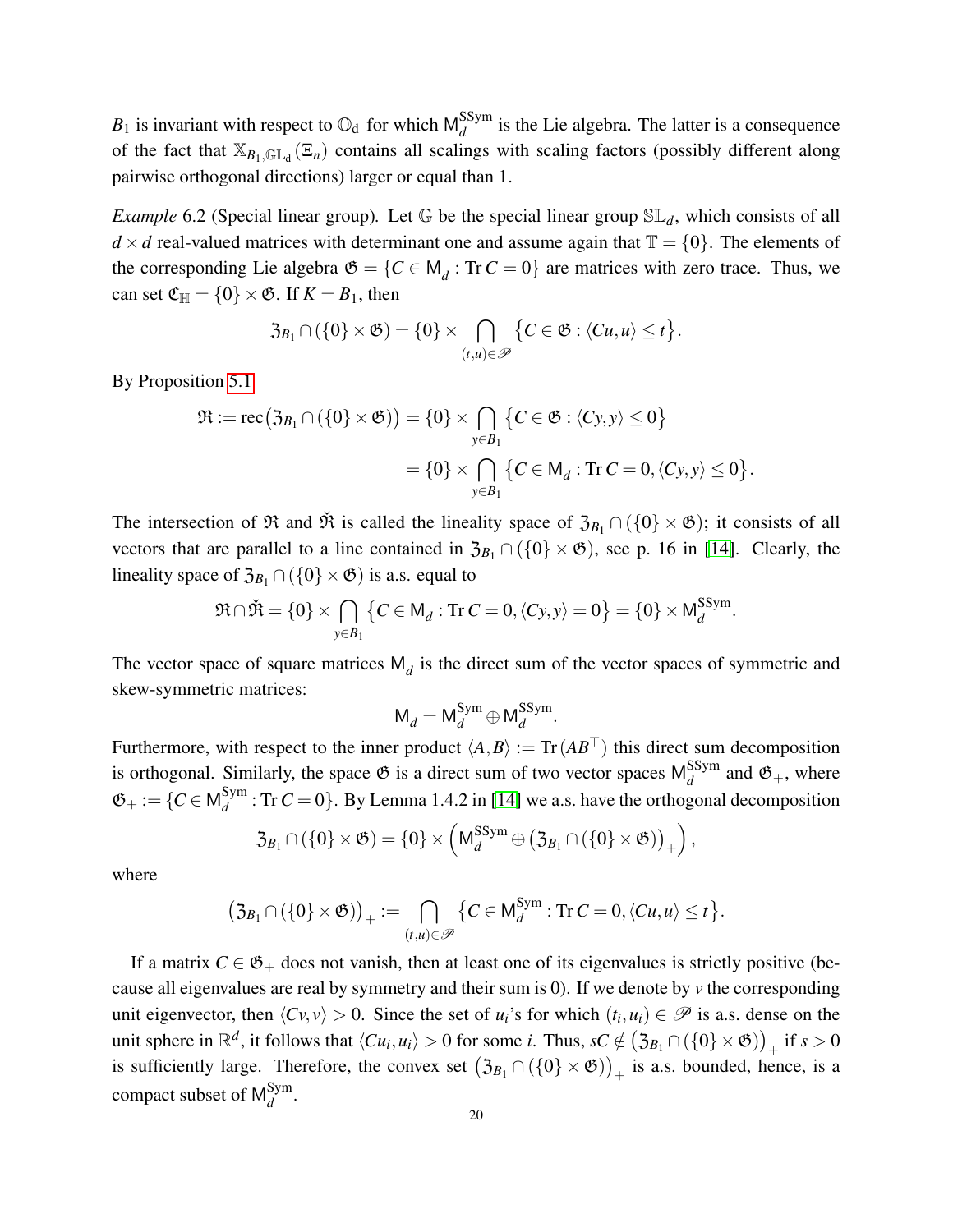$B_1$ is invariant with respect to $\mathbb{O}_d$ for which $\mathsf{M}_d^{\mathrm{SSym}}$ is the Lie algebra. The latter is a consequence of the fact that $\mathbb{X}_{B_1,\mathbb{GL}_d}(\Xi_n)$ contains all scalings with scaling factors (possibly different along pairwise orthogonal directions) larger or equal than 1.

*Example* 6.2 (Special linear group). Let $\mathbb{G}$ be the special linear group $\mathbb{SL}_d$, which consists of all $d \times d$ real-valued matrices with determinant one and assume again that $\mathbb{T} = \{0\}$. The elements of the corresponding Lie algebra $\mathfrak{G} = \{C \in \mathsf{M}_d : \operatorname{Tr} C = 0\}$ are matrices with zero trace. Thus, we can set $\mathfrak{C}_{\mathbb{H}} = \{0\} \times \mathfrak{G}$. If $K = B_1$, then

$$\mathfrak{Z}_{B_1} \cap (\{0\} \times \mathfrak{G}) = \{0\} \times \bigcap_{(t,u)\in\mathscr{P}} \big\{C \in \mathfrak{G} : \langle Cu, u\rangle \le t\big\}.$$

By Proposition 5.1

$$\begin{aligned}\mathfrak{R} := \operatorname{rec}\big(\mathfrak{Z}_{B_1} \cap (\{0\} \times \mathfrak{G})\big) &= \{0\} \times \bigcap_{y\in B_1} \big\{C \in \mathfrak{G} : \langle Cy, y\rangle \le 0\big\} \\ &= \{0\} \times \bigcap_{y\in B_1} \big\{C \in \mathsf{M}_d : \operatorname{Tr} C = 0, \langle Cy, y\rangle \le 0\big\}.\end{aligned}$$

The intersection of $\mathfrak{R}$ and $\check{\mathfrak{R}}$ is called the lineality space of $\mathfrak{Z}_{B_1} \cap (\{0\} \times \mathfrak{G})$; it consists of all vectors that are parallel to a line contained in $\mathfrak{Z}_{B_1} \cap (\{0\} \times \mathfrak{G})$, see p. 16 in [14]. Clearly, the lineality space of $\mathfrak{Z}_{B_1} \cap (\{0\} \times \mathfrak{G})$ is a.s. equal to

$$\mathfrak{R} \cap \check{\mathfrak{R}} = \{0\} \times \bigcap_{y\in B_1} \big\{C \in \mathsf{M}_d : \operatorname{Tr} C = 0, \langle Cy, y\rangle = 0\big\} = \{0\} \times \mathsf{M}_d^{\mathrm{SSym}}.$$

The vector space of square matrices $\mathsf{M}_d$ is the direct sum of the vector spaces of symmetric and skew-symmetric matrices:

$$\mathsf{M}_d = \mathsf{M}_d^{\mathrm{Sym}} \oplus \mathsf{M}_d^{\mathrm{SSym}}.$$

Furthermore, with respect to the inner product $\langle A, B\rangle := \operatorname{Tr}(AB^\top)$ this direct sum decomposition is orthogonal. Similarly, the space $\mathfrak{G}$ is a direct sum of two vector spaces $\mathsf{M}_d^{\mathrm{SSym}}$ and $\mathfrak{G}_+$, where $\mathfrak{G}_+ := \{C \in \mathsf{M}_d^{\mathrm{Sym}} : \operatorname{Tr} C = 0\}$. By Lemma 1.4.2 in [14] we a.s. have the orthogonal decomposition

$$\mathfrak{Z}_{B_1} \cap (\{0\} \times \mathfrak{G}) = \{0\} \times \Big(\mathsf{M}_d^{\mathrm{SSym}} \oplus \big(\mathfrak{Z}_{B_1} \cap (\{0\} \times \mathfrak{G})\big)_+\Big),$$

where

$$\big(\mathfrak{Z}_{B_1} \cap (\{0\} \times \mathfrak{G})\big)_+ := \bigcap_{(t,u)\in\mathscr{P}} \big\{C \in \mathsf{M}_d^{\mathrm{Sym}} : \operatorname{Tr} C = 0, \langle Cu, u\rangle \le t\big\}.$$

If a matrix $C \in \mathfrak{G}_+$ does not vanish, then at least one of its eigenvalues is strictly positive (because all eigenvalues are real by symmetry and their sum is 0). If we denote by $v$ the corresponding unit eigenvector, then $\langle Cv, v\rangle > 0$. Since the set of $u_i$'s for which $(t_i, u_i) \in \mathscr{P}$ is a.s. dense on the unit sphere in $\mathbb{R}^d$, it follows that $\langle Cu_i, u_i\rangle > 0$ for some $i$. Thus, $sC \notin \big(\mathfrak{Z}_{B_1} \cap (\{0\} \times \mathfrak{G})\big)_+$ if $s > 0$ is sufficiently large. Therefore, the convex set $\big(\mathfrak{Z}_{B_1} \cap (\{0\} \times \mathfrak{G})\big)_+$ is a.s. bounded, hence, is a compact subset of $\mathsf{M}_d^{\mathrm{Sym}}$.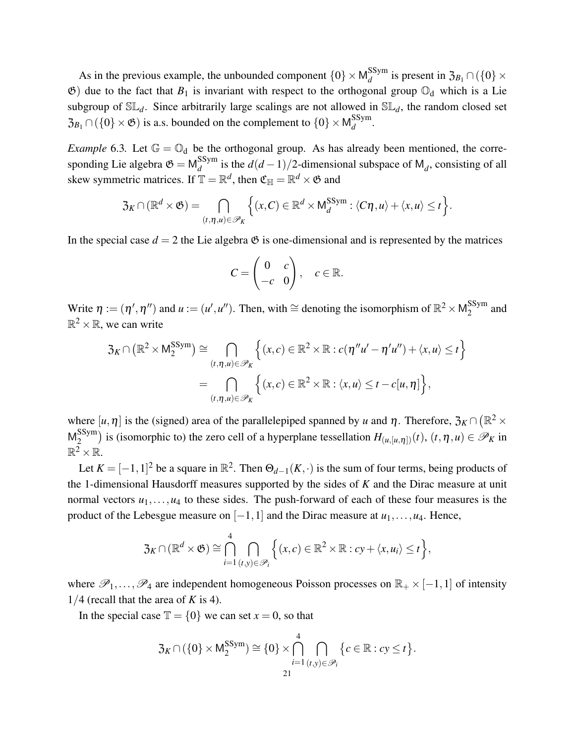As in the previous example, the unbounded component $\{0\} \times \mathsf{M}_d^{\mathrm{SSym}}$ is present in $\mathfrak{Z}_{B_1} \cap (\{0\} \times \mathfrak{G})$ due to the fact that $B_1$ is invariant with respect to the orthogonal group $\mathbb{O}_\mathrm{d}$ which is a Lie subgroup of $\mathbb{SL}_d$. Since arbitrarily large scalings are not allowed in $\mathbb{SL}_d$, the random closed set $\mathfrak{Z}_{B_1} \cap (\{0\} \times \mathfrak{G})$ is a.s. bounded on the complement to $\{0\} \times \mathsf{M}_d^{\mathrm{SSym}}$.

*Example* 6.3. Let $\mathbb{G} = \mathbb{O}_\mathrm{d}$ be the orthogonal group. As has already been mentioned, the corresponding Lie algebra $\mathfrak{G} = \mathsf{M}_d^{\mathrm{SSym}}$ is the $d(d-1)/2$-dimensional subspace of $\mathsf{M}_d$, consisting of all skew symmetric matrices. If $\mathbb{T} = \mathbb{R}^d$, then $\mathfrak{C}_\mathbb{H} = \mathbb{R}^d \times \mathfrak{G}$ and

$$\mathfrak{Z}_K \cap (\mathbb{R}^d \times \mathfrak{G}) = \bigcap_{(t,\eta,u) \in \mathscr{P}_K} \Big\{ (x, C) \in \mathbb{R}^d \times \mathsf{M}_d^{\mathrm{SSym}} : \langle C\eta, u \rangle + \langle x, u \rangle \le t \Big\}.$$

In the special case $d = 2$ the Lie algebra $\mathfrak{G}$ is one-dimensional and is represented by the matrices

$$C = \begin{pmatrix} 0 & c \\ -c & 0 \end{pmatrix}, \quad c \in \mathbb{R}.$$

Write $\eta := (\eta', \eta'')$ and $u := (u', u'')$. Then, with $\cong$ denoting the isomorphism of $\mathbb{R}^2 \times \mathsf{M}_2^{\mathrm{SSym}}$ and $\mathbb{R}^2 \times \mathbb{R}$, we can write

$$\begin{aligned}
\mathfrak{Z}_K \cap \big(\mathbb{R}^2 \times \mathsf{M}_2^{\mathrm{SSym}}\big) &\cong \bigcap_{(t,\eta,u) \in \mathscr{P}_K} \Big\{ (x, c) \in \mathbb{R}^2 \times \mathbb{R} : c(\eta'' u' - \eta' u'') + \langle x, u \rangle \le t \Big\} \\
&= \bigcap_{(t,\eta,u) \in \mathscr{P}_K} \Big\{ (x, c) \in \mathbb{R}^2 \times \mathbb{R} : \langle x, u \rangle \le t - c[u, \eta] \Big\},
\end{aligned}$$

where $[u, \eta]$ is the (signed) area of the parallelepiped spanned by $u$ and $\eta$. Therefore, $\mathfrak{Z}_K \cap \big(\mathbb{R}^2 \times \mathsf{M}_2^{\mathrm{SSym}}\big)$ is (isomorphic to) the zero cell of a hyperplane tessellation $H_{(u,[u,\eta])}(t)$, $(t, \eta, u) \in \mathscr{P}_K$ in $\mathbb{R}^2 \times \mathbb{R}$.

Let $K = [-1, 1]^2$ be a square in $\mathbb{R}^2$. Then $\Theta_{d-1}(K, \cdot)$ is the sum of four terms, being products of the 1-dimensional Hausdorff measures supported by the sides of $K$ and the Dirac measure at unit normal vectors $u_1, \dots, u_4$ to these sides. The push-forward of each of these four measures is the product of the Lebesgue measure on $[-1, 1]$ and the Dirac measure at $u_1, \dots, u_4$. Hence,

$$\mathfrak{Z}_K \cap (\mathbb{R}^d \times \mathfrak{G}) \cong \bigcap_{i=1}^{4} \bigcap_{(t,y) \in \mathscr{P}_i} \Big\{ (x, c) \in \mathbb{R}^2 \times \mathbb{R} : cy + \langle x, u_i \rangle \le t \Big\},$$

where $\mathscr{P}_1, \dots, \mathscr{P}_4$ are independent homogeneous Poisson processes on $\mathbb{R}_+ \times [-1, 1]$ of intensity $1/4$ (recall that the area of $K$ is 4).

In the special case $\mathbb{T} = \{0\}$ we can set $x = 0$, so that

$$\mathfrak{Z}_K \cap (\{0\} \times \mathsf{M}_2^{\mathrm{SSym}}) \cong \{0\} \times \bigcap_{i=1}^{4} \bigcap_{(t,y) \in \mathscr{P}_i} \big\{ c \in \mathbb{R} : cy \le t \big\}.$$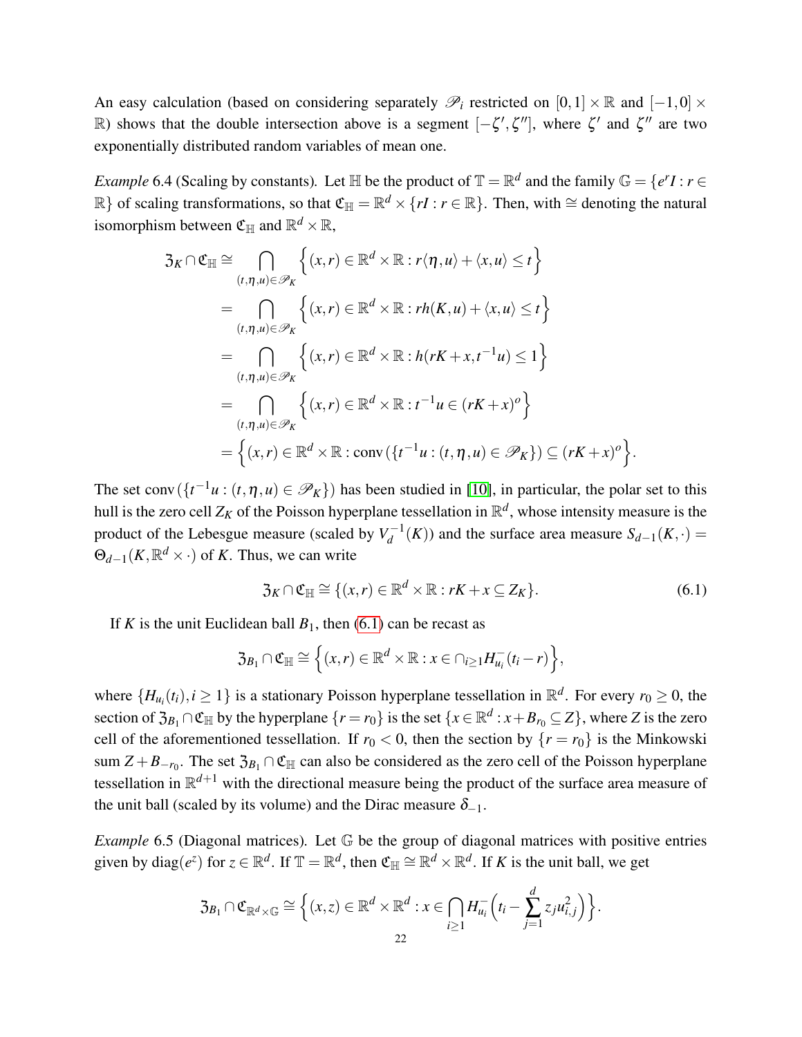An easy calculation (based on considering separately $\mathscr{P}_i$ restricted on $[0,1]\times\mathbb{R}$ and $[-1,0]\times\mathbb{R}$) shows that the double intersection above is a segment $[-\zeta',\zeta'']$, where $\zeta'$ and $\zeta''$ are two exponentially distributed random variables of mean one.

*Example* 6.4 (Scaling by constants). Let $\mathbb{H}$ be the product of $\mathbb{T}=\mathbb{R}^d$ and the family $\mathbb{G}=\{e^rI : r\in\mathbb{R}\}$ of scaling transformations, so that $\mathfrak{C}_{\mathbb{H}}=\mathbb{R}^d\times\{rI : r\in\mathbb{R}\}$. Then, with $\cong$ denoting the natural isomorphism between $\mathfrak{C}_{\mathbb{H}}$ and $\mathbb{R}^d\times\mathbb{R}$,

$$
\begin{aligned}
\mathfrak{Z}_K\cap\mathfrak{C}_{\mathbb{H}} &\cong \bigcap_{(t,\eta,u)\in\mathscr{P}_K}\Big\{(x,r)\in\mathbb{R}^d\times\mathbb{R} : r\langle\eta,u\rangle+\langle x,u\rangle\le t\Big\}\\
&= \bigcap_{(t,\eta,u)\in\mathscr{P}_K}\Big\{(x,r)\in\mathbb{R}^d\times\mathbb{R} : rh(K,u)+\langle x,u\rangle\le t\Big\}\\
&= \bigcap_{(t,\eta,u)\in\mathscr{P}_K}\Big\{(x,r)\in\mathbb{R}^d\times\mathbb{R} : h(rK+x,t^{-1}u)\le 1\Big\}\\
&= \bigcap_{(t,\eta,u)\in\mathscr{P}_K}\Big\{(x,r)\in\mathbb{R}^d\times\mathbb{R} : t^{-1}u\in(rK+x)^o\Big\}\\
&= \Big\{(x,r)\in\mathbb{R}^d\times\mathbb{R} : \operatorname{conv}\left(\{t^{-1}u : (t,\eta,u)\in\mathscr{P}_K\}\right)\subseteq(rK+x)^o\Big\}.
\end{aligned}
$$

The set $\operatorname{conv}\left(\{t^{-1}u : (t,\eta,u)\in\mathscr{P}_K\}\right)$ has been studied in [10], in particular, the polar set to this hull is the zero cell $Z_K$ of the Poisson hyperplane tessellation in $\mathbb{R}^d$, whose intensity measure is the product of the Lebesgue measure (scaled by $V_d^{-1}(K)$) and the surface area measure $S_{d-1}(K,\cdot)=\Theta_{d-1}(K,\mathbb{R}^d\times\cdot)$ of $K$. Thus, we can write

$$
\mathfrak{Z}_K\cap\mathfrak{C}_{\mathbb{H}}\cong\{(x,r)\in\mathbb{R}^d\times\mathbb{R} : rK+x\subseteq Z_K\}. \tag{6.1}
$$

If $K$ is the unit Euclidean ball $B_1$, then (6.1) can be recast as

$$
\mathfrak{Z}_{B_1}\cap\mathfrak{C}_{\mathbb{H}}\cong\Big\{(x,r)\in\mathbb{R}^d\times\mathbb{R} : x\in\cap_{i\ge1}H^-_{u_i}(t_i-r)\Big\},
$$

where $\{H_{u_i}(t_i), i\ge1\}$ is a stationary Poisson hyperplane tessellation in $\mathbb{R}^d$. For every $r_0\ge0$, the section of $\mathfrak{Z}_{B_1}\cap\mathfrak{C}_{\mathbb{H}}$ by the hyperplane $\{r=r_0\}$ is the set $\{x\in\mathbb{R}^d : x+B_{r_0}\subseteq Z\}$, where $Z$ is the zero cell of the aforementioned tessellation. If $r_0<0$, then the section by $\{r=r_0\}$ is the Minkowski sum $Z+B_{-r_0}$. The set $\mathfrak{Z}_{B_1}\cap\mathfrak{C}_{\mathbb{H}}$ can also be considered as the zero cell of the Poisson hyperplane tessellation in $\mathbb{R}^{d+1}$ with the directional measure being the product of the surface area measure of the unit ball (scaled by its volume) and the Dirac measure $\delta_{-1}$.

*Example* 6.5 (Diagonal matrices). Let $\mathbb{G}$ be the group of diagonal matrices with positive entries given by $\operatorname{diag}(e^z)$ for $z\in\mathbb{R}^d$. If $\mathbb{T}=\mathbb{R}^d$, then $\mathfrak{C}_{\mathbb{H}}\cong\mathbb{R}^d\times\mathbb{R}^d$. If $K$ is the unit ball, we get

$$
\mathfrak{Z}_{B_1}\cap\mathfrak{C}_{\mathbb{R}^d\times\mathbb{G}}\cong\Big\{(x,z)\in\mathbb{R}^d\times\mathbb{R}^d : x\in\bigcap_{i\ge1}H^-_{u_i}\Big(t_i-\sum_{j=1}^d z_ju_{i,j}^2\Big)\Big\}.
$$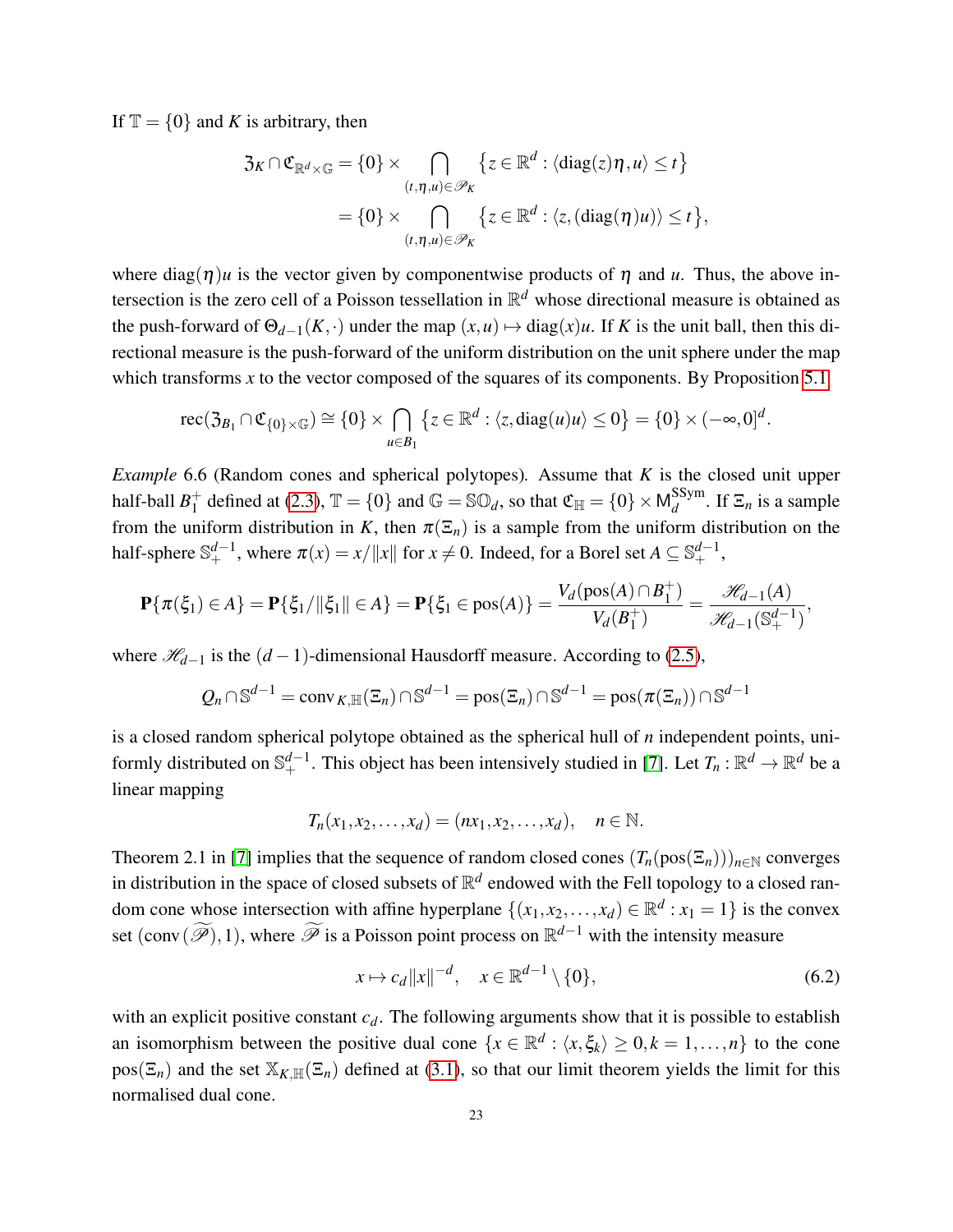If $\mathbb{T} = \{0\}$ and $K$ is arbitrary, then

$$\mathfrak{Z}_K \cap \mathfrak{C}_{\mathbb{R}^d \times \mathbb{G}} = \{0\} \times \bigcap_{(t,\eta,u)\in\mathscr{P}_K} \{z \in \mathbb{R}^d : \langle \operatorname{diag}(z)\eta, u\rangle \le t\}$$

$$= \{0\} \times \bigcap_{(t,\eta,u)\in\mathscr{P}_K} \{z \in \mathbb{R}^d : \langle z, (\operatorname{diag}(\eta)u)\rangle \le t\},$$

where $\operatorname{diag}(\eta)u$ is the vector given by componentwise products of $\eta$ and $u$. Thus, the above intersection is the zero cell of a Poisson tessellation in $\mathbb{R}^d$ whose directional measure is obtained as the push-forward of $\Theta_{d-1}(K,\cdot)$ under the map $(x,u) \mapsto \operatorname{diag}(x)u$. If $K$ is the unit ball, then this directional measure is the push-forward of the uniform distribution on the unit sphere under the map which transforms $x$ to the vector composed of the squares of its components. By Proposition 5.1

$$\operatorname{rec}(\mathfrak{Z}_{B_1} \cap \mathfrak{C}_{\{0\}\times\mathbb{G}}) \cong \{0\} \times \bigcap_{u\in B_1} \{z \in \mathbb{R}^d : \langle z, \operatorname{diag}(u)u\rangle \le 0\} = \{0\} \times (-\infty, 0]^d.$$

*Example* 6.6 (Random cones and spherical polytopes). Assume that $K$ is the closed unit upper half-ball $B_1^+$ defined at (2.3), $\mathbb{T} = \{0\}$ and $\mathbb{G} = \mathbb{SO}_d$, so that $\mathfrak{C}_{\mathbb{H}} = \{0\} \times \mathsf{M}_d^{\mathrm{SSym}}$. If $\Xi_n$ is a sample from the uniform distribution in $K$, then $\pi(\Xi_n)$ is a sample from the uniform distribution on the half-sphere $\mathbb{S}_+^{d-1}$, where $\pi(x) = x/\|x\|$ for $x \ne 0$. Indeed, for a Borel set $A \subseteq \mathbb{S}_+^{d-1}$,

$$\mathbf{P}\{\pi(\xi_1) \in A\} = \mathbf{P}\{\xi_1/\|\xi_1\| \in A\} = \mathbf{P}\{\xi_1 \in \operatorname{pos}(A)\} = \frac{V_d(\operatorname{pos}(A) \cap B_1^+)}{V_d(B_1^+)} = \frac{\mathscr{H}_{d-1}(A)}{\mathscr{H}_{d-1}(\mathbb{S}_+^{d-1})},$$

where $\mathscr{H}_{d-1}$ is the $(d-1)$-dimensional Hausdorff measure. According to (2.5),

$$Q_n \cap \mathbb{S}^{d-1} = \operatorname{conv}_{K,\mathbb{H}}(\Xi_n) \cap \mathbb{S}^{d-1} = \operatorname{pos}(\Xi_n) \cap \mathbb{S}^{d-1} = \operatorname{pos}(\pi(\Xi_n)) \cap \mathbb{S}^{d-1}$$

is a closed random spherical polytope obtained as the spherical hull of $n$ independent points, uniformly distributed on $\mathbb{S}_+^{d-1}$. This object has been intensively studied in [7]. Let $T_n : \mathbb{R}^d \to \mathbb{R}^d$ be a linear mapping

$$T_n(x_1, x_2, \dots, x_d) = (nx_1, x_2, \dots, x_d), \quad n \in \mathbb{N}.$$

Theorem 2.1 in [7] implies that the sequence of random closed cones $(T_n(\operatorname{pos}(\Xi_n)))_{n\in\mathbb{N}}$ converges in distribution in the space of closed subsets of $\mathbb{R}^d$ endowed with the Fell topology to a closed random cone whose intersection with affine hyperplane $\{(x_1, x_2, \dots, x_d) \in \mathbb{R}^d : x_1 = 1\}$ is the convex set $(\operatorname{conv}(\widetilde{\mathscr{P}}), 1)$, where $\widetilde{\mathscr{P}}$ is a Poisson point process on $\mathbb{R}^{d-1}$ with the intensity measure

$$x \mapsto c_d \|x\|^{-d}, \quad x \in \mathbb{R}^{d-1} \setminus \{0\}, \tag{6.2}$$

with an explicit positive constant $c_d$. The following arguments show that it is possible to establish an isomorphism between the positive dual cone $\{x \in \mathbb{R}^d : \langle x, \xi_k\rangle \ge 0, k = 1, \dots, n\}$ to the cone $\operatorname{pos}(\Xi_n)$ and the set $\mathbb{X}_{K,\mathbb{H}}(\Xi_n)$ defined at (3.1), so that our limit theorem yields the limit for this normalised dual cone.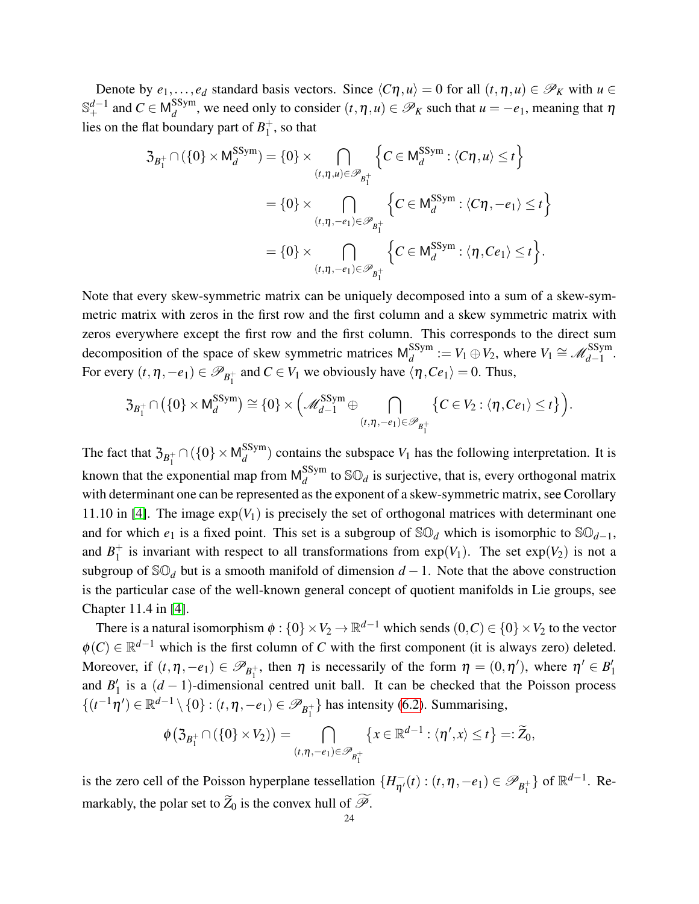Denote by $e_1, \dots, e_d$ standard basis vectors. Since $\langle C\eta, u\rangle = 0$ for all $(t,\eta,u) \in \mathscr{P}_K$ with $u \in \mathbb{S}^{d-1}_+$ and $C \in \mathsf{M}_d^{\mathrm{SSym}}$, we need only to consider $(t,\eta,u) \in \mathscr{P}_K$ such that $u = -e_1$, meaning that $\eta$ lies on the flat boundary part of $B_1^+$, so that

$$
\begin{aligned}
\mathfrak{Z}_{B_1^+} \cap (\{0\} \times \mathsf{M}_d^{\mathrm{SSym}}) &= \{0\} \times \bigcap_{(t,\eta,u)\in\mathscr{P}_{B_1^+}} \Big\{ C \in \mathsf{M}_d^{\mathrm{SSym}} : \langle C\eta, u\rangle \le t \Big\} \\
&= \{0\} \times \bigcap_{(t,\eta,-e_1)\in\mathscr{P}_{B_1^+}} \Big\{ C \in \mathsf{M}_d^{\mathrm{SSym}} : \langle C\eta, -e_1\rangle \le t \Big\} \\
&= \{0\} \times \bigcap_{(t,\eta,-e_1)\in\mathscr{P}_{B_1^+}} \Big\{ C \in \mathsf{M}_d^{\mathrm{SSym}} : \langle \eta, Ce_1\rangle \le t \Big\}.
\end{aligned}
$$

Note that every skew-symmetric matrix can be uniquely decomposed into a sum of a skew-symmetric matrix with zeros in the first row and the first column and a skew symmetric matrix with zeros everywhere except the first row and the first column. This corresponds to the direct sum decomposition of the space of skew symmetric matrices $\mathsf{M}_d^{\mathrm{SSym}} := V_1 \oplus V_2$, where $V_1 \cong \mathscr{M}_{d-1}^{\mathrm{SSym}}$. For every $(t,\eta,-e_1) \in \mathscr{P}_{B_1^+}$ and $C \in V_1$ we obviously have $\langle \eta, Ce_1\rangle = 0$. Thus,

$$
\mathfrak{Z}_{B_1^+} \cap \big(\{0\} \times \mathsf{M}_d^{\mathrm{SSym}}\big) \cong \{0\} \times \Big( \mathscr{M}_{d-1}^{\mathrm{SSym}} \oplus \bigcap_{(t,\eta,-e_1)\in\mathscr{P}_{B_1^+}} \big\{ C \in V_2 : \langle \eta, Ce_1\rangle \le t \big\} \Big).
$$

The fact that $\mathfrak{Z}_{B_1^+} \cap (\{0\} \times \mathsf{M}_d^{\mathrm{SSym}})$ contains the subspace $V_1$ has the following interpretation. It is known that the exponential map from $\mathsf{M}_d^{\mathrm{SSym}}$ to $\mathbb{SO}_d$ is surjective, that is, every orthogonal matrix with determinant one can be represented as the exponent of a skew-symmetric matrix, see Corollary 11.10 in [4]. The image $\exp(V_1)$ is precisely the set of orthogonal matrices with determinant one and for which $e_1$ is a fixed point. This set is a subgroup of $\mathbb{SO}_d$ which is isomorphic to $\mathbb{SO}_{d-1}$, and $B_1^+$ is invariant with respect to all transformations from $\exp(V_1)$. The set $\exp(V_2)$ is not a subgroup of $\mathbb{SO}_d$ but is a smooth manifold of dimension $d-1$. Note that the above construction is the particular case of the well-known general concept of quotient manifolds in Lie groups, see Chapter 11.4 in [4].

There is a natural isomorphism $\phi : \{0\} \times V_2 \to \mathbb{R}^{d-1}$ which sends $(0, C) \in \{0\} \times V_2$ to the vector $\phi(C) \in \mathbb{R}^{d-1}$ which is the first column of $C$ with the first component (it is always zero) deleted. Moreover, if $(t,\eta,-e_1) \in \mathscr{P}_{B_1^+}$, then $\eta$ is necessarily of the form $\eta = (0,\eta')$, where $\eta' \in B_1'$ and $B_1'$ is a $(d-1)$-dimensional centred unit ball. It can be checked that the Poisson process $\{(t^{-1}\eta') \in \mathbb{R}^{d-1} \setminus \{0\} : (t,\eta,-e_1) \in \mathscr{P}_{B_1^+}\}$ has intensity (6.2). Summarising,

$$
\phi\big(\mathfrak{Z}_{B_1^+} \cap (\{0\} \times V_2)\big) = \bigcap_{(t,\eta,-e_1)\in\mathscr{P}_{B_1^+}} \big\{ x \in \mathbb{R}^{d-1} : \langle \eta', x\rangle \le t \big\} =: \widetilde{Z}_0,
$$

is the zero cell of the Poisson hyperplane tessellation $\{H^-_{\eta'}(t) : (t,\eta,-e_1) \in \mathscr{P}_{B_1^+}\}$ of $\mathbb{R}^{d-1}$. Remarkably, the polar set to $\widetilde{Z}_0$ is the convex hull of $\widetilde{\mathscr{P}}$.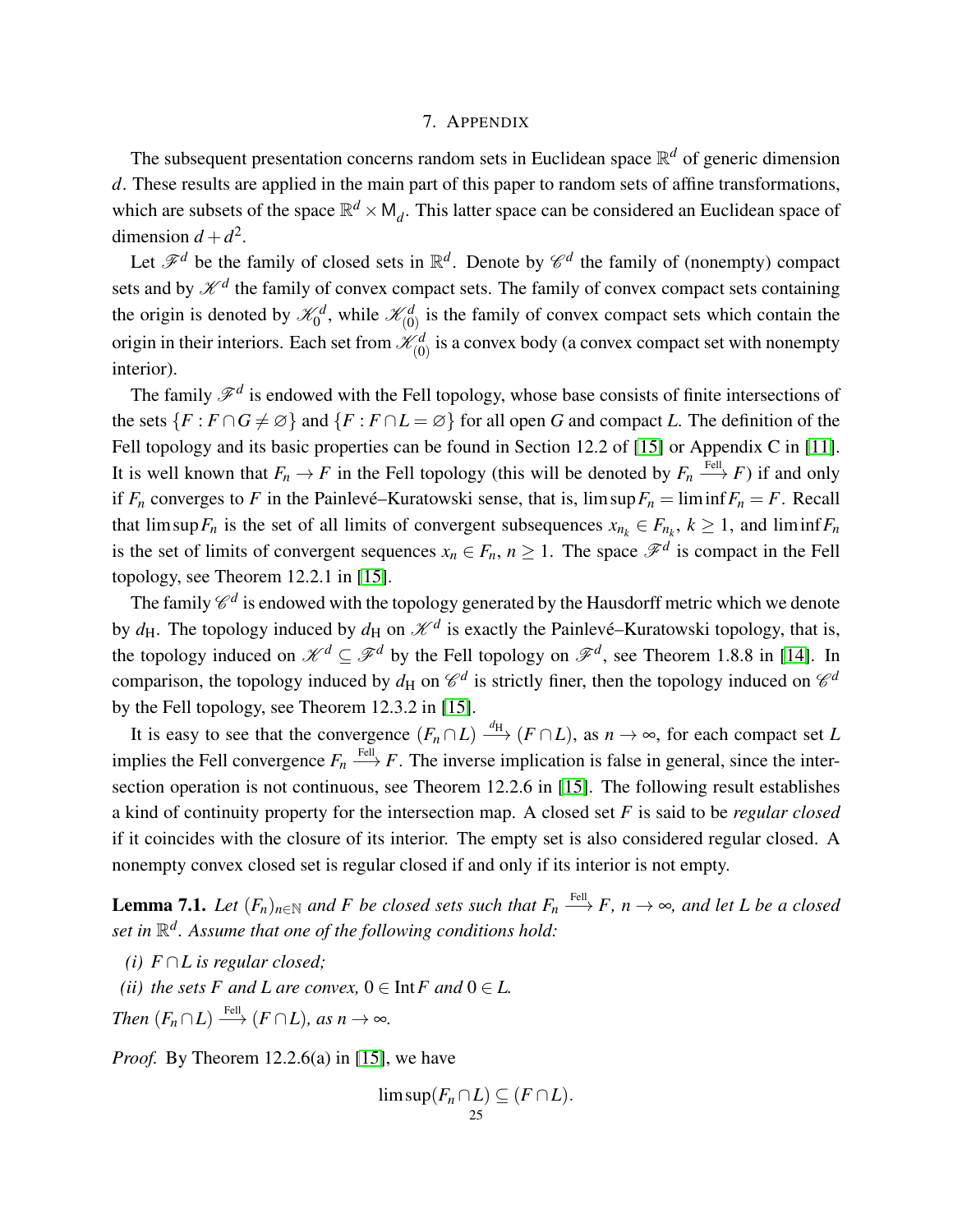# 7. Appendix

The subsequent presentation concerns random sets in Euclidean space $\mathbb{R}^d$ of generic dimension $d$. These results are applied in the main part of this paper to random sets of affine transformations, which are subsets of the space $\mathbb{R}^d \times \mathsf{M}_d$. This latter space can be considered an Euclidean space of dimension $d + d^2$.

Let $\mathscr{F}^d$ be the family of closed sets in $\mathbb{R}^d$. Denote by $\mathscr{C}^d$ the family of (nonempty) compact sets and by $\mathscr{K}^d$ the family of convex compact sets. The family of convex compact sets containing the origin is denoted by $\mathscr{K}^d_0$, while $\mathscr{K}^d_{(0)}$ is the family of convex compact sets which contain the origin in their interiors. Each set from $\mathscr{K}^d_{(0)}$ is a convex body (a convex compact set with nonempty interior).

The family $\mathscr{F}^d$ is endowed with the Fell topology, whose base consists of finite intersections of the sets $\{F : F \cap G \neq \varnothing\}$ and $\{F : F \cap L = \varnothing\}$ for all open $G$ and compact $L$. The definition of the Fell topology and its basic properties can be found in Section 12.2 of [15] or Appendix C in [11]. It is well known that $F_n \to F$ in the Fell topology (this will be denoted by $F_n \xrightarrow{\text{Fell}} F$) if and only if $F_n$ converges to $F$ in the Painlevé–Kuratowski sense, that is, $\limsup F_n = \liminf F_n = F$. Recall that $\limsup F_n$ is the set of all limits of convergent subsequences $x_{n_k} \in F_{n_k}$, $k \geq 1$, and $\liminf F_n$ is the set of limits of convergent sequences $x_n \in F_n$, $n \geq 1$. The space $\mathscr{F}^d$ is compact in the Fell topology, see Theorem 12.2.1 in [15].

The family $\mathscr{C}^d$ is endowed with the topology generated by the Hausdorff metric which we denote by $d_{\mathrm{H}}$. The topology induced by $d_{\mathrm{H}}$ on $\mathscr{K}^d$ is exactly the Painlevé–Kuratowski topology, that is, the topology induced on $\mathscr{K}^d \subseteq \mathscr{F}^d$ by the Fell topology on $\mathscr{F}^d$, see Theorem 1.8.8 in [14]. In comparison, the topology induced by $d_{\mathrm{H}}$ on $\mathscr{C}^d$ is strictly finer, then the topology induced on $\mathscr{C}^d$ by the Fell topology, see Theorem 12.3.2 in [15].

It is easy to see that the convergence $(F_n \cap L) \xrightarrow{d_{\mathrm{H}}} (F \cap L)$, as $n \to \infty$, for each compact set $L$ implies the Fell convergence $F_n \xrightarrow{\text{Fell}} F$. The inverse implication is false in general, since the intersection operation is not continuous, see Theorem 12.2.6 in [15]. The following result establishes a kind of continuity property for the intersection map. A closed set $F$ is said to be *regular closed* if it coincides with the closure of its interior. The empty set is also considered regular closed. A nonempty convex closed set is regular closed if and only if its interior is not empty.

**Lemma 7.1.** *Let $(F_n)_{n\in\mathbb{N}}$ and $F$ be closed sets such that $F_n \xrightarrow{\text{Fell}} F$, $n \to \infty$, and let $L$ be a closed set in $\mathbb{R}^d$. Assume that one of the following conditions hold:*

*(i) $F \cap L$ is regular closed;*

*(ii) the sets $F$ and $L$ are convex, $0 \in \operatorname{Int} F$ and $0 \in L$.*

*Then $(F_n \cap L) \xrightarrow{\text{Fell}} (F \cap L)$, as $n \to \infty$.*

*Proof.* By Theorem 12.2.6(a) in [15], we have

$$\limsup(F_n \cap L) \subseteq (F \cap L).$$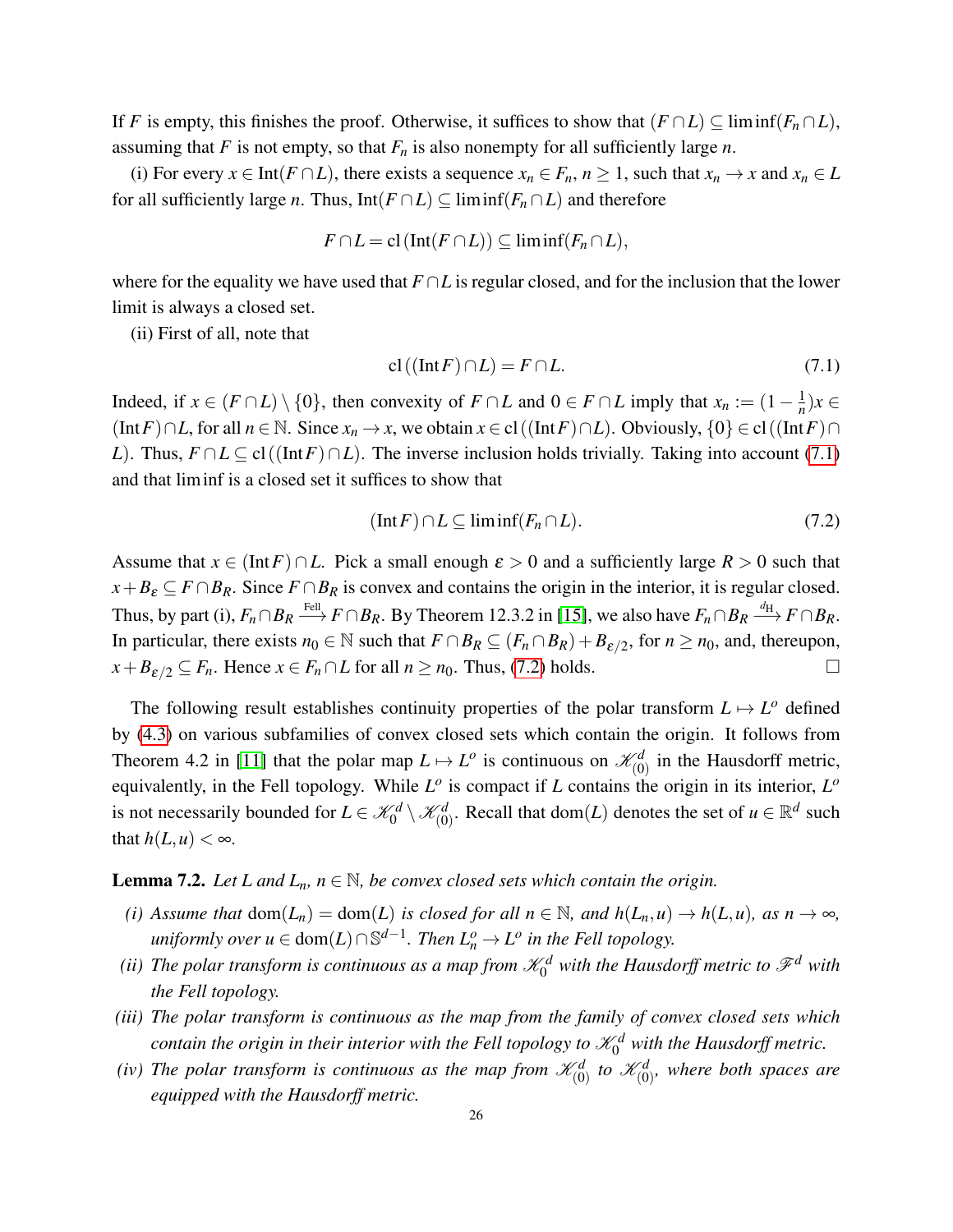If $F$ is empty, this finishes the proof. Otherwise, it suffices to show that $(F \cap L) \subseteq \liminf(F_n \cap L)$, assuming that $F$ is not empty, so that $F_n$ is also nonempty for all sufficiently large $n$.

(i) For every $x \in \operatorname{Int}(F \cap L)$, there exists a sequence $x_n \in F_n$, $n \geq 1$, such that $x_n \to x$ and $x_n \in L$ for all sufficiently large $n$. Thus, $\operatorname{Int}(F \cap L) \subseteq \liminf(F_n \cap L)$ and therefore

$$F \cap L = \operatorname{cl}(\operatorname{Int}(F \cap L)) \subseteq \liminf(F_n \cap L),$$

where for the equality we have used that $F \cap L$ is regular closed, and for the inclusion that the lower limit is always a closed set.

(ii) First of all, note that

$$\operatorname{cl}((\operatorname{Int} F) \cap L) = F \cap L. \tag{7.1}$$

Indeed, if $x \in (F \cap L) \setminus \{0\}$, then convexity of $F \cap L$ and $0 \in F \cap L$ imply that $x_n := (1 - \frac{1}{n})x \in (\operatorname{Int} F) \cap L$, for all $n \in \mathbb{N}$. Since $x_n \to x$, we obtain $x \in \operatorname{cl}((\operatorname{Int} F) \cap L)$. Obviously, $\{0\} \in \operatorname{cl}((\operatorname{Int} F) \cap L)$. Thus, $F \cap L \subseteq \operatorname{cl}((\operatorname{Int} F) \cap L)$. The inverse inclusion holds trivially. Taking into account (7.1) and that $\liminf$ is a closed set it suffices to show that

$$(\operatorname{Int} F) \cap L \subseteq \liminf(F_n \cap L). \tag{7.2}$$

Assume that $x \in (\operatorname{Int} F) \cap L$. Pick a small enough $\varepsilon > 0$ and a sufficiently large $R > 0$ such that $x + B_\varepsilon \subseteq F \cap B_R$. Since $F \cap B_R$ is convex and contains the origin in the interior, it is regular closed. Thus, by part (i), $F_n \cap B_R \xrightarrow{\text{Fell}} F \cap B_R$. By Theorem 12.3.2 in [15], we also have $F_n \cap B_R \xrightarrow{d_{\mathrm{H}}} F \cap B_R$. In particular, there exists $n_0 \in \mathbb{N}$ such that $F \cap B_R \subseteq (F_n \cap B_R) + B_{\varepsilon/2}$, for $n \geq n_0$, and, thereupon, $x + B_{\varepsilon/2} \subseteq F_n$. Hence $x \in F_n \cap L$ for all $n \geq n_0$. Thus, (7.2) holds. $\square$

The following result establishes continuity properties of the polar transform $L \mapsto L^o$ defined by (4.3) on various subfamilies of convex closed sets which contain the origin. It follows from Theorem 4.2 in [11] that the polar map $L \mapsto L^o$ is continuous on $\mathscr{K}^d_{(0)}$ in the Hausdorff metric, equivalently, in the Fell topology. While $L^o$ is compact if $L$ contains the origin in its interior, $L^o$ is not necessarily bounded for $L \in \mathscr{K}^d_0 \setminus \mathscr{K}^d_{(0)}$. Recall that $\operatorname{dom}(L)$ denotes the set of $u \in \mathbb{R}^d$ such that $h(L,u) < \infty$.

**Lemma 7.2.** *Let $L$ and $L_n$, $n \in \mathbb{N}$, be convex closed sets which contain the origin.*

- *(i) Assume that $\operatorname{dom}(L_n) = \operatorname{dom}(L)$ is closed for all $n \in \mathbb{N}$, and $h(L_n,u) \to h(L,u)$, as $n \to \infty$, uniformly over $u \in \operatorname{dom}(L) \cap \mathbb{S}^{d-1}$. Then $L_n^o \to L^o$ in the Fell topology.*
- *(ii) The polar transform is continuous as a map from $\mathscr{K}^d_0$ with the Hausdorff metric to $\mathscr{F}^d$ with the Fell topology.*
- *(iii) The polar transform is continuous as the map from the family of convex closed sets which contain the origin in their interior with the Fell topology to $\mathscr{K}^d_0$ with the Hausdorff metric.*
- *(iv) The polar transform is continuous as the map from $\mathscr{K}^d_{(0)}$ to $\mathscr{K}^d_{(0)}$, where both spaces are equipped with the Hausdorff metric.*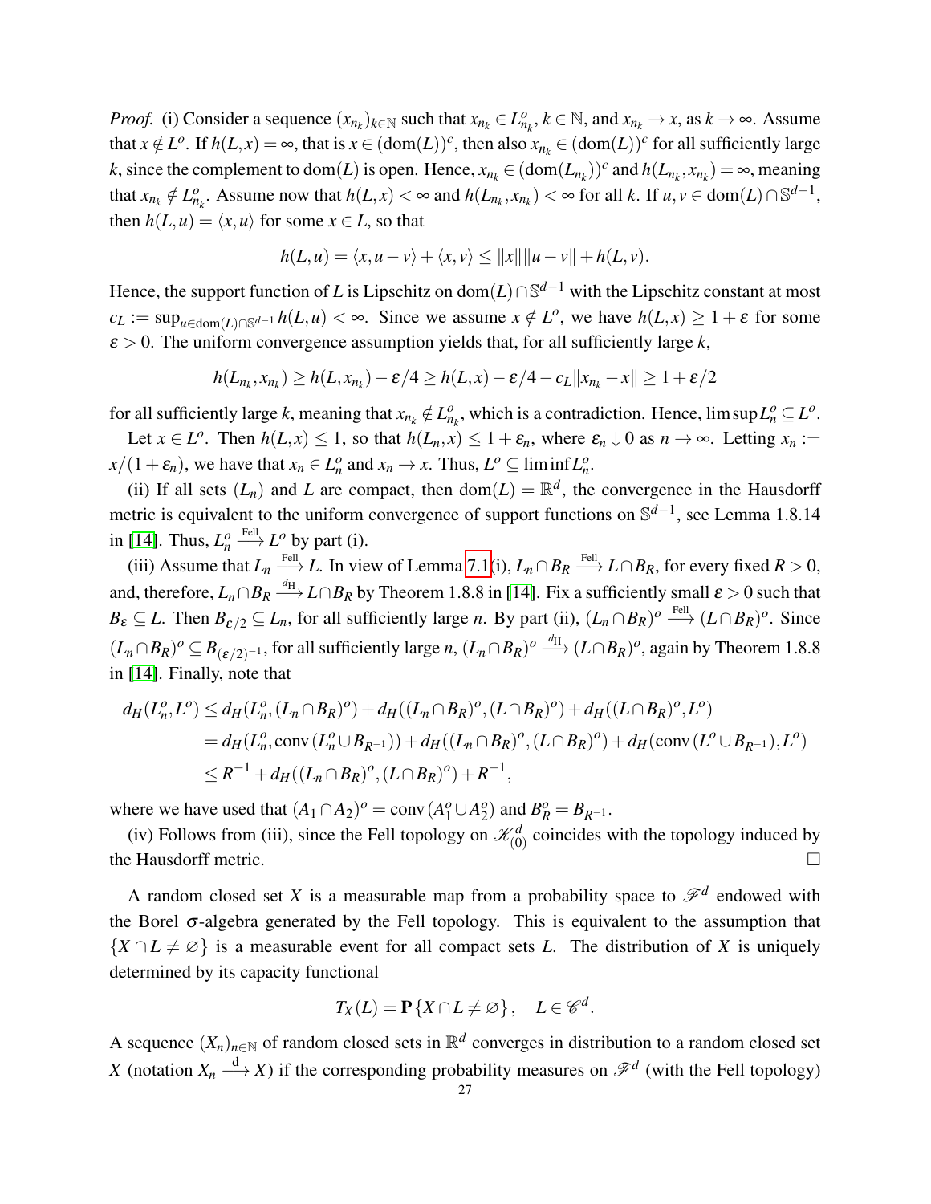*Proof.* (i) Consider a sequence $(x_{n_k})_{k\in\mathbb{N}}$ such that $x_{n_k} \in L^o_{n_k}$, $k \in \mathbb{N}$, and $x_{n_k} \to x$, as $k \to \infty$. Assume that $x \notin L^o$. If $h(L,x) = \infty$, that is $x \in (\mathrm{dom}(L))^c$, then also $x_{n_k} \in (\mathrm{dom}(L))^c$ for all sufficiently large $k$, since the complement to $\mathrm{dom}(L)$ is open. Hence, $x_{n_k} \in (\mathrm{dom}(L_{n_k}))^c$ and $h(L_{n_k}, x_{n_k}) = \infty$, meaning that $x_{n_k} \notin L^o_{n_k}$. Assume now that $h(L,x) < \infty$ and $h(L_{n_k}, x_{n_k}) < \infty$ for all $k$. If $u, v \in \mathrm{dom}(L) \cap \mathbb{S}^{d-1}$, then $h(L,u) = \langle x, u \rangle$ for some $x \in L$, so that

$$h(L,u) = \langle x, u - v \rangle + \langle x, v \rangle \leq \|x\| \|u - v\| + h(L,v).$$

Hence, the support function of $L$ is Lipschitz on $\mathrm{dom}(L) \cap \mathbb{S}^{d-1}$ with the Lipschitz constant at most $c_L := \sup_{u \in \mathrm{dom}(L)\cap\mathbb{S}^{d-1}} h(L,u) < \infty$. Since we assume $x \notin L^o$, we have $h(L,x) \geq 1 + \varepsilon$ for some $\varepsilon > 0$. The uniform convergence assumption yields that, for all sufficiently large $k$,

$$h(L_{n_k}, x_{n_k}) \geq h(L, x_{n_k}) - \varepsilon/4 \geq h(L,x) - \varepsilon/4 - c_L \|x_{n_k} - x\| \geq 1 + \varepsilon/2$$

for all sufficiently large $k$, meaning that $x_{n_k} \notin L^o_{n_k}$, which is a contradiction. Hence, $\limsup L^o_n \subseteq L^o$.

Let $x \in L^o$. Then $h(L,x) \leq 1$, so that $h(L_n, x) \leq 1 + \varepsilon_n$, where $\varepsilon_n \downarrow 0$ as $n \to \infty$. Letting $x_n := x/(1+\varepsilon_n)$, we have that $x_n \in L^o_n$ and $x_n \to x$. Thus, $L^o \subseteq \liminf L^o_n$.

(ii) If all sets $(L_n)$ and $L$ are compact, then $\mathrm{dom}(L) = \mathbb{R}^d$, the convergence in the Hausdorff metric is equivalent to the uniform convergence of support functions on $\mathbb{S}^{d-1}$, see Lemma 1.8.14 in [14]. Thus, $L^o_n \xrightarrow{\text{Fell}} L^o$ by part (i).

(iii) Assume that $L_n \xrightarrow{\text{Fell}} L$. In view of Lemma 7.1(i), $L_n \cap B_R \xrightarrow{\text{Fell}} L \cap B_R$, for every fixed $R > 0$, and, therefore, $L_n \cap B_R \xrightarrow{d_{\text{H}}} L \cap B_R$ by Theorem 1.8.8 in [14]. Fix a sufficiently small $\varepsilon > 0$ such that $B_\varepsilon \subseteq L$. Then $B_{\varepsilon/2} \subseteq L_n$, for all sufficiently large $n$. By part (ii), $(L_n \cap B_R)^o \xrightarrow{\text{Fell}} (L \cap B_R)^o$. Since $(L_n \cap B_R)^o \subseteq B_{(\varepsilon/2)^{-1}}$, for all sufficiently large $n$, $(L_n \cap B_R)^o \xrightarrow{d_{\text{H}}} (L \cap B_R)^o$, again by Theorem 1.8.8 in [14]. Finally, note that

$$\begin{aligned}
d_H(L^o_n, L^o) &\leq d_H(L^o_n, (L_n \cap B_R)^o) + d_H((L_n \cap B_R)^o, (L \cap B_R)^o) + d_H((L \cap B_R)^o, L^o) \\
&= d_H(L^o_n, \mathrm{conv}\,(L^o_n \cup B_{R^{-1}})) + d_H((L_n \cap B_R)^o, (L \cap B_R)^o) + d_H(\mathrm{conv}\,(L^o \cup B_{R^{-1}}), L^o) \\
&\leq R^{-1} + d_H((L_n \cap B_R)^o, (L \cap B_R)^o) + R^{-1},
\end{aligned}$$

where we have used that $(A_1 \cap A_2)^o = \mathrm{conv}\,(A^o_1 \cup A^o_2)$ and $B^o_R = B_{R^{-1}}$.

(iv) Follows from (iii), since the Fell topology on $\mathscr{K}^d_{(0)}$ coincides with the topology induced by the Hausdorff metric. $\square$

A random closed set $X$ is a measurable map from a probability space to $\mathscr{F}^d$ endowed with the Borel $\sigma$-algebra generated by the Fell topology. This is equivalent to the assumption that $\{X \cap L \neq \varnothing\}$ is a measurable event for all compact sets $L$. The distribution of $X$ is uniquely determined by its capacity functional

$$T_X(L) = \mathbf{P}\{X \cap L \neq \varnothing\}, \quad L \in \mathscr{C}^d.$$

A sequence $(X_n)_{n\in\mathbb{N}}$ of random closed sets in $\mathbb{R}^d$ converges in distribution to a random closed set $X$ (notation $X_n \xrightarrow{\text{d}} X$) if the corresponding probability measures on $\mathscr{F}^d$ (with the Fell topology)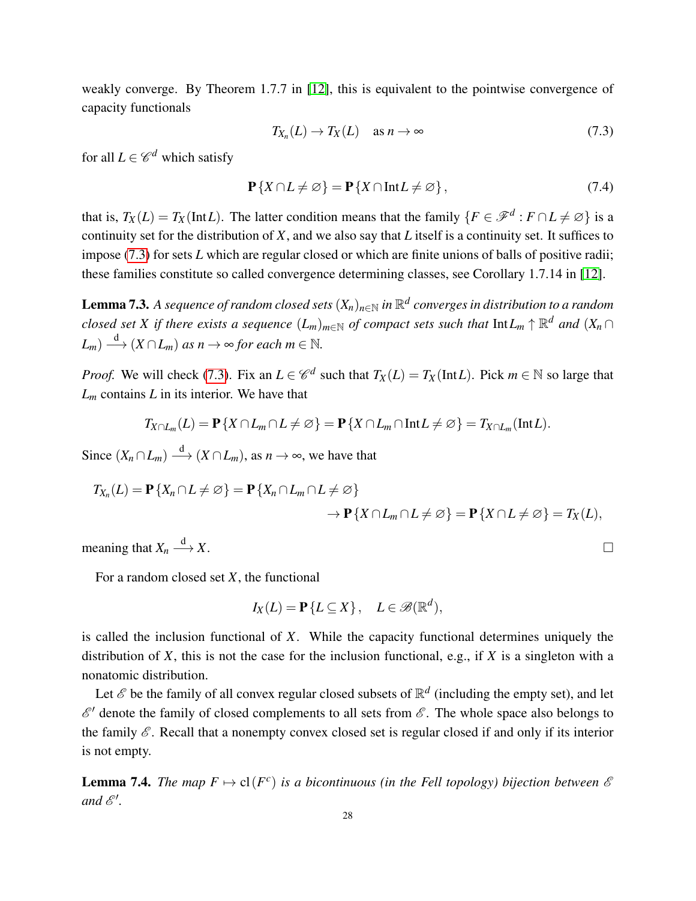weakly converge. By Theorem 1.7.7 in [12], this is equivalent to the pointwise convergence of capacity functionals

$$T_{X_n}(L) \to T_X(L) \quad \text{as } n \to \infty \tag{7.3}$$

for all $L \in \mathscr{C}^d$ which satisfy

$$\mathbf{P}\{X \cap L \neq \varnothing\} = \mathbf{P}\{X \cap \operatorname{Int} L \neq \varnothing\}, \tag{7.4}$$

that is, $T_X(L) = T_X(\operatorname{Int} L)$. The latter condition means that the family $\{F \in \mathscr{F}^d : F \cap L \neq \varnothing\}$ is a continuity set for the distribution of $X$, and we also say that $L$ itself is a continuity set. It suffices to impose (7.3) for sets $L$ which are regular closed or which are finite unions of balls of positive radii; these families constitute so called convergence determining classes, see Corollary 1.7.14 in [12].

**Lemma 7.3.** *A sequence of random closed sets $(X_n)_{n\in\mathbb{N}}$ in $\mathbb{R}^d$ converges in distribution to a random closed set $X$ if there exists a sequence $(L_m)_{m\in\mathbb{N}}$ of compact sets such that $\operatorname{Int} L_m \uparrow \mathbb{R}^d$ and $(X_n \cap L_m) \xrightarrow{\text{d}} (X \cap L_m)$ as $n \to \infty$ for each $m \in \mathbb{N}$.*

*Proof.* We will check (7.3). Fix an $L \in \mathscr{C}^d$ such that $T_X(L) = T_X(\operatorname{Int} L)$. Pick $m \in \mathbb{N}$ so large that $L_m$ contains $L$ in its interior. We have that

$$T_{X\cap L_m}(L) = \mathbf{P}\{X \cap L_m \cap L \neq \varnothing\} = \mathbf{P}\{X \cap L_m \cap \operatorname{Int} L \neq \varnothing\} = T_{X\cap L_m}(\operatorname{Int} L).$$

Since $(X_n \cap L_m) \xrightarrow{\text{d}} (X \cap L_m)$, as $n \to \infty$, we have that

$$\begin{aligned} T_{X_n}(L) = \mathbf{P}\{X_n \cap L \neq \varnothing\} &= \mathbf{P}\{X_n \cap L_m \cap L \neq \varnothing\} \\ &\to \mathbf{P}\{X \cap L_m \cap L \neq \varnothing\} = \mathbf{P}\{X \cap L \neq \varnothing\} = T_X(L), \end{aligned}$$

meaning that $X_n \xrightarrow{\text{d}} X$. $\square$

For a random closed set $X$, the functional

$$I_X(L) = \mathbf{P}\{L \subseteq X\}, \quad L \in \mathscr{B}(\mathbb{R}^d),$$

is called the inclusion functional of $X$. While the capacity functional determines uniquely the distribution of $X$, this is not the case for the inclusion functional, e.g., if $X$ is a singleton with a nonatomic distribution.

Let $\mathscr{E}$ be the family of all convex regular closed subsets of $\mathbb{R}^d$ (including the empty set), and let $\mathscr{E}'$ denote the family of closed complements to all sets from $\mathscr{E}$. The whole space also belongs to the family $\mathscr{E}$. Recall that a nonempty convex closed set is regular closed if and only if its interior is not empty.

**Lemma 7.4.** *The map $F \mapsto \operatorname{cl}(F^c)$ is a bicontinuous (in the Fell topology) bijection between $\mathscr{E}$ and $\mathscr{E}'$.*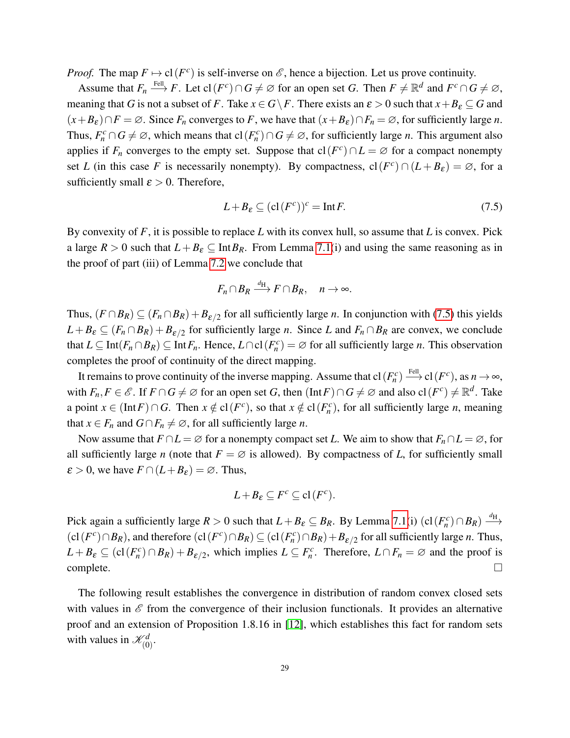*Proof.* The map $F \mapsto \mathrm{cl}\,(F^c)$ is self-inverse on $\mathscr{E}$, hence a bijection. Let us prove continuity.

Assume that $F_n \xrightarrow{\text{Fell}} F$. Let $\mathrm{cl}\,(F^c) \cap G \neq \varnothing$ for an open set $G$. Then $F \neq \mathbb{R}^d$ and $F^c \cap G \neq \varnothing$, meaning that $G$ is not a subset of $F$. Take $x \in G \setminus F$. There exists an $\varepsilon > 0$ such that $x + B_\varepsilon \subseteq G$ and $(x + B_\varepsilon) \cap F = \varnothing$. Since $F_n$ converges to $F$, we have that $(x + B_\varepsilon) \cap F_n = \varnothing$, for sufficiently large $n$. Thus, $F_n^c \cap G \neq \varnothing$, which means that $\mathrm{cl}\,(F_n^c) \cap G \neq \varnothing$, for sufficiently large $n$. This argument also applies if $F_n$ converges to the empty set. Suppose that $\mathrm{cl}\,(F^c) \cap L = \varnothing$ for a compact nonempty set $L$ (in this case $F$ is necessarily nonempty). By compactness, $\mathrm{cl}\,(F^c) \cap (L + B_\varepsilon) = \varnothing$, for a sufficiently small $\varepsilon > 0$. Therefore,

$$L + B_\varepsilon \subseteq (\mathrm{cl}\,(F^c))^c = \mathrm{Int}\,F. \tag{7.5}$$

By convexity of $F$, it is possible to replace $L$ with its convex hull, so assume that $L$ is convex. Pick a large $R > 0$ such that $L + B_\varepsilon \subseteq \mathrm{Int}\,B_R$. From Lemma 7.1(i) and using the same reasoning as in the proof of part (iii) of Lemma 7.2 we conclude that

$$F_n \cap B_R \xrightarrow{d_{\mathrm{H}}} F \cap B_R, \quad n \to \infty.$$

Thus, $(F \cap B_R) \subseteq (F_n \cap B_R) + B_{\varepsilon/2}$ for all sufficiently large $n$. In conjunction with (7.5) this yields $L + B_\varepsilon \subseteq (F_n \cap B_R) + B_{\varepsilon/2}$ for sufficiently large $n$. Since $L$ and $F_n \cap B_R$ are convex, we conclude that $L \subseteq \mathrm{Int}(F_n \cap B_R) \subseteq \mathrm{Int}\,F_n$. Hence, $L \cap \mathrm{cl}\,(F_n^c) = \varnothing$ for all sufficiently large $n$. This observation completes the proof of continuity of the direct mapping.

It remains to prove continuity of the inverse mapping. Assume that $\mathrm{cl}\,(F_n^c) \xrightarrow{\text{Fell}} \mathrm{cl}\,(F^c)$, as $n \to \infty$, with $F_n, F \in \mathscr{E}$. If $F \cap G \neq \varnothing$ for an open set $G$, then $(\mathrm{Int}\,F) \cap G \neq \varnothing$ and also $\mathrm{cl}\,(F^c) \neq \mathbb{R}^d$. Take a point $x \in (\mathrm{Int}\,F) \cap G$. Then $x \notin \mathrm{cl}\,(F^c)$, so that $x \notin \mathrm{cl}\,(F_n^c)$, for all sufficiently large $n$, meaning that $x \in F_n$ and $G \cap F_n \neq \varnothing$, for all sufficiently large $n$.

Now assume that $F \cap L = \varnothing$ for a nonempty compact set $L$. We aim to show that $F_n \cap L = \varnothing$, for all sufficiently large $n$ (note that $F = \varnothing$ is allowed). By compactness of $L$, for sufficiently small $\varepsilon > 0$, we have $F \cap (L + B_\varepsilon) = \varnothing$. Thus,

$$L + B_\varepsilon \subseteq F^c \subseteq \mathrm{cl}\,(F^c).$$

Pick again a sufficiently large $R > 0$ such that $L + B_\varepsilon \subseteq B_R$. By Lemma 7.1(i) $(\mathrm{cl}\,(F_n^c) \cap B_R) \xrightarrow{d_{\mathrm{H}}} (\mathrm{cl}\,(F^c) \cap B_R)$, and therefore $(\mathrm{cl}\,(F^c) \cap B_R) \subseteq (\mathrm{cl}\,(F_n^c) \cap B_R) + B_{\varepsilon/2}$ for all sufficiently large $n$. Thus, $L + B_\varepsilon \subseteq (\mathrm{cl}\,(F_n^c) \cap B_R) + B_{\varepsilon/2}$, which implies $L \subseteq F_n^c$. Therefore, $L \cap F_n = \varnothing$ and the proof is complete. $\square$

The following result establishes the convergence in distribution of random convex closed sets with values in $\mathscr{E}$ from the convergence of their inclusion functionals. It provides an alternative proof and an extension of Proposition 1.8.16 in [12], which establishes this fact for random sets with values in $\mathscr{K}^d_{(0)}$.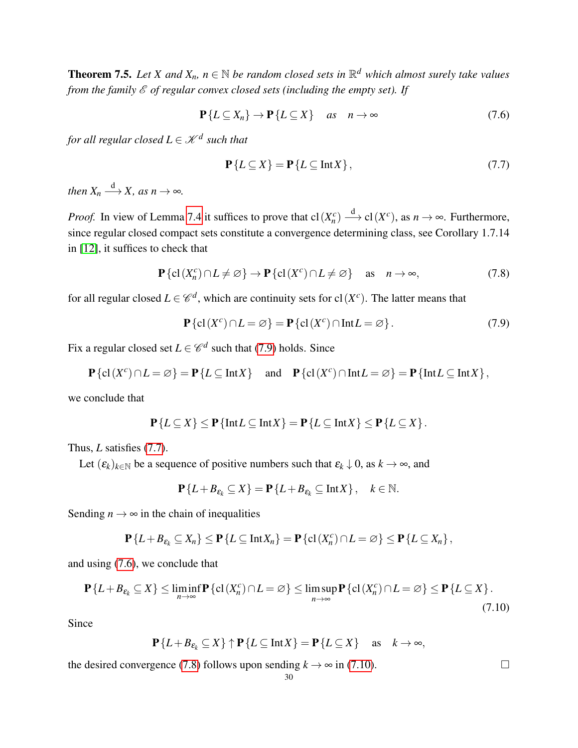**Theorem 7.5.** *Let $X$ and $X_n$, $n \in \mathbb{N}$ be random closed sets in $\mathbb{R}^d$ which almost surely take values from the family $\mathscr{E}$ of regular convex closed sets (including the empty set). If*

$$\mathbf{P}\{L \subseteq X_n\} \to \mathbf{P}\{L \subseteq X\} \quad \text{as} \quad n \to \infty \tag{7.6}$$

*for all regular closed $L \in \mathscr{K}^d$ such that*

$$\mathbf{P}\{L \subseteq X\} = \mathbf{P}\{L \subseteq \operatorname{Int} X\}, \tag{7.7}$$

*then $X_n \xrightarrow{\text{d}} X$, as $n \to \infty$.*

*Proof.* In view of Lemma 7.4 it suffices to prove that $\operatorname{cl}(X_n^c) \xrightarrow{\text{d}} \operatorname{cl}(X^c)$, as $n \to \infty$. Furthermore, since regular closed compact sets constitute a convergence determining class, see Corollary 1.7.14 in [12], it suffices to check that

$$\mathbf{P}\{\operatorname{cl}(X_n^c) \cap L \neq \varnothing\} \to \mathbf{P}\{\operatorname{cl}(X^c) \cap L \neq \varnothing\} \quad \text{as} \quad n \to \infty, \tag{7.8}$$

for all regular closed $L \in \mathscr{C}^d$, which are continuity sets for $\operatorname{cl}(X^c)$. The latter means that

$$\mathbf{P}\{\operatorname{cl}(X^c) \cap L = \varnothing\} = \mathbf{P}\{\operatorname{cl}(X^c) \cap \operatorname{Int} L = \varnothing\}. \tag{7.9}$$

Fix a regular closed set $L \in \mathscr{C}^d$ such that (7.9) holds. Since

$$\mathbf{P}\{\operatorname{cl}(X^c) \cap L = \varnothing\} = \mathbf{P}\{L \subseteq \operatorname{Int} X\} \quad \text{and} \quad \mathbf{P}\{\operatorname{cl}(X^c) \cap \operatorname{Int} L = \varnothing\} = \mathbf{P}\{\operatorname{Int} L \subseteq \operatorname{Int} X\},$$

we conclude that

$$\mathbf{P}\{L \subseteq X\} \leq \mathbf{P}\{\operatorname{Int} L \subseteq \operatorname{Int} X\} = \mathbf{P}\{L \subseteq \operatorname{Int} X\} \leq \mathbf{P}\{L \subseteq X\}.$$

Thus, $L$ satisfies (7.7).

Let $(\varepsilon_k)_{k \in \mathbb{N}}$ be a sequence of positive numbers such that $\varepsilon_k \downarrow 0$, as $k \to \infty$, and

$$\mathbf{P}\{L + B_{\varepsilon_k} \subseteq X\} = \mathbf{P}\{L + B_{\varepsilon_k} \subseteq \operatorname{Int} X\}, \quad k \in \mathbb{N}.$$

Sending $n \to \infty$ in the chain of inequalities

$$\mathbf{P}\{L + B_{\varepsilon_k} \subseteq X_n\} \leq \mathbf{P}\{L \subseteq \operatorname{Int} X_n\} = \mathbf{P}\{\operatorname{cl}(X_n^c) \cap L = \varnothing\} \leq \mathbf{P}\{L \subseteq X_n\},$$

and using (7.6), we conclude that

$$\mathbf{P}\{L + B_{\varepsilon_k} \subseteq X\} \leq \liminf_{n \to \infty} \mathbf{P}\{\operatorname{cl}(X_n^c) \cap L = \varnothing\} \leq \limsup_{n \to \infty} \mathbf{P}\{\operatorname{cl}(X_n^c) \cap L = \varnothing\} \leq \mathbf{P}\{L \subseteq X\}. \tag{7.10}$$

Since

$$\mathbf{P}\{L + B_{\varepsilon_k} \subseteq X\} \uparrow \mathbf{P}\{L \subseteq \operatorname{Int} X\} = \mathbf{P}\{L \subseteq X\} \quad \text{as} \quad k \to \infty,$$

the desired convergence (7.8) follows upon sending $k \to \infty$ in (7.10). $\square$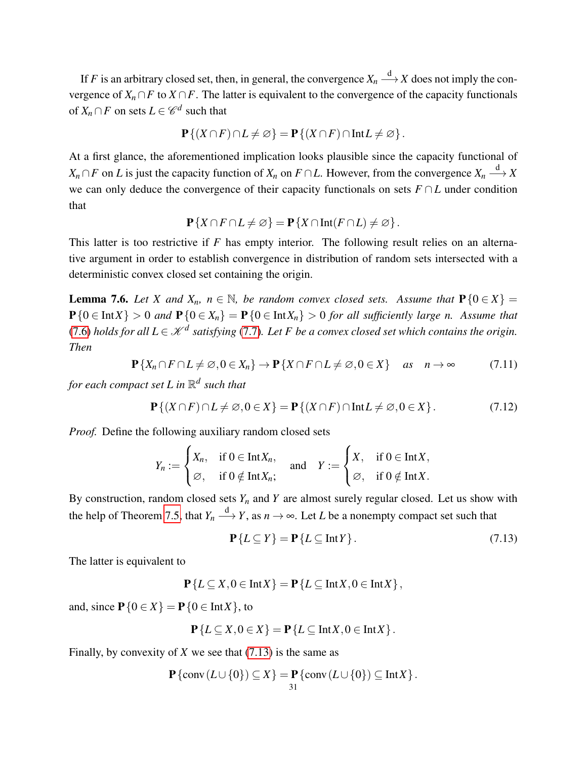If $F$ is an arbitrary closed set, then, in general, the convergence $X_n \xrightarrow{\text{d}} X$ does not imply the convergence of $X_n \cap F$ to $X \cap F$. The latter is equivalent to the convergence of the capacity functionals of $X_n \cap F$ on sets $L \in \mathscr{C}^d$ such that

$$\mathbf{P}\{(X \cap F) \cap L \neq \varnothing\} = \mathbf{P}\{(X \cap F) \cap \operatorname{Int} L \neq \varnothing\}.$$

At a first glance, the aforementioned implication looks plausible since the capacity functional of $X_n \cap F$ on $L$ is just the capacity function of $X_n$ on $F \cap L$. However, from the convergence $X_n \xrightarrow{\text{d}} X$ we can only deduce the convergence of their capacity functionals on sets $F \cap L$ under condition that

$$\mathbf{P}\{X \cap F \cap L \neq \varnothing\} = \mathbf{P}\{X \cap \operatorname{Int}(F \cap L) \neq \varnothing\}.$$

This latter is too restrictive if $F$ has empty interior. The following result relies on an alternative argument in order to establish convergence in distribution of random sets intersected with a deterministic convex closed set containing the origin.

**Lemma 7.6.** *Let $X$ and $X_n$, $n \in \mathbb{N}$, be random convex closed sets. Assume that $\mathbf{P}\{0 \in X\} = \mathbf{P}\{0 \in \operatorname{Int} X\} > 0$ and $\mathbf{P}\{0 \in X_n\} = \mathbf{P}\{0 \in \operatorname{Int} X_n\} > 0$ for all sufficiently large $n$. Assume that (7.6) holds for all $L \in \mathscr{K}^d$ satisfying (7.7). Let $F$ be a convex closed set which contains the origin. Then*

$$\mathbf{P}\{X_n \cap F \cap L \neq \varnothing, 0 \in X_n\} \to \mathbf{P}\{X \cap F \cap L \neq \varnothing, 0 \in X\} \quad \text{as} \quad n \to \infty \tag{7.11}$$

*for each compact set $L$ in $\mathbb{R}^d$ such that*

$$\mathbf{P}\{(X \cap F) \cap L \neq \varnothing, 0 \in X\} = \mathbf{P}\{(X \cap F) \cap \operatorname{Int} L \neq \varnothing, 0 \in X\}. \tag{7.12}$$

*Proof.* Define the following auxiliary random closed sets

$$Y_n := \begin{cases} X_n, & \text{if } 0 \in \operatorname{Int} X_n, \\ \varnothing, & \text{if } 0 \notin \operatorname{Int} X_n; \end{cases} \quad \text{and} \quad Y := \begin{cases} X, & \text{if } 0 \in \operatorname{Int} X, \\ \varnothing, & \text{if } 0 \notin \operatorname{Int} X. \end{cases}$$

By construction, random closed sets $Y_n$ and $Y$ are almost surely regular closed. Let us show with the help of Theorem 7.5, that $Y_n \xrightarrow{\text{d}} Y$, as $n \to \infty$. Let $L$ be a nonempty compact set such that

$$\mathbf{P}\{L \subseteq Y\} = \mathbf{P}\{L \subseteq \operatorname{Int} Y\}. \tag{7.13}$$

The latter is equivalent to

$$\mathbf{P}\{L \subseteq X, 0 \in \operatorname{Int} X\} = \mathbf{P}\{L \subseteq \operatorname{Int} X, 0 \in \operatorname{Int} X\},$$

and, since $\mathbf{P}\{0 \in X\} = \mathbf{P}\{0 \in \operatorname{Int} X\}$, to

$$\mathbf{P}\{L \subseteq X, 0 \in X\} = \mathbf{P}\{L \subseteq \operatorname{Int} X, 0 \in \operatorname{Int} X\}.$$

Finally, by convexity of $X$ we see that (7.13) is the same as

$$\mathbf{P}\{\operatorname{conv}(L \cup \{0\}) \subseteq X\} = \mathbf{P}\{\operatorname{conv}(L \cup \{0\}) \subseteq \operatorname{Int} X\}.$$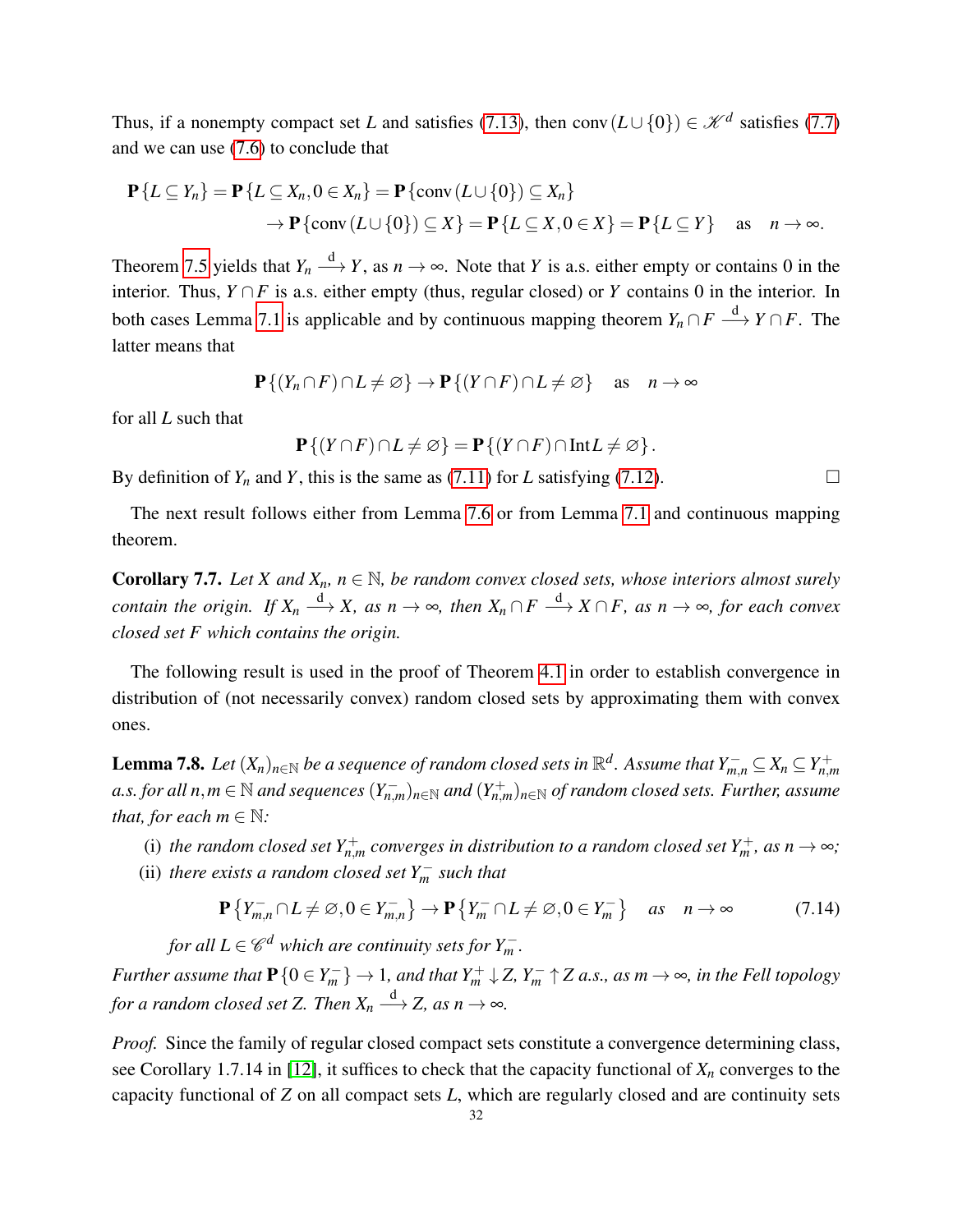Thus, if a nonempty compact set $L$ and satisfies (7.13), then $\operatorname{conv}(L\cup\{0\})\in\mathscr{K}^d$ satisfies (7.7) and we can use (7.6) to conclude that

$$\begin{aligned}\mathbf{P}\{L\subseteq Y_n\}&=\mathbf{P}\{L\subseteq X_n, 0\in X_n\}=\mathbf{P}\{\operatorname{conv}(L\cup\{0\})\subseteq X_n\}\\&\to\mathbf{P}\{\operatorname{conv}(L\cup\{0\})\subseteq X\}=\mathbf{P}\{L\subseteq X, 0\in X\}=\mathbf{P}\{L\subseteq Y\}\quad\text{as}\quad n\to\infty.\end{aligned}$$

Theorem 7.5 yields that $Y_n\xrightarrow{\text{d}}Y$, as $n\to\infty$. Note that $Y$ is a.s. either empty or contains 0 in the interior. Thus, $Y\cap F$ is a.s. either empty (thus, regular closed) or $Y$ contains 0 in the interior. In both cases Lemma 7.1 is applicable and by continuous mapping theorem $Y_n\cap F\xrightarrow{\text{d}}Y\cap F$. The latter means that

$$\mathbf{P}\{(Y_n\cap F)\cap L\neq\varnothing\}\to\mathbf{P}\{(Y\cap F)\cap L\neq\varnothing\}\quad\text{as}\quad n\to\infty$$

for all $L$ such that

$$\mathbf{P}\{(Y\cap F)\cap L\neq\varnothing\}=\mathbf{P}\{(Y\cap F)\cap\operatorname{Int}L\neq\varnothing\}.$$

By definition of $Y_n$ and $Y$, this is the same as (7.11) for $L$ satisfying (7.12). □

The next result follows either from Lemma 7.6 or from Lemma 7.1 and continuous mapping theorem.

**Corollary 7.7.** *Let $X$ and $X_n$, $n\in\mathbb{N}$, be random convex closed sets, whose interiors almost surely contain the origin. If $X_n\xrightarrow{\text{d}}X$, as $n\to\infty$, then $X_n\cap F\xrightarrow{\text{d}}X\cap F$, as $n\to\infty$, for each convex closed set $F$ which contains the origin.*

The following result is used in the proof of Theorem 4.1 in order to establish convergence in distribution of (not necessarily convex) random closed sets by approximating them with convex ones.

**Lemma 7.8.** *Let $(X_n)_{n\in\mathbb{N}}$ be a sequence of random closed sets in $\mathbb{R}^d$. Assume that $Y^-_{m,n}\subseteq X_n\subseteq Y^+_{n,m}$ a.s. for all $n,m\in\mathbb{N}$ and sequences $(Y^-_{n,m})_{n\in\mathbb{N}}$ and $(Y^+_{n,m})_{n\in\mathbb{N}}$ of random closed sets. Further, assume that, for each $m\in\mathbb{N}$:*

(i) *the random closed set $Y^+_{n,m}$ converges in distribution to a random closed set $Y^+_m$, as $n\to\infty$;*

(ii) *there exists a random closed set $Y^-_m$ such that*

$$\mathbf{P}\left\{Y^-_{m,n}\cap L\neq\varnothing, 0\in Y^-_{m,n}\right\}\to\mathbf{P}\left\{Y^-_m\cap L\neq\varnothing, 0\in Y^-_m\right\}\quad\text{as}\quad n\to\infty\tag{7.14}$$

*for all $L\in\mathscr{C}^d$ which are continuity sets for $Y^-_m$.*

*Further assume that $\mathbf{P}\{0\in Y^-_m\}\to 1$, and that $Y^+_m\downarrow Z$, $Y^-_m\uparrow Z$ a.s., as $m\to\infty$, in the Fell topology for a random closed set $Z$. Then $X_n\xrightarrow{\text{d}}Z$, as $n\to\infty$.*

*Proof.* Since the family of regular closed compact sets constitute a convergence determining class, see Corollary 1.7.14 in [12], it suffices to check that the capacity functional of $X_n$ converges to the capacity functional of $Z$ on all compact sets $L$, which are regularly closed and are continuity sets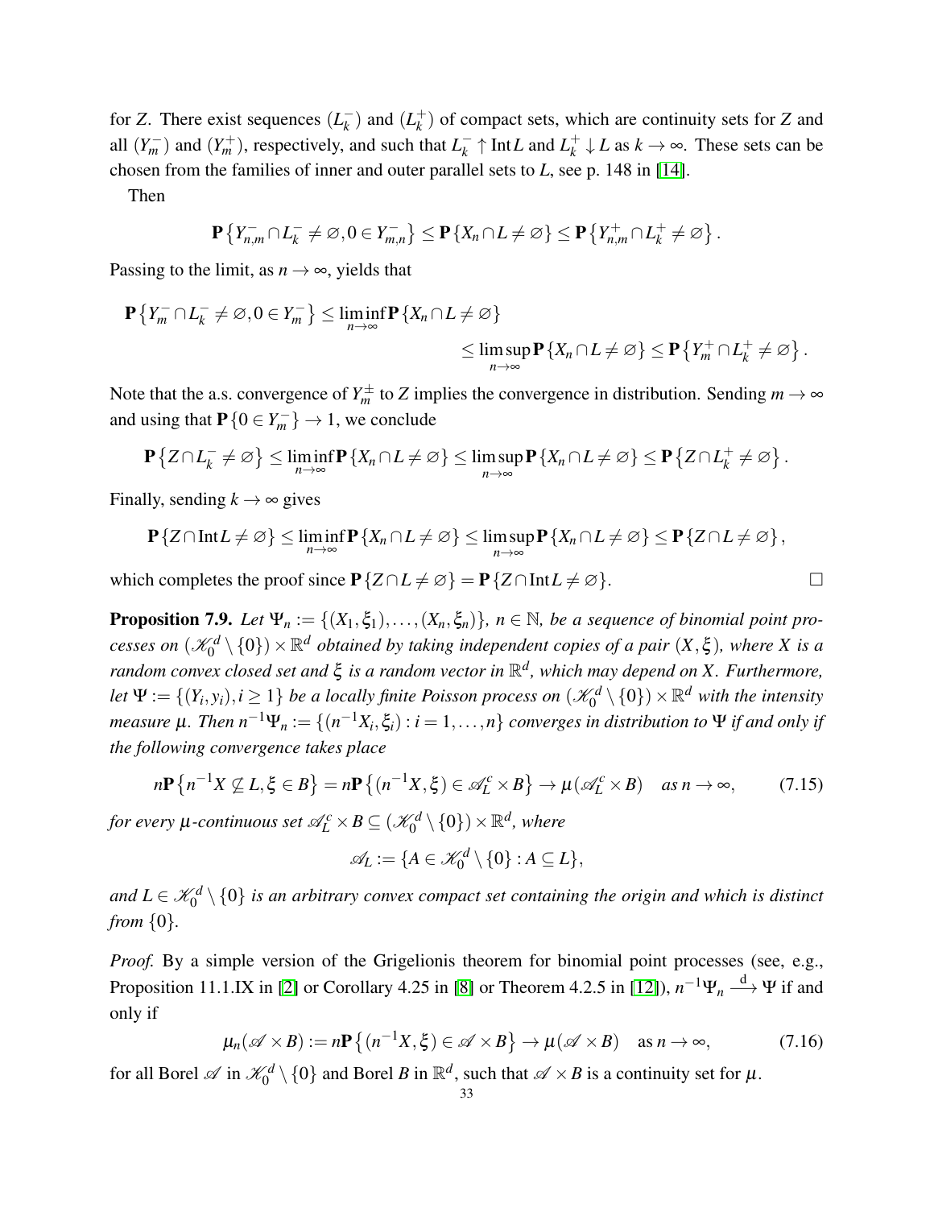for $Z$. There exist sequences $(L_k^-)$ and $(L_k^+)$ of compact sets, which are continuity sets for $Z$ and all $(Y_m^-)$ and $(Y_m^+)$, respectively, and such that $L_k^- \uparrow \operatorname{Int} L$ and $L_k^+ \downarrow L$ as $k \to \infty$. These sets can be chosen from the families of inner and outer parallel sets to $L$, see p. 148 in [14].

Then

$$\mathbf{P}\left\{Y_{m,n}^- \cap L_k^- \neq \varnothing, 0 \in Y_{m,n}^-\right\} \leq \mathbf{P}\left\{X_n \cap L \neq \varnothing\right\} \leq \mathbf{P}\left\{Y_{m,n}^+ \cap L_k^+ \neq \varnothing\right\}.$$

Passing to the limit, as $n \to \infty$, yields that

$$\mathbf{P}\left\{Y_m^- \cap L_k^- \neq \varnothing, 0 \in Y_m^-\right\} \leq \liminf_{n\to\infty} \mathbf{P}\left\{X_n \cap L \neq \varnothing\right\}$$
$$\leq \limsup_{n\to\infty} \mathbf{P}\left\{X_n \cap L \neq \varnothing\right\} \leq \mathbf{P}\left\{Y_m^+ \cap L_k^+ \neq \varnothing\right\}.$$

Note that the a.s. convergence of $Y_m^{\pm}$ to $Z$ implies the convergence in distribution. Sending $m \to \infty$ and using that $\mathbf{P}\{0 \in Y_m^-\} \to 1$, we conclude

$$\mathbf{P}\left\{Z \cap L_k^- \neq \varnothing\right\} \leq \liminf_{n\to\infty} \mathbf{P}\left\{X_n \cap L \neq \varnothing\right\} \leq \limsup_{n\to\infty} \mathbf{P}\left\{X_n \cap L \neq \varnothing\right\} \leq \mathbf{P}\left\{Z \cap L_k^+ \neq \varnothing\right\}.$$

Finally, sending $k \to \infty$ gives

$$\mathbf{P}\left\{Z \cap \operatorname{Int} L \neq \varnothing\right\} \leq \liminf_{n\to\infty} \mathbf{P}\left\{X_n \cap L \neq \varnothing\right\} \leq \limsup_{n\to\infty} \mathbf{P}\left\{X_n \cap L \neq \varnothing\right\} \leq \mathbf{P}\left\{Z \cap L \neq \varnothing\right\},$$

which completes the proof since $\mathbf{P}\{Z \cap L \neq \varnothing\} = \mathbf{P}\{Z \cap \operatorname{Int} L \neq \varnothing\}$. $\square$

**Proposition 7.9.** *Let $\Psi_n := \{(X_1, \xi_1), \dots, (X_n, \xi_n)\}$, $n \in \mathbb{N}$, be a sequence of binomial point processes on $(\mathscr{K}_0^d \setminus \{0\}) \times \mathbb{R}^d$ obtained by taking independent copies of a pair $(X, \xi)$, where $X$ is a random convex closed set and $\xi$ is a random vector in $\mathbb{R}^d$, which may depend on $X$. Furthermore, let $\Psi := \{(Y_i, y_i), i \geq 1\}$ be a locally finite Poisson process on $(\mathscr{K}_0^d \setminus \{0\}) \times \mathbb{R}^d$ with the intensity measure $\mu$. Then $n^{-1}\Psi_n := \{(n^{-1}X_i, \xi_i) : i = 1, \dots, n\}$ converges in distribution to $\Psi$ if and only if the following convergence takes place*

$$n\mathbf{P}\left\{n^{-1}X \not\subseteq L, \xi \in B\right\} = n\mathbf{P}\left\{(n^{-1}X, \xi) \in \mathscr{A}_L^c \times B\right\} \to \mu(\mathscr{A}_L^c \times B) \quad \text{as } n \to \infty, \tag{7.15}$$

*for every $\mu$-continuous set $\mathscr{A}_L^c \times B \subseteq (\mathscr{K}_0^d \setminus \{0\}) \times \mathbb{R}^d$, where*

$$\mathscr{A}_L := \{A \in \mathscr{K}_0^d \setminus \{0\} : A \subseteq L\},$$

*and $L \in \mathscr{K}_0^d \setminus \{0\}$ is an arbitrary convex compact set containing the origin and which is distinct from $\{0\}$.*

*Proof.* By a simple version of the Grigelionis theorem for binomial point processes (see, e.g., Proposition 11.1.IX in [2] or Corollary 4.25 in [8] or Theorem 4.2.5 in [12]), $n^{-1}\Psi_n \xrightarrow{\text{d}} \Psi$ if and only if

$$\mu_n(\mathscr{A} \times B) := n\mathbf{P}\left\{(n^{-1}X, \xi) \in \mathscr{A} \times B\right\} \to \mu(\mathscr{A} \times B) \quad \text{as } n \to \infty, \tag{7.16}$$

for all Borel $\mathscr{A}$ in $\mathscr{K}_0^d \setminus \{0\}$ and Borel $B$ in $\mathbb{R}^d$, such that $\mathscr{A} \times B$ is a continuity set for $\mu$.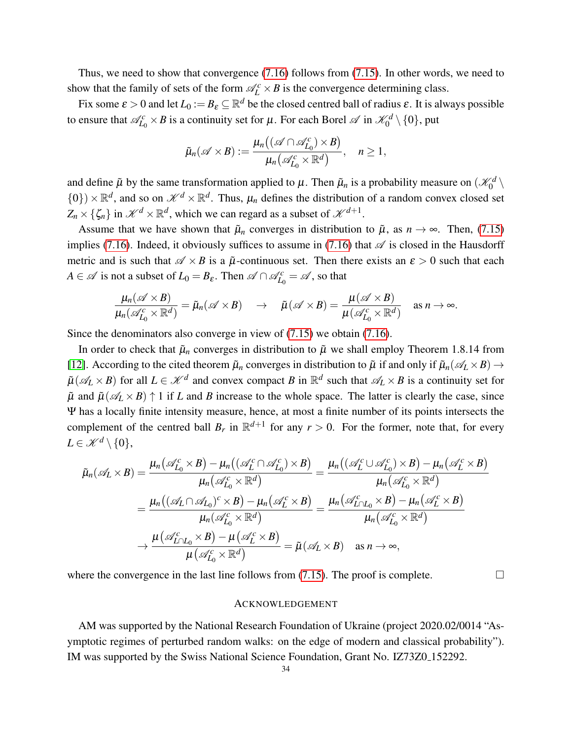Thus, we need to show that convergence (7.16) follows from (7.15). In other words, we need to show that the family of sets of the form $\mathscr{A}_L^c \times B$ is the convergence determining class.

Fix some $\varepsilon > 0$ and let $L_0 := B_\varepsilon \subseteq \mathbb{R}^d$ be the closed centred ball of radius $\varepsilon$. It is always possible to ensure that $\mathscr{A}_{L_0}^c \times B$ is a continuity set for $\mu$. For each Borel $\mathscr{A}$ in $\mathscr{K}_0^d \setminus \{0\}$, put

$$\tilde{\mu}_n(\mathscr{A} \times B) := \frac{\mu_n\big((\mathscr{A} \cap \mathscr{A}_{L_0}^c) \times B\big)}{\mu_n\big(\mathscr{A}_{L_0}^c \times \mathbb{R}^d\big)}, \quad n \geq 1,$$

and define $\tilde{\mu}$ by the same transformation applied to $\mu$. Then $\tilde{\mu}_n$ is a probability measure on $(\mathscr{K}_0^d \setminus \{0\}) \times \mathbb{R}^d$, and so on $\mathscr{K}^d \times \mathbb{R}^d$. Thus, $\mu_n$ defines the distribution of a random convex closed set $Z_n \times \{\zeta_n\}$ in $\mathscr{K}^d \times \mathbb{R}^d$, which we can regard as a subset of $\mathscr{K}^{d+1}$.

Assume that we have shown that $\tilde{\mu}_n$ converges in distribution to $\tilde{\mu}$, as $n \to \infty$. Then, (7.15) implies (7.16). Indeed, it obviously suffices to assume in (7.16) that $\mathscr{A}$ is closed in the Hausdorff metric and is such that $\mathscr{A} \times B$ is a $\tilde{\mu}$-continuous set. Then there exists an $\varepsilon > 0$ such that each $A \in \mathscr{A}$ is not a subset of $L_0 = B_\varepsilon$. Then $\mathscr{A} \cap \mathscr{A}_{L_0}^c = \mathscr{A}$, so that

$$\frac{\mu_n(\mathscr{A} \times B)}{\mu_n(\mathscr{A}_{L_0}^c \times \mathbb{R}^d)} = \tilde{\mu}_n(\mathscr{A} \times B) \quad \to \quad \tilde{\mu}(\mathscr{A} \times B) = \frac{\mu(\mathscr{A} \times B)}{\mu(\mathscr{A}_{L_0}^c \times \mathbb{R}^d)} \quad \text{as } n \to \infty.$$

Since the denominators also converge in view of (7.15) we obtain (7.16).

In order to check that $\tilde{\mu}_n$ converges in distribution to $\tilde{\mu}$ we shall employ Theorem 1.8.14 from [12]. According to the cited theorem $\tilde{\mu}_n$ converges in distribution to $\tilde{\mu}$ if and only if $\tilde{\mu}_n(\mathscr{A}_L \times B) \to \tilde{\mu}(\mathscr{A}_L \times B)$ for all $L \in \mathscr{K}^d$ and convex compact $B$ in $\mathbb{R}^d$ such that $\mathscr{A}_L \times B$ is a continuity set for $\tilde{\mu}$ and $\tilde{\mu}(\mathscr{A}_L \times B) \uparrow 1$ if $L$ and $B$ increase to the whole space. The latter is clearly the case, since $\Psi$ has a locally finite intensity measure, hence, at most a finite number of its points intersects the complement of the centred ball $B_r$ in $\mathbb{R}^{d+1}$ for any $r > 0$. For the former, note that, for every $L \in \mathscr{K}^d \setminus \{0\}$,

$$\begin{aligned}
\tilde{\mu}_n(\mathscr{A}_L \times B) &= \frac{\mu_n\big(\mathscr{A}_{L_0}^c \times B\big) - \mu_n\big((\mathscr{A}_L^c \cap \mathscr{A}_{L_0}^c) \times B\big)}{\mu_n\big(\mathscr{A}_{L_0}^c \times \mathbb{R}^d\big)} = \frac{\mu_n\big((\mathscr{A}_L^c \cup \mathscr{A}_{L_0}^c) \times B\big) - \mu_n\big(\mathscr{A}_L^c \times B\big)}{\mu_n\big(\mathscr{A}_{L_0}^c \times \mathbb{R}^d\big)} \\
&= \frac{\mu_n\big((\mathscr{A}_L \cap \mathscr{A}_{L_0})^c \times B\big) - \mu_n\big(\mathscr{A}_L^c \times B\big)}{\mu_n\big(\mathscr{A}_{L_0}^c \times \mathbb{R}^d\big)} = \frac{\mu_n\big(\mathscr{A}_{L \cap L_0}^c \times B\big) - \mu_n\big(\mathscr{A}_L^c \times B\big)}{\mu_n\big(\mathscr{A}_{L_0}^c \times \mathbb{R}^d\big)} \\
&\to \frac{\mu\big(\mathscr{A}_{L \cap L_0}^c \times B\big) - \mu\big(\mathscr{A}_L^c \times B\big)}{\mu\big(\mathscr{A}_{L_0}^c \times \mathbb{R}^d\big)} = \tilde{\mu}(\mathscr{A}_L \times B) \quad \text{as } n \to \infty,
\end{aligned}$$

where the convergence in the last line follows from (7.15). The proof is complete. □

## Acknowledgement

AM was supported by the National Research Foundation of Ukraine (project 2020.02/0014 "Asymptotic regimes of perturbed random walks: on the edge of modern and classical probability"). IM was supported by the Swiss National Science Foundation, Grant No. IZ73Z0_152292.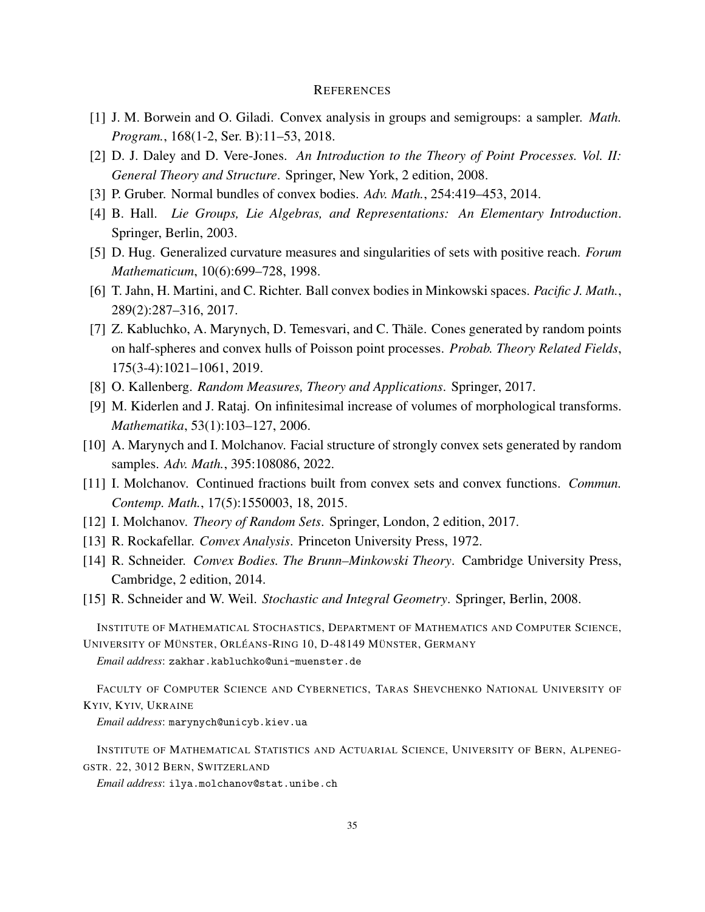## REFERENCES

[1] J. M. Borwein and O. Giladi. Convex analysis in groups and semigroups: a sampler. *Math. Program.*, 168(1-2, Ser. B):11–53, 2018.

[2] D. J. Daley and D. Vere-Jones. *An Introduction to the Theory of Point Processes. Vol. II: General Theory and Structure*. Springer, New York, 2 edition, 2008.

[3] P. Gruber. Normal bundles of convex bodies. *Adv. Math.*, 254:419–453, 2014.

[4] B. Hall. *Lie Groups, Lie Algebras, and Representations: An Elementary Introduction*. Springer, Berlin, 2003.

[5] D. Hug. Generalized curvature measures and singularities of sets with positive reach. *Forum Mathematicum*, 10(6):699–728, 1998.

[6] T. Jahn, H. Martini, and C. Richter. Ball convex bodies in Minkowski spaces. *Pacific J. Math.*, 289(2):287–316, 2017.

[7] Z. Kabluchko, A. Marynych, D. Temesvari, and C. Thäle. Cones generated by random points on half-spheres and convex hulls of Poisson point processes. *Probab. Theory Related Fields*, 175(3-4):1021–1061, 2019.

[8] O. Kallenberg. *Random Measures, Theory and Applications*. Springer, 2017.

[9] M. Kiderlen and J. Rataj. On infinitesimal increase of volumes of morphological transforms. *Mathematika*, 53(1):103–127, 2006.

[10] A. Marynych and I. Molchanov. Facial structure of strongly convex sets generated by random samples. *Adv. Math.*, 395:108086, 2022.

[11] I. Molchanov. Continued fractions built from convex sets and convex functions. *Commun. Contemp. Math.*, 17(5):1550003, 18, 2015.

[12] I. Molchanov. *Theory of Random Sets*. Springer, London, 2 edition, 2017.

[13] R. Rockafellar. *Convex Analysis*. Princeton University Press, 1972.

[14] R. Schneider. *Convex Bodies. The Brunn–Minkowski Theory*. Cambridge University Press, Cambridge, 2 edition, 2014.

[15] R. Schneider and W. Weil. *Stochastic and Integral Geometry*. Springer, Berlin, 2008.

INSTITUTE OF MATHEMATICAL STOCHASTICS, DEPARTMENT OF MATHEMATICS AND COMPUTER SCIENCE, UNIVERSITY OF MÜNSTER, ORLÉANS-RING 10, D-48149 MÜNSTER, GERMANY

*Email address*: zakhar.kabluchko@uni-muenster.de

FACULTY OF COMPUTER SCIENCE AND CYBERNETICS, TARAS SHEVCHENKO NATIONAL UNIVERSITY OF KYIV, KYIV, UKRAINE

*Email address*: marynych@unicyb.kiev.ua

INSTITUTE OF MATHEMATICAL STATISTICS AND ACTUARIAL SCIENCE, UNIVERSITY OF BERN, ALPENEGGSTR. 22, 3012 BERN, SWITZERLAND

*Email address*: ilya.molchanov@stat.unibe.ch